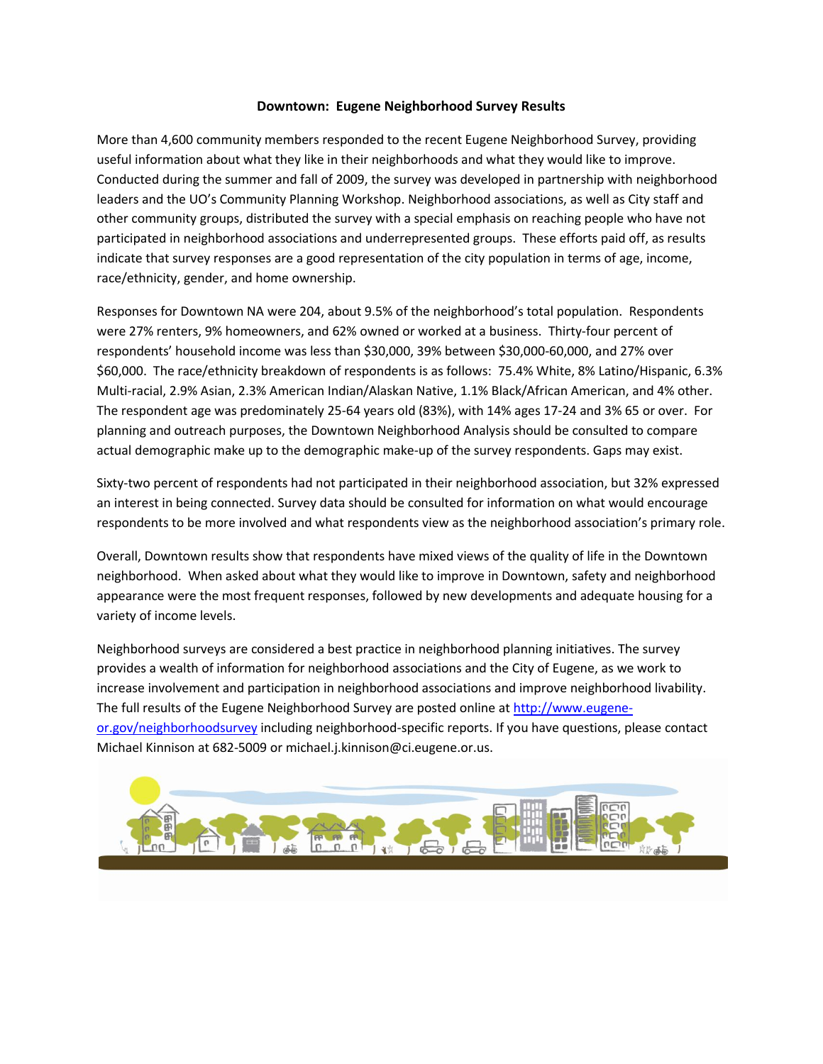# Downtown: Eugene Neighborhood Survey Results

More than 4,600 community members responded to the recent Eugene Neighborhood Survey, providing useful information about what they like in their neighborhoods and what they would like to improve. Conducted during the summer and fall of 2009, the survey was developed in partnership with neighborhood leaders and the UO's Community Planning Workshop. Neighborhood associations, as well as City staff and other community groups, distributed the survey with a special emphasis on reaching people who have not participated in neighborhood associations and underrepresented groups. These efforts paid off, as results indicate that survey responses are a good representation of the city population in terms of age, income, race/ethnicity, gender, and home ownership.

Responses for Downtown NA were 204, about 9.5% of the neighborhood's total population. Respondents were 27% renters, 9% homeowners, and 62% owned or worked at a business. Thirty-four percent of respondents' household income was less than $30,000, 39% between $30,000-60,000, and 27% over $60,000. The race/ethnicity breakdown of respondents is as follows: 75.4% White, 8% Latino/Hispanic, 6.3% Multi-racial, 2.9% Asian, 2.3% American Indian/Alaskan Native, 1.1% Black/African American, and 4% other. The respondent age was predominately 25-64 years old (83%), with 14% ages 17-24 and 3% 65 or over. For planning and outreach purposes, the Downtown Neighborhood Analysis should be consulted to compare actual demographic make up to the demographic make-up of the survey respondents. Gaps may exist.

Sixty-two percent of respondents had not participated in their neighborhood association, but 32% expressed an interest in being connected. Survey data should be consulted for information on what would encourage respondents to be more involved and what respondents view as the neighborhood association's primary role.

Overall, Downtown results show that respondents have mixed views of the quality of life in the Downtown neighborhood. When asked about what they would like to improve in Downtown, safety and neighborhood appearance were the most frequent responses, followed by new developments and adequate housing for a variety of income levels.

Neighborhood surveys are considered a best practice in neighborhood planning initiatives. The survey provides a wealth of information for neighborhood associations and the City of Eugene, as we work to increase involvement and participation in neighborhood associations and improve neighborhood livability. The full results of the Eugene Neighborhood Survey are posted online at http://www.eugene-or.gov/neighborhoodsurvey including neighborhood-specific reports. If you have questions, please contact Michael Kinnison at 682-5009 or michael.j.kinnison@ci.eugene.or.us.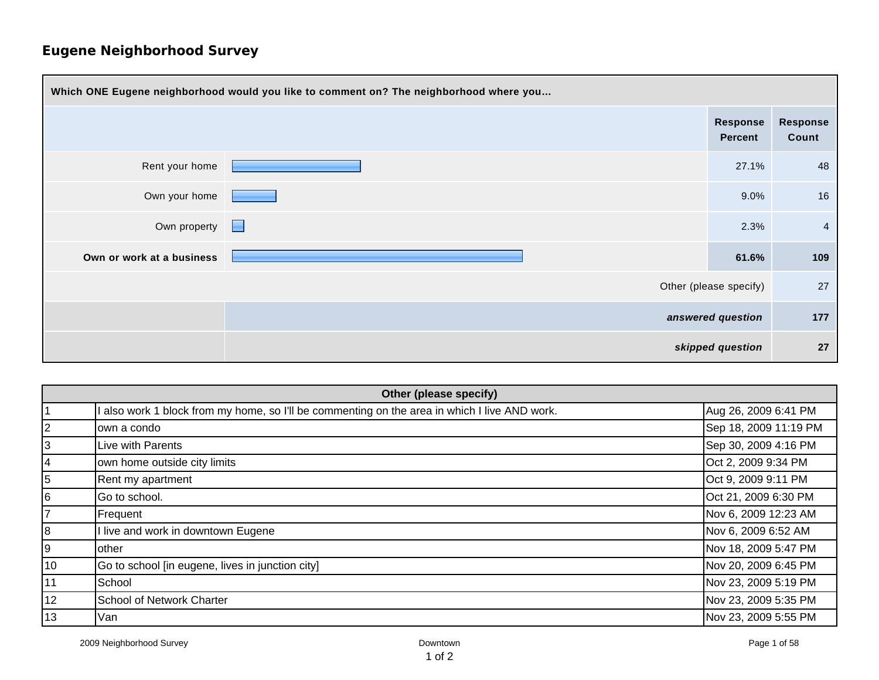# Eugene Neighborhood Survey

| Which ONE Eugene neighborhood would you like to comment on? The neighborhood where you... | Response Percent | Response Count |
|---|---|---|
| Rent your home | 27.1% | 48 |
| Own your home | 9.0% | 16 |
| Own property | 2.3% | 4 |
| **Own or work at a business** | **61.6%** | **109** |
| Other (please specify) | | 27 |
| ***answered question*** | | **177** |
| ***skipped question*** | | **27** |

| | Other (please specify) | |
|---|---|---|
| 1 | I also work 1 block from my home, so I'll be commenting on the area in which I live AND work. | Aug 26, 2009 6:41 PM |
| 2 | own a condo | Sep 18, 2009 11:19 PM |
| 3 | Live with Parents | Sep 30, 2009 4:16 PM |
| 4 | own home outside city limits | Oct 2, 2009 9:34 PM |
| 5 | Rent my apartment | Oct 9, 2009 9:11 PM |
| 6 | Go to school. | Oct 21, 2009 6:30 PM |
| 7 | Frequent | Nov 6, 2009 12:23 AM |
| 8 | I live and work in downtown Eugene | Nov 6, 2009 6:52 AM |
| 9 | other | Nov 18, 2009 5:47 PM |
| 10 | Go to school [in eugene, lives in junction city] | Nov 20, 2009 6:45 PM |
| 11 | School | Nov 23, 2009 5:19 PM |
| 12 | School of Network Charter | Nov 23, 2009 5:35 PM |
| 13 | Van | Nov 23, 2009 5:55 PM |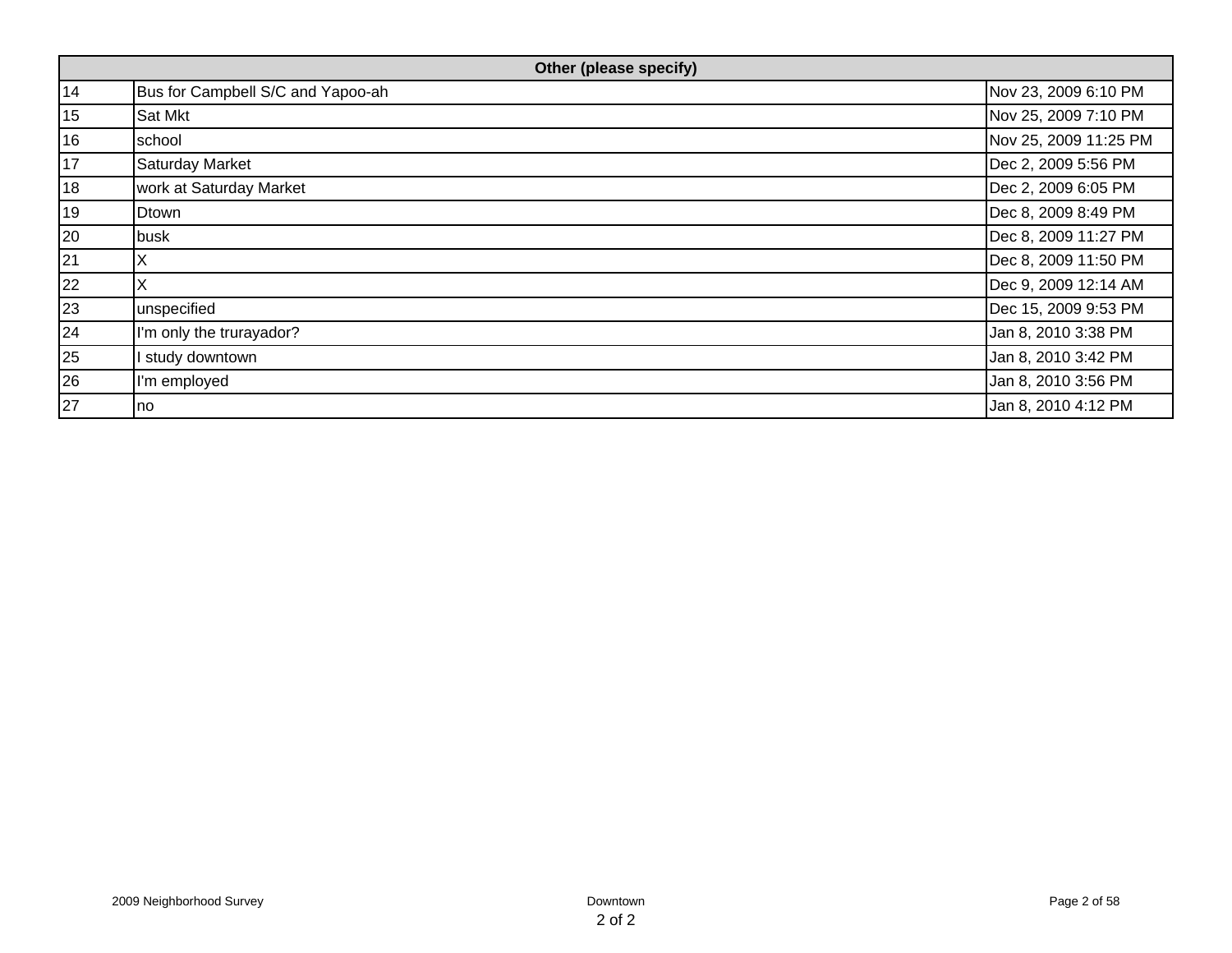| | Other (please specify) | |
|---|---|---|
| 14 | Bus for Campbell S/C and Yapoo-ah | Nov 23, 2009 6:10 PM |
| 15 | Sat Mkt | Nov 25, 2009 7:10 PM |
| 16 | school | Nov 25, 2009 11:25 PM |
| 17 | Saturday Market | Dec 2, 2009 5:56 PM |
| 18 | work at Saturday Market | Dec 2, 2009 6:05 PM |
| 19 | Dtown | Dec 8, 2009 8:49 PM |
| 20 | busk | Dec 8, 2009 11:27 PM |
| 21 | X | Dec 8, 2009 11:50 PM |
| 22 | X | Dec 9, 2009 12:14 AM |
| 23 | unspecified | Dec 15, 2009 9:53 PM |
| 24 | I'm only the trurayador? | Jan 8, 2010 3:38 PM |
| 25 | I study downtown | Jan 8, 2010 3:42 PM |
| 26 | I'm employed | Jan 8, 2010 3:56 PM |
| 27 | no | Jan 8, 2010 4:12 PM |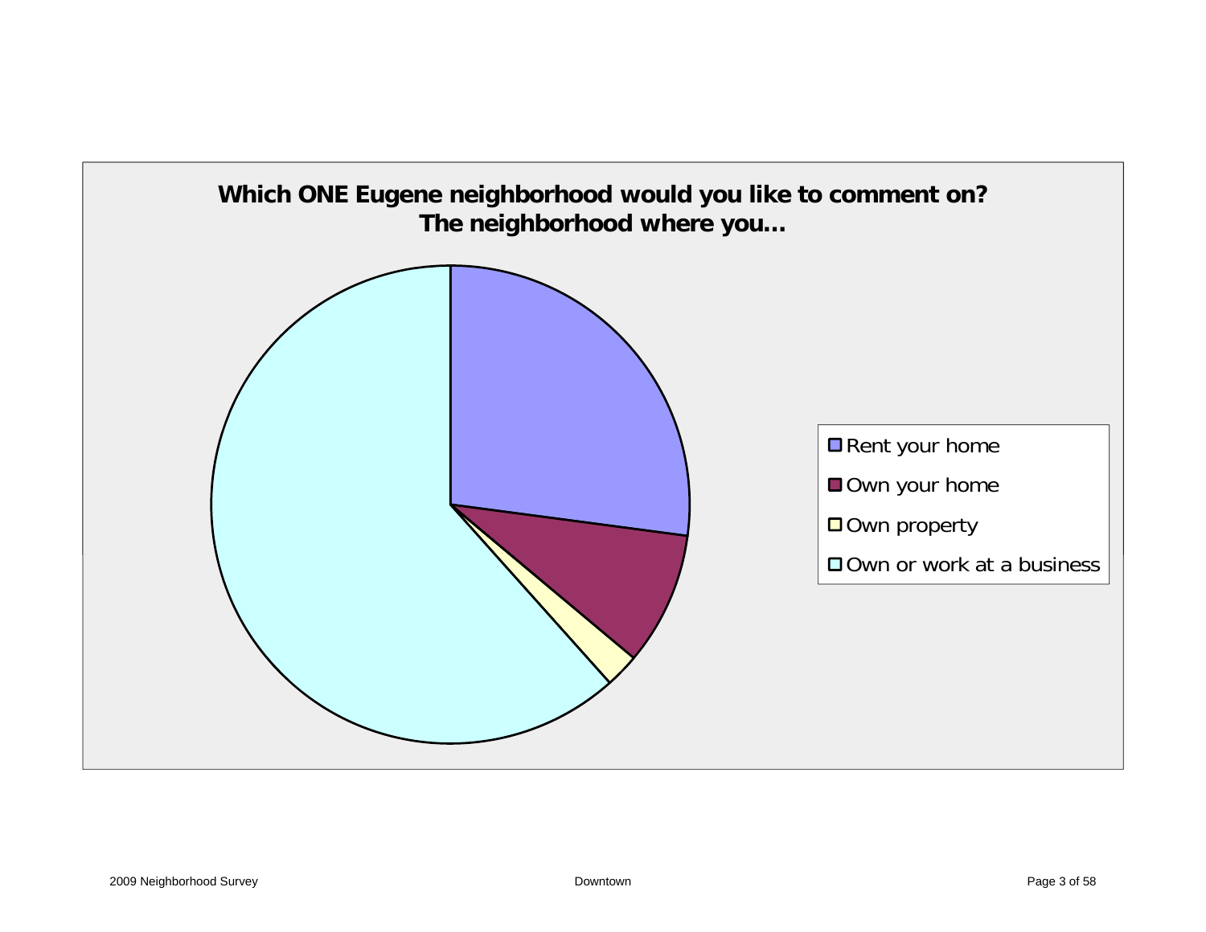**Which ONE Eugene neighborhood would you like to comment on? The neighborhood where you...**

- Rent your home
- Own your home
- Own property
- Own or work at a business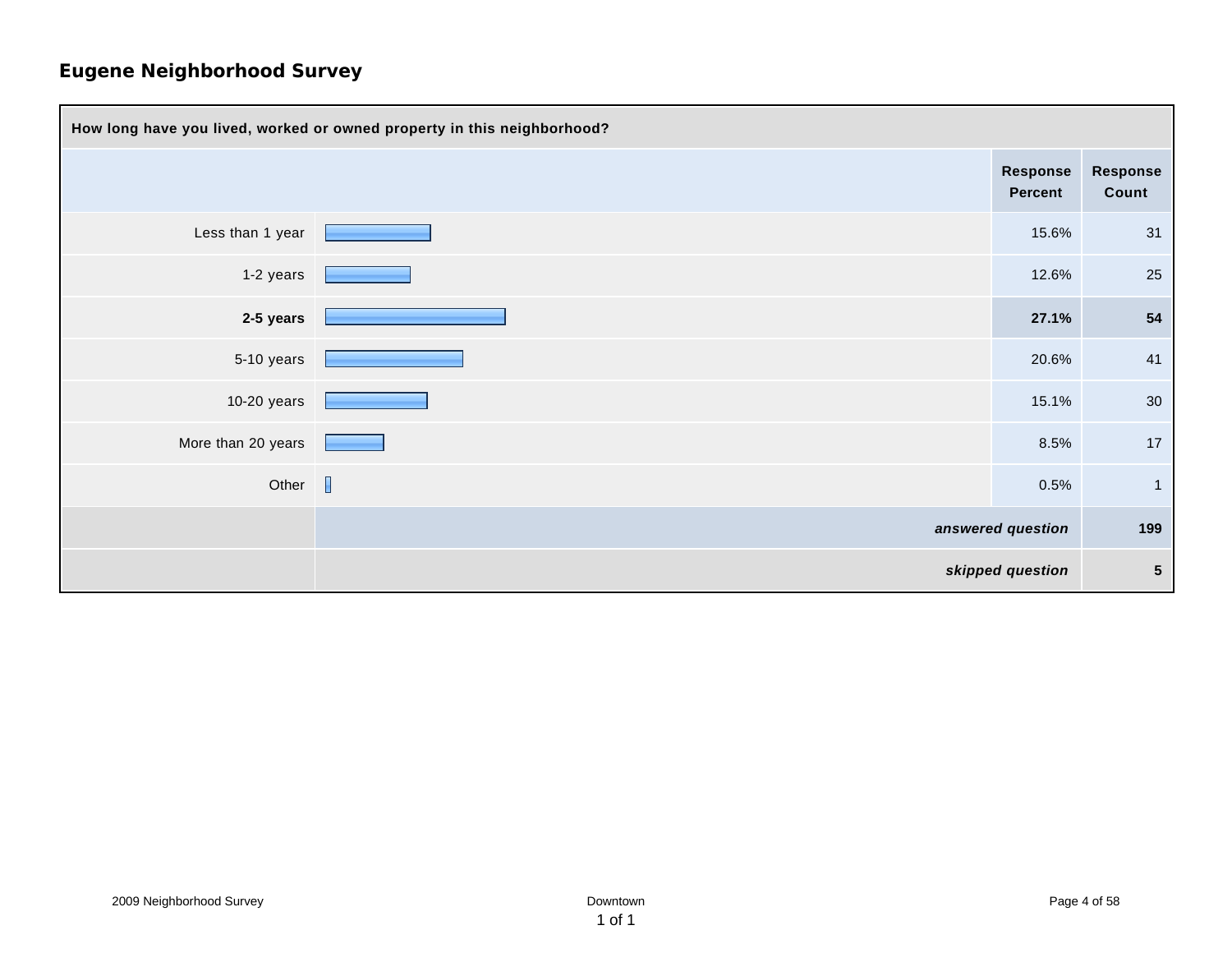## Eugene Neighborhood Survey

**How long have you lived, worked or owned property in this neighborhood?**

| | Response Percent | Response Count |
|---|---|---|
| Less than 1 year | 15.6% | 31 |
| 1-2 years | 12.6% | 25 |
| **2-5 years** | **27.1%** | **54** |
| 5-10 years | 20.6% | 41 |
| 10-20 years | 15.1% | 30 |
| More than 20 years | 8.5% | 17 |
| Other | 0.5% | 1 |
| | ***answered question*** | **199** |
| | ***skipped question*** | **5** |

2009 Neighborhood Survey — Downtown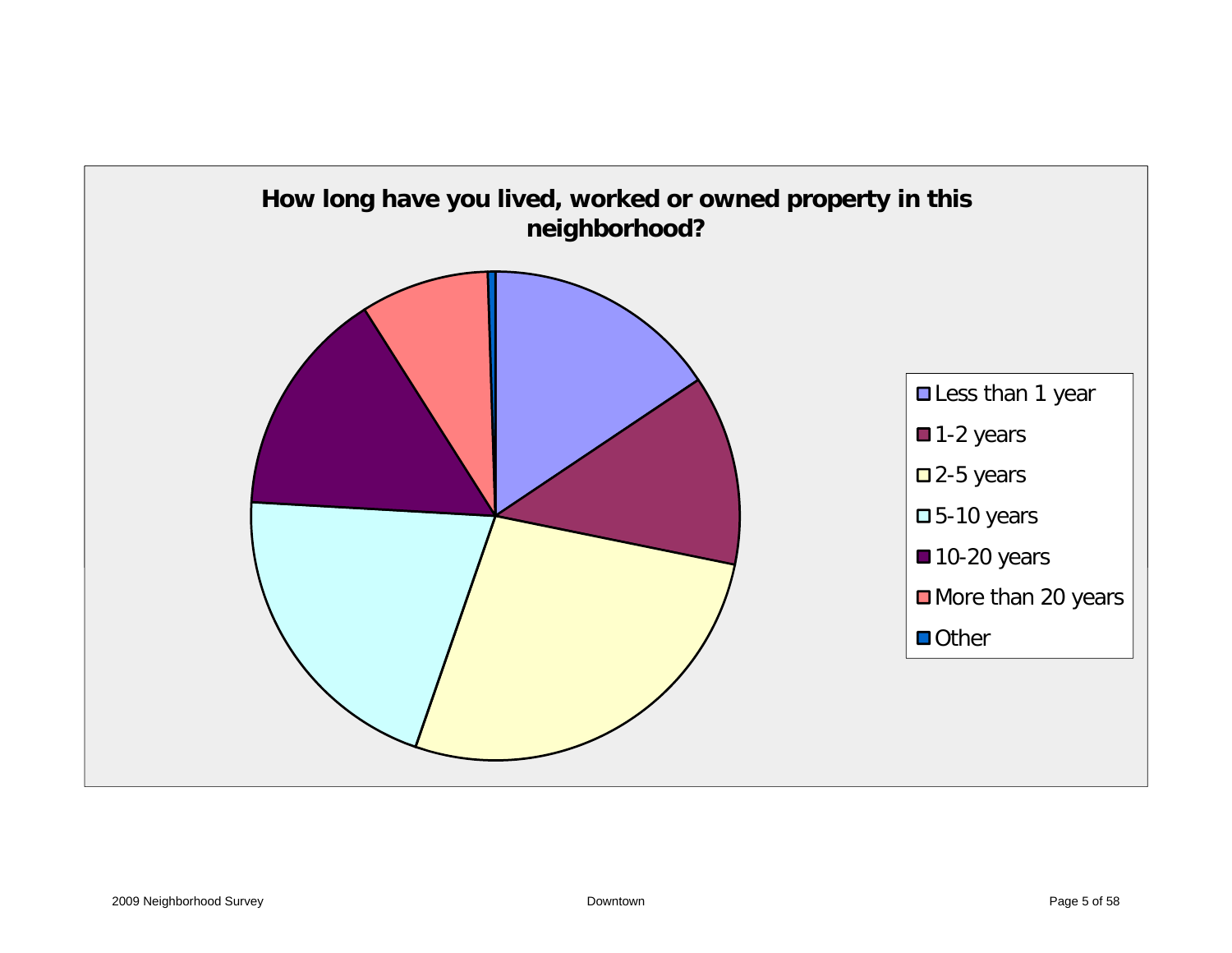## How long have you lived, worked or owned property in this neighborhood?

- Less than 1 year
- 1-2 years
- 2-5 years
- 5-10 years
- 10-20 years
- More than 20 years
- Other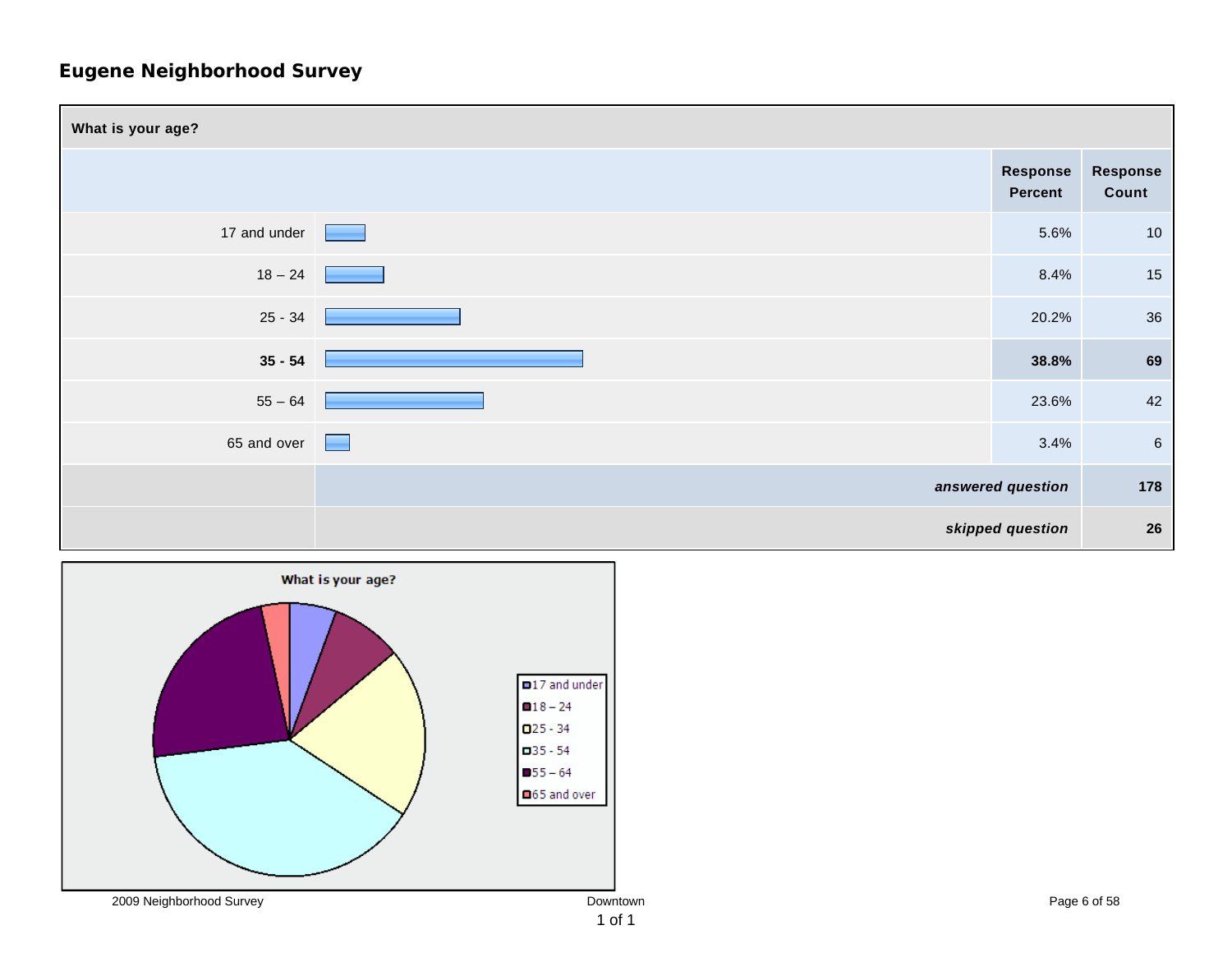## Eugene Neighborhood Survey

| What is your age? | Response Percent | Response Count |
|---|---|---|
| 17 and under | 5.6% | 10 |
| 18 – 24 | 8.4% | 15 |
| 25 - 34 | 20.2% | 36 |
| **35 - 54** | **38.8%** | **69** |
| 55 – 64 | 23.6% | 42 |
| 65 and over | 3.4% | 6 |
| | ***answered question*** | **178** |
| | ***skipped question*** | **26** |

**What is your age?**

- 17 and under
- 18 – 24
- 25 - 34
- 35 - 54
- 55 – 64
- 65 and over

2009 Neighborhood Survey — Downtown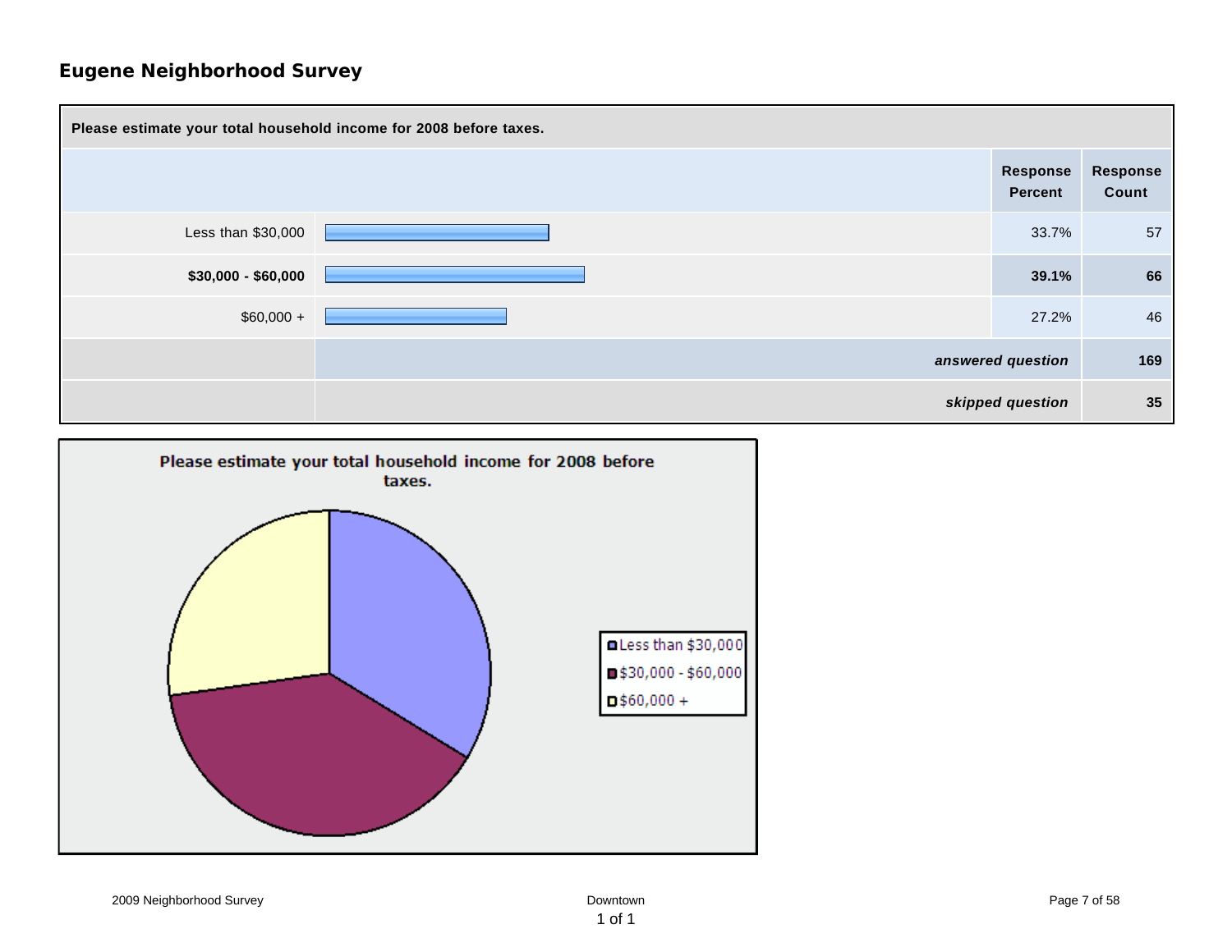## Eugene Neighborhood Survey

| Please estimate your total household income for 2008 before taxes. | Response Percent | Response Count |
|---|---|---|
| Less than $30,000 | 33.7% | 57 |
| **$30,000 - $60,000** | **39.1%** | **66** |
| $60,000 + | 27.2% | 46 |
| | ***answered question*** | **169** |
| | ***skipped question*** | **35** |

**Please estimate your total household income for 2008 before taxes.**

- Less than $30,000
- $30,000 - $60,000
- $60,000 +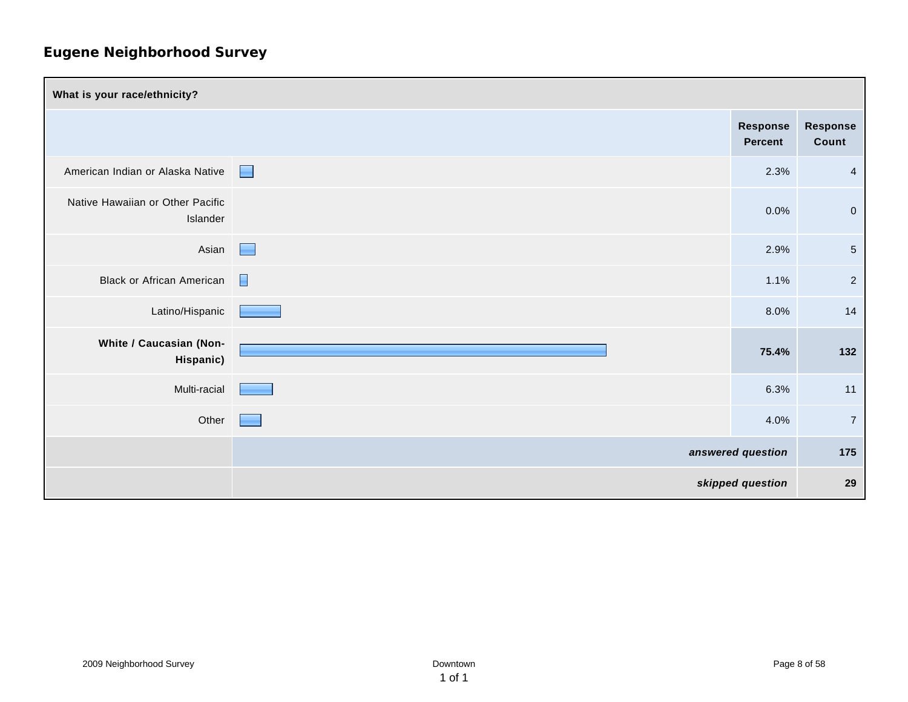## Eugene Neighborhood Survey

| What is your race/ethnicity? | Response Percent | Response Count |
|---|---|---|
| American Indian or Alaska Native | 2.3% | 4 |
| Native Hawaiian or Other Pacific Islander | 0.0% | 0 |
| Asian | 2.9% | 5 |
| Black or African American | 1.1% | 2 |
| Latino/Hispanic | 8.0% | 14 |
| **White / Caucasian (Non-Hispanic)** | **75.4%** | **132** |
| Multi-racial | 6.3% | 11 |
| Other | 4.0% | 7 |
| | ***answered question*** | **175** |
| | ***skipped question*** | **29** |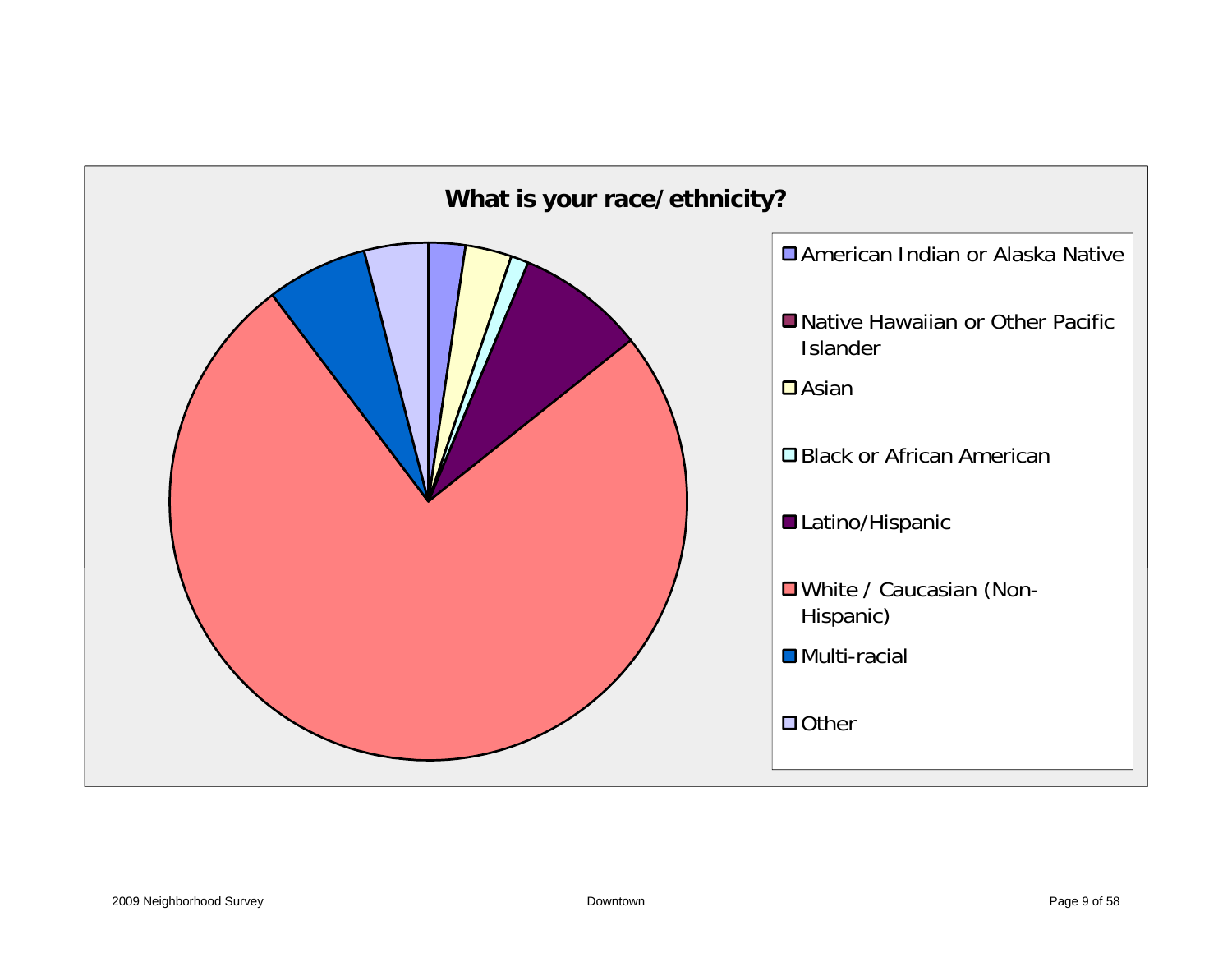**What is your race/ethnicity?**

- American Indian or Alaska Native
- Native Hawaiian or Other Pacific Islander
- Asian
- Black or African American
- Latino/Hispanic
- White / Caucasian (Non-Hispanic)
- Multi-racial
- Other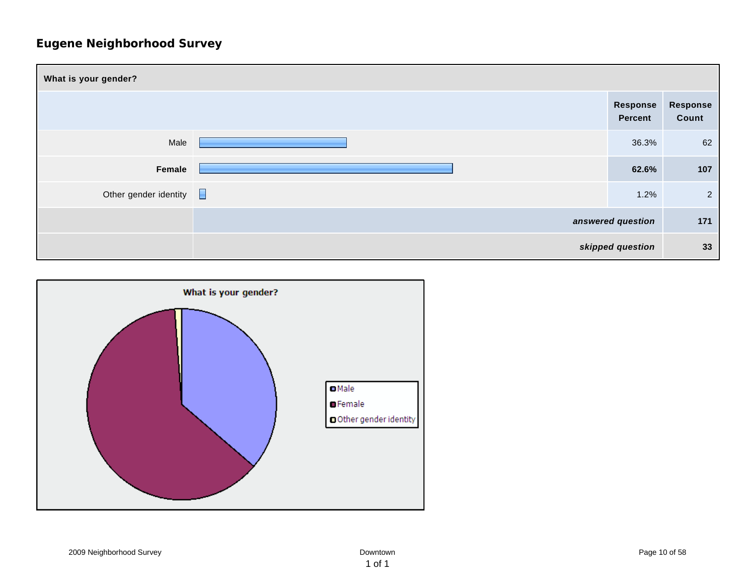# Eugene Neighborhood Survey

| What is your gender? | Response Percent | Response Count |
|---|---|---|
| Male | 36.3% | 62 |
| **Female** | **62.6%** | **107** |
| Other gender identity | 1.2% | 2 |
| | ***answered question*** | **171** |
| | ***skipped question*** | **33** |

What is your gender?

- Male
- Female
- Other gender identity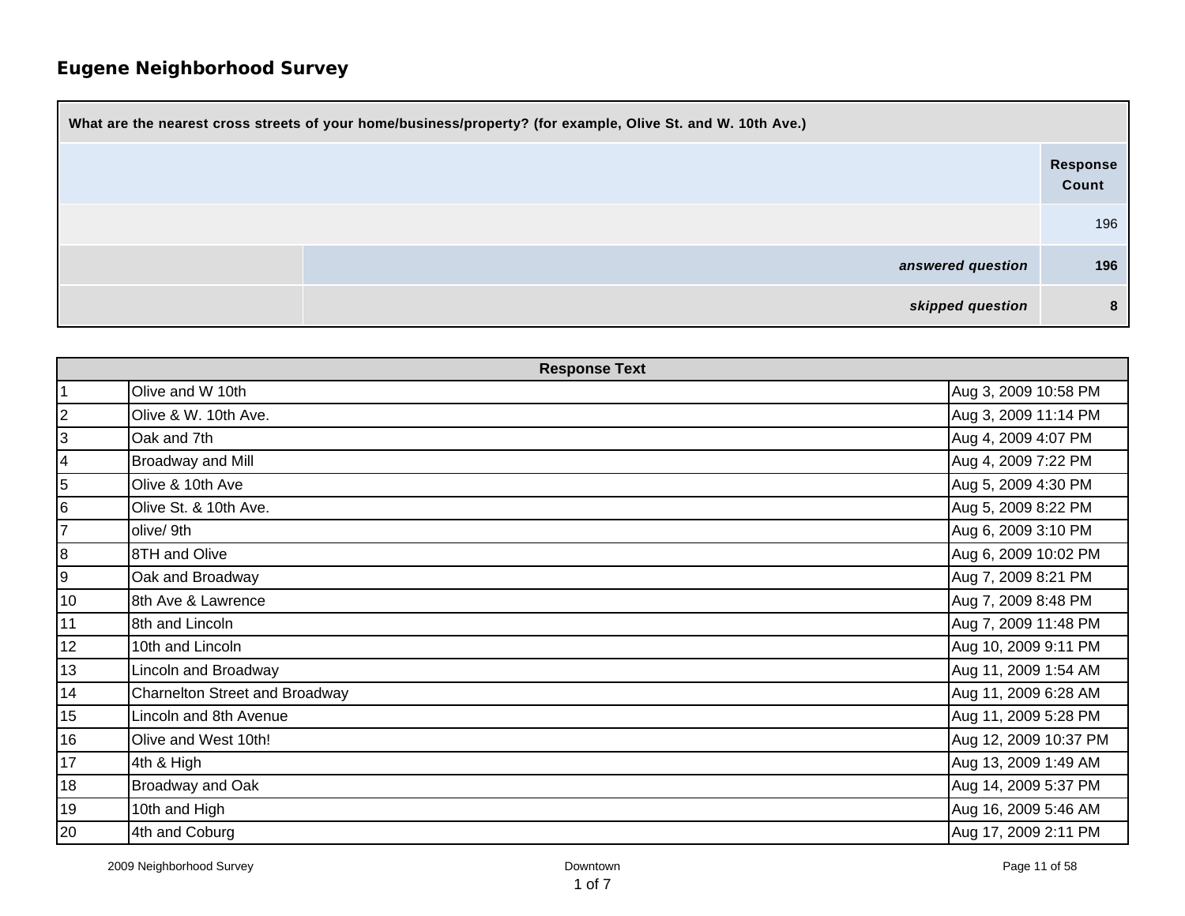## Eugene Neighborhood Survey

| What are the nearest cross streets of your home/business/property? (for example, Olive St. and W. 10th Ave.) | | |
|---|---|---|
| | | Response Count |
| | | 196 |
| | *answered question* | **196** |
| | *skipped question* | **8** |

| | Response Text | |
|---|---|---|
| 1 | Olive and W 10th | Aug 3, 2009 10:58 PM |
| 2 | Olive & W. 10th Ave. | Aug 3, 2009 11:14 PM |
| 3 | Oak and 7th | Aug 4, 2009 4:07 PM |
| 4 | Broadway and Mill | Aug 4, 2009 7:22 PM |
| 5 | Olive & 10th Ave | Aug 5, 2009 4:30 PM |
| 6 | Olive St. & 10th Ave. | Aug 5, 2009 8:22 PM |
| 7 | olive/ 9th | Aug 6, 2009 3:10 PM |
| 8 | 8TH and Olive | Aug 6, 2009 10:02 PM |
| 9 | Oak and Broadway | Aug 7, 2009 8:21 PM |
| 10 | 8th Ave & Lawrence | Aug 7, 2009 8:48 PM |
| 11 | 8th and Lincoln | Aug 7, 2009 11:48 PM |
| 12 | 10th and Lincoln | Aug 10, 2009 9:11 PM |
| 13 | Lincoln and Broadway | Aug 11, 2009 1:54 AM |
| 14 | Charnelton Street and Broadway | Aug 11, 2009 6:28 AM |
| 15 | Lincoln and 8th Avenue | Aug 11, 2009 5:28 PM |
| 16 | Olive and West 10th! | Aug 12, 2009 10:37 PM |
| 17 | 4th & High | Aug 13, 2009 1:49 AM |
| 18 | Broadway and Oak | Aug 14, 2009 5:37 PM |
| 19 | 10th and High | Aug 16, 2009 5:46 AM |
| 20 | 4th and Coburg | Aug 17, 2009 2:11 PM |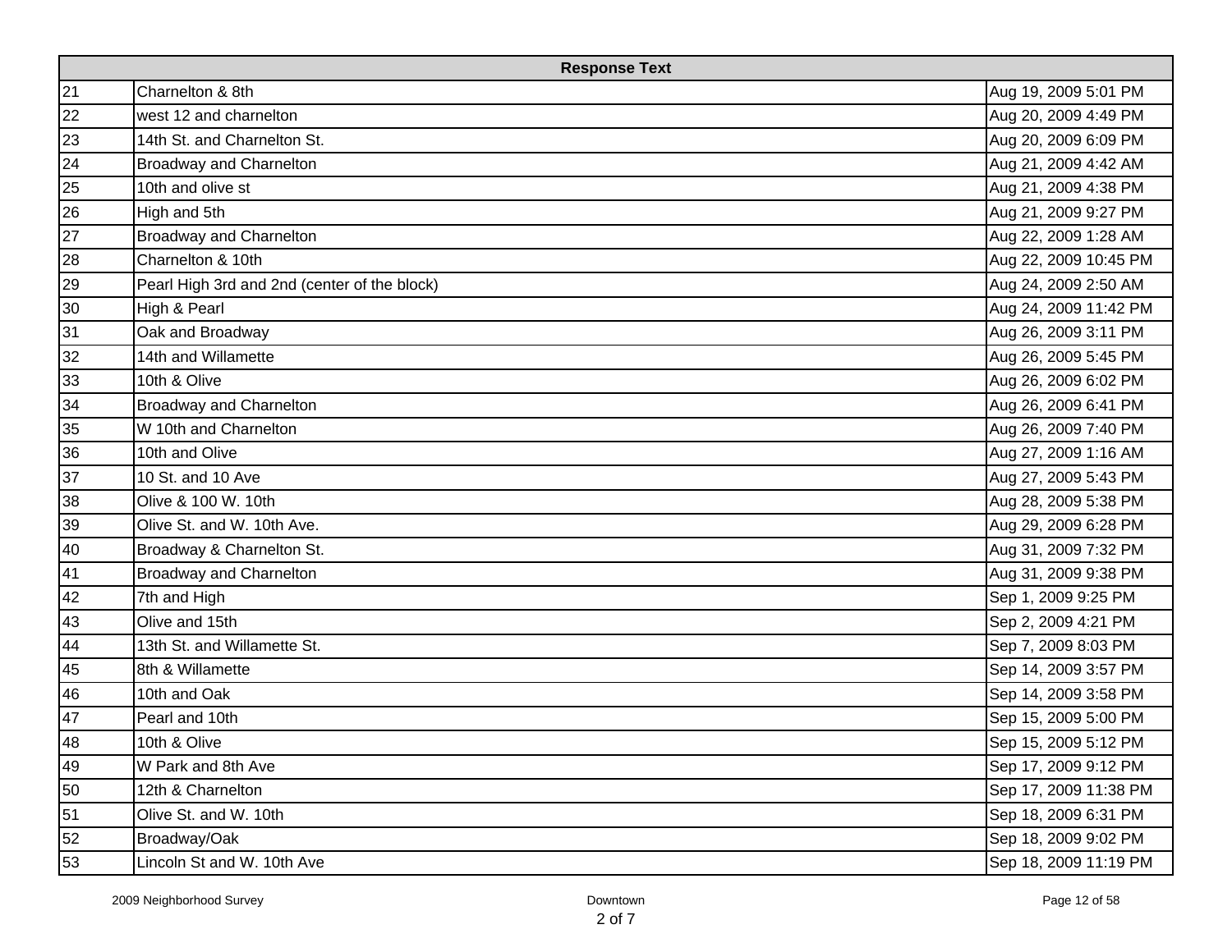| Response Text | | |
|---|---|---|
| 21 | Charnelton & 8th | Aug 19, 2009 5:01 PM |
| 22 | west 12 and charnelton | Aug 20, 2009 4:49 PM |
| 23 | 14th St. and Charnelton St. | Aug 20, 2009 6:09 PM |
| 24 | Broadway and Charnelton | Aug 21, 2009 4:42 AM |
| 25 | 10th and olive st | Aug 21, 2009 4:38 PM |
| 26 | High and 5th | Aug 21, 2009 9:27 PM |
| 27 | Broadway and Charnelton | Aug 22, 2009 1:28 AM |
| 28 | Charnelton & 10th | Aug 22, 2009 10:45 PM |
| 29 | Pearl High 3rd and 2nd (center of the block) | Aug 24, 2009 2:50 AM |
| 30 | High & Pearl | Aug 24, 2009 11:42 PM |
| 31 | Oak and Broadway | Aug 26, 2009 3:11 PM |
| 32 | 14th and Willamette | Aug 26, 2009 5:45 PM |
| 33 | 10th & Olive | Aug 26, 2009 6:02 PM |
| 34 | Broadway and Charnelton | Aug 26, 2009 6:41 PM |
| 35 | W 10th and Charnelton | Aug 26, 2009 7:40 PM |
| 36 | 10th and Olive | Aug 27, 2009 1:16 AM |
| 37 | 10 St. and 10 Ave | Aug 27, 2009 5:43 PM |
| 38 | Olive & 100 W. 10th | Aug 28, 2009 5:38 PM |
| 39 | Olive St. and W. 10th Ave. | Aug 29, 2009 6:28 PM |
| 40 | Broadway & Charnelton St. | Aug 31, 2009 7:32 PM |
| 41 | Broadway and Charnelton | Aug 31, 2009 9:38 PM |
| 42 | 7th and High | Sep 1, 2009 9:25 PM |
| 43 | Olive and 15th | Sep 2, 2009 4:21 PM |
| 44 | 13th St. and Willamette St. | Sep 7, 2009 8:03 PM |
| 45 | 8th & Willamette | Sep 14, 2009 3:57 PM |
| 46 | 10th and Oak | Sep 14, 2009 3:58 PM |
| 47 | Pearl and 10th | Sep 15, 2009 5:00 PM |
| 48 | 10th & Olive | Sep 15, 2009 5:12 PM |
| 49 | W Park and 8th Ave | Sep 17, 2009 9:12 PM |
| 50 | 12th & Charnelton | Sep 17, 2009 11:38 PM |
| 51 | Olive St. and W. 10th | Sep 18, 2009 6:31 PM |
| 52 | Broadway/Oak | Sep 18, 2009 9:02 PM |
| 53 | Lincoln St and W. 10th Ave | Sep 18, 2009 11:19 PM |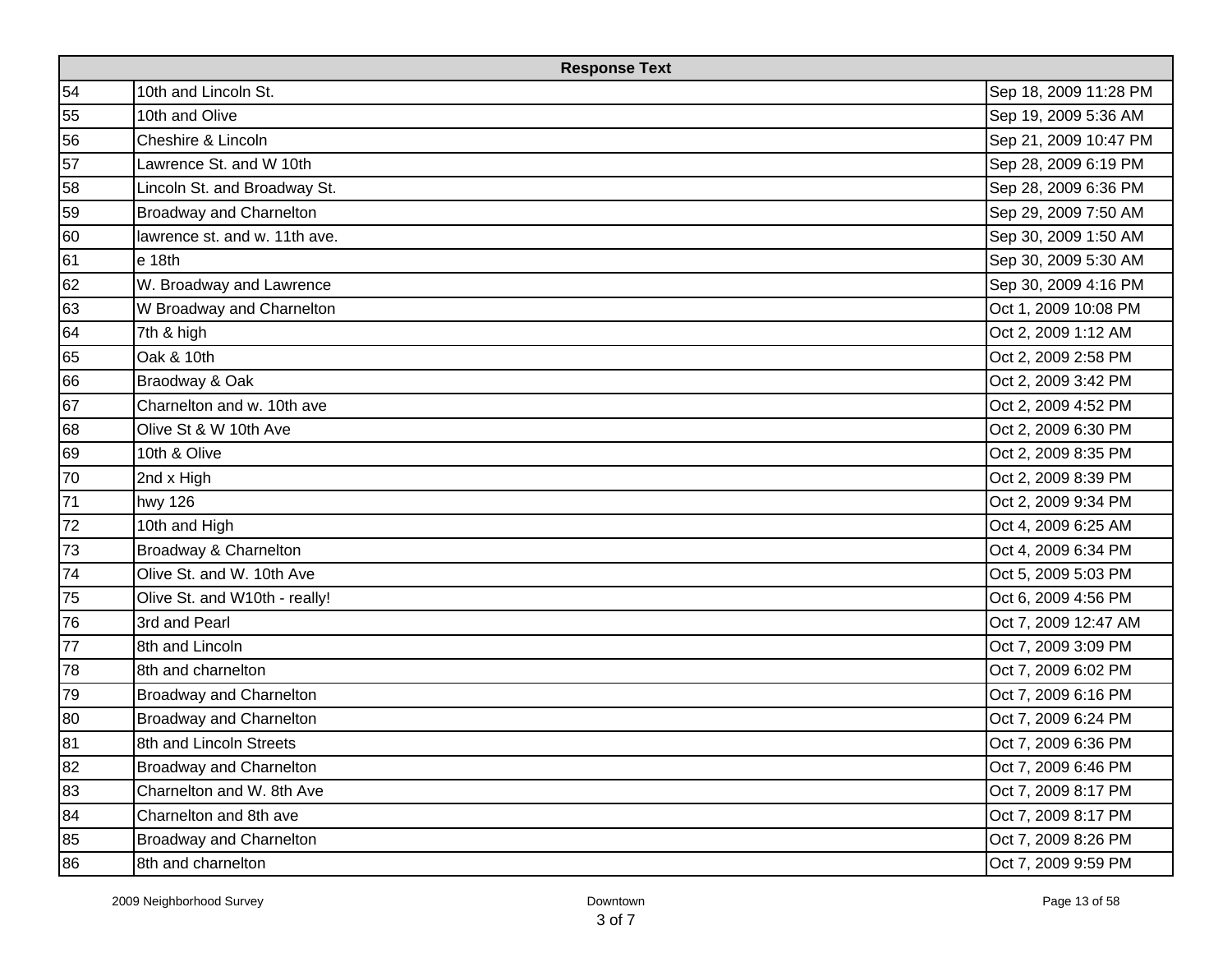| | Response Text | |
|---|---|---|
| 54 | 10th and Lincoln St. | Sep 18, 2009 11:28 PM |
| 55 | 10th and Olive | Sep 19, 2009 5:36 AM |
| 56 | Cheshire & Lincoln | Sep 21, 2009 10:47 PM |
| 57 | Lawrence St. and W 10th | Sep 28, 2009 6:19 PM |
| 58 | Lincoln St. and Broadway St. | Sep 28, 2009 6:36 PM |
| 59 | Broadway and Charnelton | Sep 29, 2009 7:50 AM |
| 60 | lawrence st. and w. 11th ave. | Sep 30, 2009 1:50 AM |
| 61 | e 18th | Sep 30, 2009 5:30 AM |
| 62 | W. Broadway and Lawrence | Sep 30, 2009 4:16 PM |
| 63 | W Broadway and Charnelton | Oct 1, 2009 10:08 PM |
| 64 | 7th & high | Oct 2, 2009 1:12 AM |
| 65 | Oak & 10th | Oct 2, 2009 2:58 PM |
| 66 | Braodway & Oak | Oct 2, 2009 3:42 PM |
| 67 | Charnelton and w. 10th ave | Oct 2, 2009 4:52 PM |
| 68 | Olive St & W 10th Ave | Oct 2, 2009 6:30 PM |
| 69 | 10th & Olive | Oct 2, 2009 8:35 PM |
| 70 | 2nd x High | Oct 2, 2009 8:39 PM |
| 71 | hwy 126 | Oct 2, 2009 9:34 PM |
| 72 | 10th and High | Oct 4, 2009 6:25 AM |
| 73 | Broadway & Charnelton | Oct 4, 2009 6:34 PM |
| 74 | Olive St. and W. 10th Ave | Oct 5, 2009 5:03 PM |
| 75 | Olive St. and W10th - really! | Oct 6, 2009 4:56 PM |
| 76 | 3rd and Pearl | Oct 7, 2009 12:47 AM |
| 77 | 8th and Lincoln | Oct 7, 2009 3:09 PM |
| 78 | 8th and charnelton | Oct 7, 2009 6:02 PM |
| 79 | Broadway and Charnelton | Oct 7, 2009 6:16 PM |
| 80 | Broadway and Charnelton | Oct 7, 2009 6:24 PM |
| 81 | 8th and Lincoln Streets | Oct 7, 2009 6:36 PM |
| 82 | Broadway and Charnelton | Oct 7, 2009 6:46 PM |
| 83 | Charnelton and W. 8th Ave | Oct 7, 2009 8:17 PM |
| 84 | Charnelton and 8th ave | Oct 7, 2009 8:17 PM |
| 85 | Broadway and Charnelton | Oct 7, 2009 8:26 PM |
| 86 | 8th and charnelton | Oct 7, 2009 9:59 PM |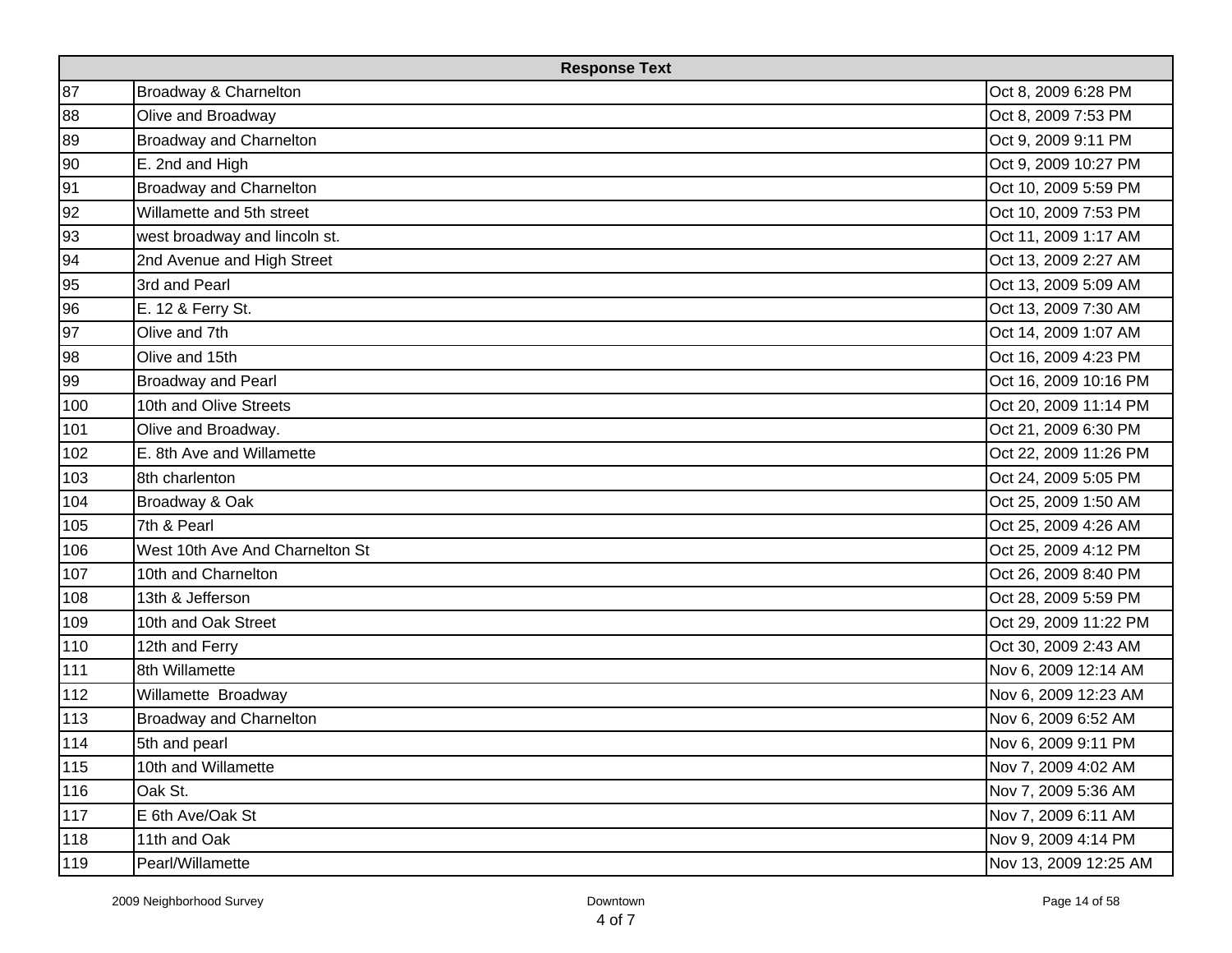| Response Text | | |
|---|---|---|
| 87 | Broadway & Charnelton | Oct 8, 2009 6:28 PM |
| 88 | Olive and Broadway | Oct 8, 2009 7:53 PM |
| 89 | Broadway and Charnelton | Oct 9, 2009 9:11 PM |
| 90 | E. 2nd and High | Oct 9, 2009 10:27 PM |
| 91 | Broadway and Charnelton | Oct 10, 2009 5:59 PM |
| 92 | Willamette and 5th street | Oct 10, 2009 7:53 PM |
| 93 | west broadway and lincoln st. | Oct 11, 2009 1:17 AM |
| 94 | 2nd Avenue and High Street | Oct 13, 2009 2:27 AM |
| 95 | 3rd and Pearl | Oct 13, 2009 5:09 AM |
| 96 | E. 12 & Ferry St. | Oct 13, 2009 7:30 AM |
| 97 | Olive and 7th | Oct 14, 2009 1:07 AM |
| 98 | Olive and 15th | Oct 16, 2009 4:23 PM |
| 99 | Broadway and Pearl | Oct 16, 2009 10:16 PM |
| 100 | 10th and Olive Streets | Oct 20, 2009 11:14 PM |
| 101 | Olive and Broadway. | Oct 21, 2009 6:30 PM |
| 102 | E. 8th Ave and Willamette | Oct 22, 2009 11:26 PM |
| 103 | 8th charlenton | Oct 24, 2009 5:05 PM |
| 104 | Broadway & Oak | Oct 25, 2009 1:50 AM |
| 105 | 7th & Pearl | Oct 25, 2009 4:26 AM |
| 106 | West 10th Ave And Charnelton St | Oct 25, 2009 4:12 PM |
| 107 | 10th and Charnelton | Oct 26, 2009 8:40 PM |
| 108 | 13th & Jefferson | Oct 28, 2009 5:59 PM |
| 109 | 10th and Oak Street | Oct 29, 2009 11:22 PM |
| 110 | 12th and Ferry | Oct 30, 2009 2:43 AM |
| 111 | 8th Willamette | Nov 6, 2009 12:14 AM |
| 112 | Willamette  Broadway | Nov 6, 2009 12:23 AM |
| 113 | Broadway and Charnelton | Nov 6, 2009 6:52 AM |
| 114 | 5th and pearl | Nov 6, 2009 9:11 PM |
| 115 | 10th and Willamette | Nov 7, 2009 4:02 AM |
| 116 | Oak St. | Nov 7, 2009 5:36 AM |
| 117 | E 6th Ave/Oak St | Nov 7, 2009 6:11 AM |
| 118 | 11th and Oak | Nov 9, 2009 4:14 PM |
| 119 | Pearl/Willamette | Nov 13, 2009 12:25 AM |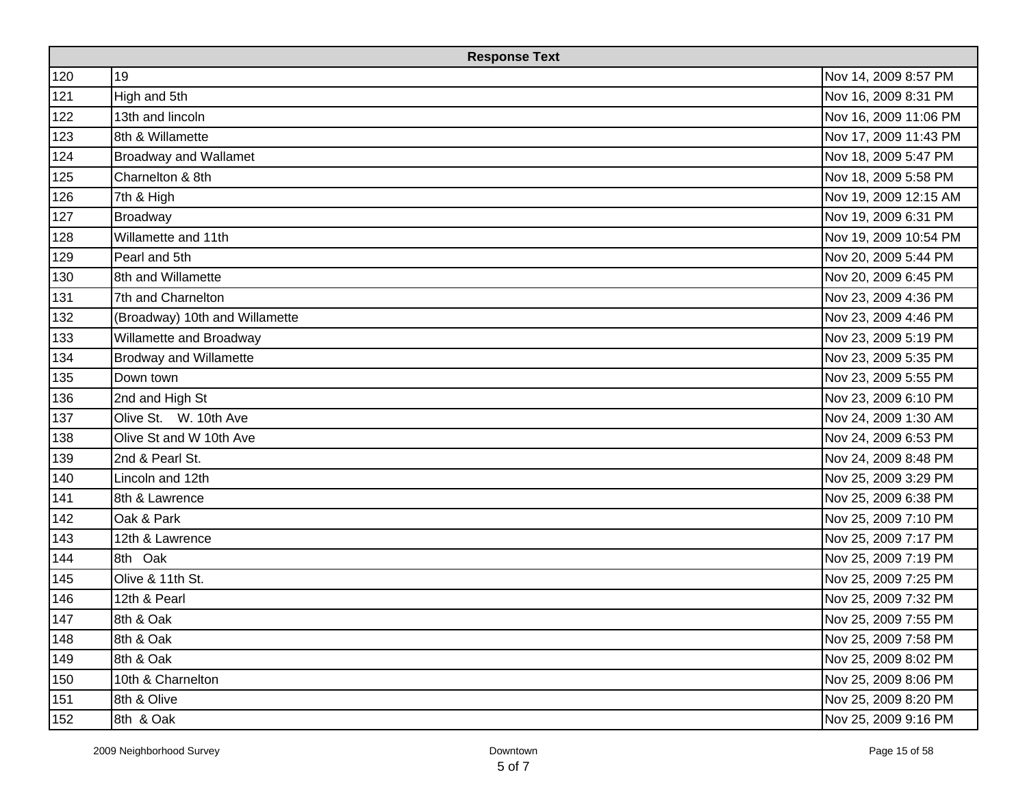| Response Text | | |
|---|---|---|
| 120 | 19 | Nov 14, 2009 8:57 PM |
| 121 | High and 5th | Nov 16, 2009 8:31 PM |
| 122 | 13th and lincoln | Nov 16, 2009 11:06 PM |
| 123 | 8th & Willamette | Nov 17, 2009 11:43 PM |
| 124 | Broadway and Wallamet | Nov 18, 2009 5:47 PM |
| 125 | Charnelton & 8th | Nov 18, 2009 5:58 PM |
| 126 | 7th & High | Nov 19, 2009 12:15 AM |
| 127 | Broadway | Nov 19, 2009 6:31 PM |
| 128 | Willamette and 11th | Nov 19, 2009 10:54 PM |
| 129 | Pearl and 5th | Nov 20, 2009 5:44 PM |
| 130 | 8th and Willamette | Nov 20, 2009 6:45 PM |
| 131 | 7th and Charnelton | Nov 23, 2009 4:36 PM |
| 132 | (Broadway) 10th and Willamette | Nov 23, 2009 4:46 PM |
| 133 | Willamette and Broadway | Nov 23, 2009 5:19 PM |
| 134 | Brodway and Willamette | Nov 23, 2009 5:35 PM |
| 135 | Down town | Nov 23, 2009 5:55 PM |
| 136 | 2nd and High St | Nov 23, 2009 6:10 PM |
| 137 | Olive St. W. 10th Ave | Nov 24, 2009 1:30 AM |
| 138 | Olive St and W 10th Ave | Nov 24, 2009 6:53 PM |
| 139 | 2nd & Pearl St. | Nov 24, 2009 8:48 PM |
| 140 | Lincoln and 12th | Nov 25, 2009 3:29 PM |
| 141 | 8th & Lawrence | Nov 25, 2009 6:38 PM |
| 142 | Oak & Park | Nov 25, 2009 7:10 PM |
| 143 | 12th & Lawrence | Nov 25, 2009 7:17 PM |
| 144 | 8th Oak | Nov 25, 2009 7:19 PM |
| 145 | Olive & 11th St. | Nov 25, 2009 7:25 PM |
| 146 | 12th & Pearl | Nov 25, 2009 7:32 PM |
| 147 | 8th & Oak | Nov 25, 2009 7:55 PM |
| 148 | 8th & Oak | Nov 25, 2009 7:58 PM |
| 149 | 8th & Oak | Nov 25, 2009 8:02 PM |
| 150 | 10th & Charnelton | Nov 25, 2009 8:06 PM |
| 151 | 8th & Olive | Nov 25, 2009 8:20 PM |
| 152 | 8th & Oak | Nov 25, 2009 9:16 PM |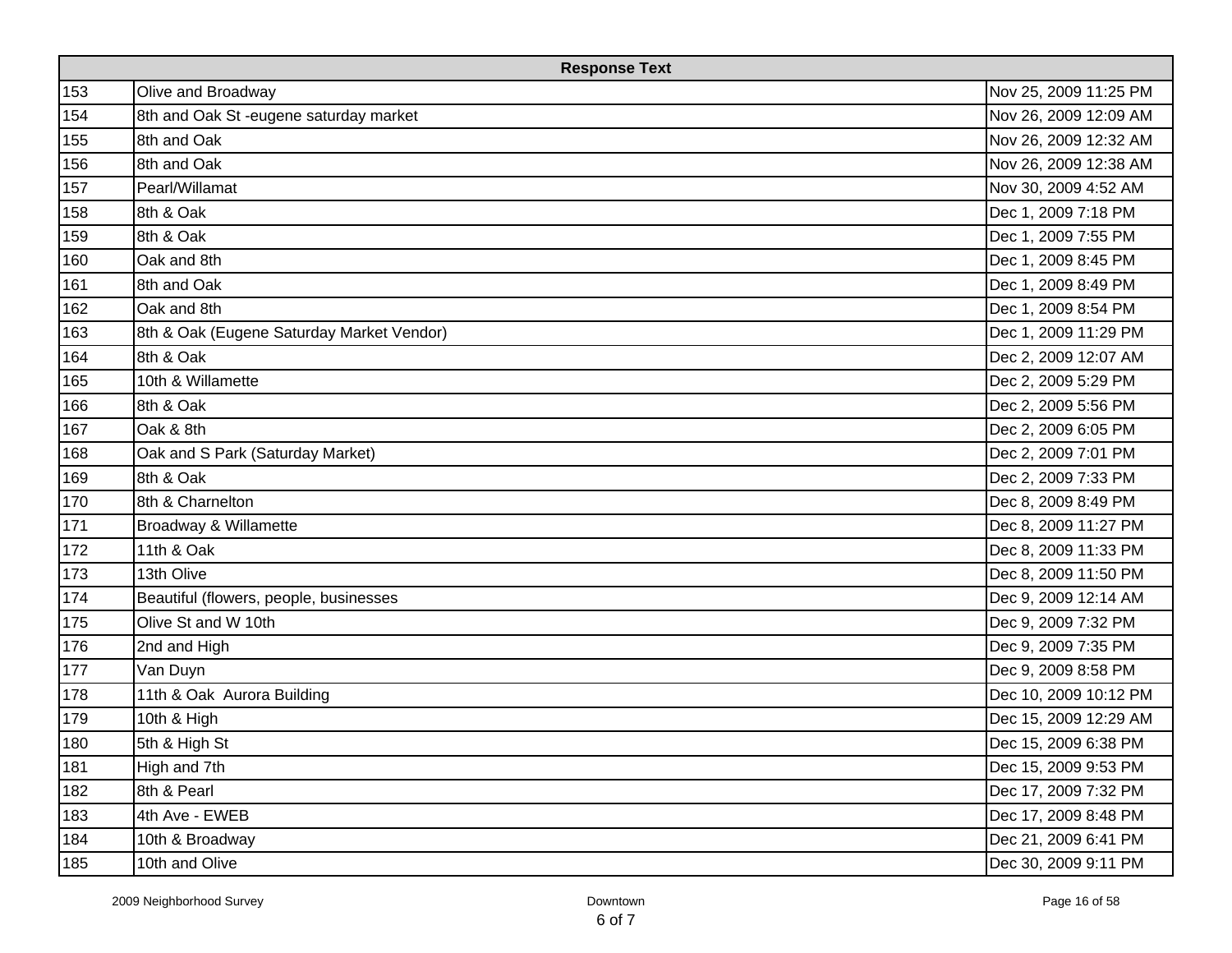| Response Text | | |
|---|---|---|
| 153 | Olive and Broadway | Nov 25, 2009 11:25 PM |
| 154 | 8th and Oak St -eugene saturday market | Nov 26, 2009 12:09 AM |
| 155 | 8th and Oak | Nov 26, 2009 12:32 AM |
| 156 | 8th and Oak | Nov 26, 2009 12:38 AM |
| 157 | Pearl/Willamat | Nov 30, 2009 4:52 AM |
| 158 | 8th & Oak | Dec 1, 2009 7:18 PM |
| 159 | 8th & Oak | Dec 1, 2009 7:55 PM |
| 160 | Oak and 8th | Dec 1, 2009 8:45 PM |
| 161 | 8th and Oak | Dec 1, 2009 8:49 PM |
| 162 | Oak and 8th | Dec 1, 2009 8:54 PM |
| 163 | 8th & Oak (Eugene Saturday Market Vendor) | Dec 1, 2009 11:29 PM |
| 164 | 8th & Oak | Dec 2, 2009 12:07 AM |
| 165 | 10th & Willamette | Dec 2, 2009 5:29 PM |
| 166 | 8th & Oak | Dec 2, 2009 5:56 PM |
| 167 | Oak & 8th | Dec 2, 2009 6:05 PM |
| 168 | Oak and S Park (Saturday Market) | Dec 2, 2009 7:01 PM |
| 169 | 8th & Oak | Dec 2, 2009 7:33 PM |
| 170 | 8th & Charnelton | Dec 8, 2009 8:49 PM |
| 171 | Broadway & Willamette | Dec 8, 2009 11:27 PM |
| 172 | 11th & Oak | Dec 8, 2009 11:33 PM |
| 173 | 13th Olive | Dec 8, 2009 11:50 PM |
| 174 | Beautiful (flowers, people, businesses | Dec 9, 2009 12:14 AM |
| 175 | Olive St and W 10th | Dec 9, 2009 7:32 PM |
| 176 | 2nd and High | Dec 9, 2009 7:35 PM |
| 177 | Van Duyn | Dec 9, 2009 8:58 PM |
| 178 | 11th & Oak  Aurora Building | Dec 10, 2009 10:12 PM |
| 179 | 10th & High | Dec 15, 2009 12:29 AM |
| 180 | 5th & High St | Dec 15, 2009 6:38 PM |
| 181 | High and 7th | Dec 15, 2009 9:53 PM |
| 182 | 8th & Pearl | Dec 17, 2009 7:32 PM |
| 183 | 4th Ave - EWEB | Dec 17, 2009 8:48 PM |
| 184 | 10th & Broadway | Dec 21, 2009 6:41 PM |
| 185 | 10th and Olive | Dec 30, 2009 9:11 PM |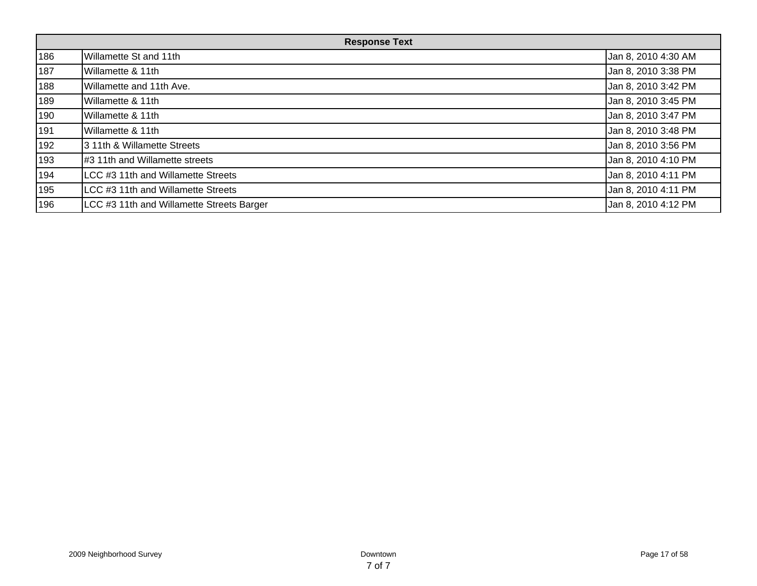| Response Text | | |
|---|---|---|
| 186 | Willamette St and 11th | Jan 8, 2010 4:30 AM |
| 187 | Willamette & 11th | Jan 8, 2010 3:38 PM |
| 188 | Willamette and 11th Ave. | Jan 8, 2010 3:42 PM |
| 189 | Willamette & 11th | Jan 8, 2010 3:45 PM |
| 190 | Willamette & 11th | Jan 8, 2010 3:47 PM |
| 191 | Willamette & 11th | Jan 8, 2010 3:48 PM |
| 192 | 3 11th & Willamette Streets | Jan 8, 2010 3:56 PM |
| 193 | #3 11th and Willamette streets | Jan 8, 2010 4:10 PM |
| 194 | LCC #3 11th and Willamette Streets | Jan 8, 2010 4:11 PM |
| 195 | LCC #3 11th and Willamette Streets | Jan 8, 2010 4:11 PM |
| 196 | LCC #3 11th and Willamette Streets Barger | Jan 8, 2010 4:12 PM |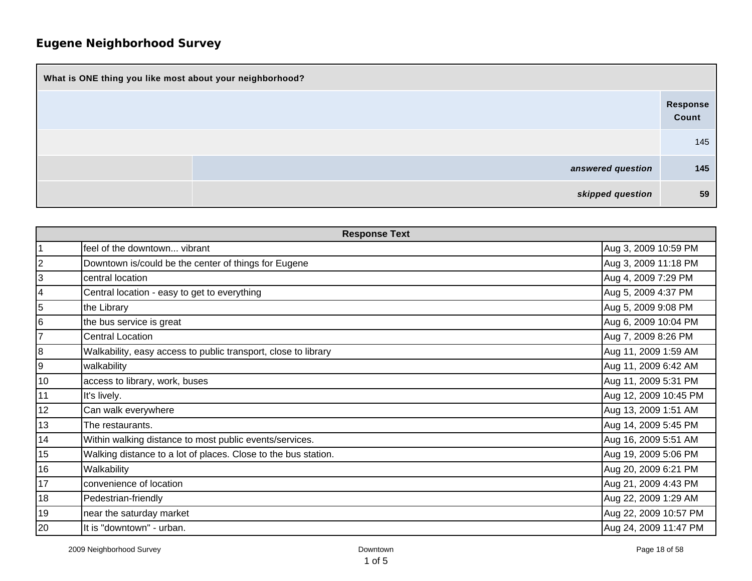## Eugene Neighborhood Survey

| What is ONE thing you like most about your neighborhood? | | |
|---|---|---|
| | | Response Count |
| | | 145 |
| | answered question | 145 |
| | skipped question | 59 |

| Response Text | | |
|---|---|---|
| 1 | feel of the downtown... vibrant | Aug 3, 2009 10:59 PM |
| 2 | Downtown is/could be the center of things for Eugene | Aug 3, 2009 11:18 PM |
| 3 | central location | Aug 4, 2009 7:29 PM |
| 4 | Central location - easy to get to everything | Aug 5, 2009 4:37 PM |
| 5 | the Library | Aug 5, 2009 9:08 PM |
| 6 | the bus service is great | Aug 6, 2009 10:04 PM |
| 7 | Central Location | Aug 7, 2009 8:26 PM |
| 8 | Walkability, easy access to public transport, close to library | Aug 11, 2009 1:59 AM |
| 9 | walkability | Aug 11, 2009 6:42 AM |
| 10 | access to library, work, buses | Aug 11, 2009 5:31 PM |
| 11 | It's lively. | Aug 12, 2009 10:45 PM |
| 12 | Can walk everywhere | Aug 13, 2009 1:51 AM |
| 13 | The restaurants. | Aug 14, 2009 5:45 PM |
| 14 | Within walking distance to most public events/services. | Aug 16, 2009 5:51 AM |
| 15 | Walking distance to a lot of places. Close to the bus station. | Aug 19, 2009 5:06 PM |
| 16 | Walkability | Aug 20, 2009 6:21 PM |
| 17 | convenience of location | Aug 21, 2009 4:43 PM |
| 18 | Pedestrian-friendly | Aug 22, 2009 1:29 AM |
| 19 | near the saturday market | Aug 22, 2009 10:57 PM |
| 20 | It is "downtown" - urban. | Aug 24, 2009 11:47 PM |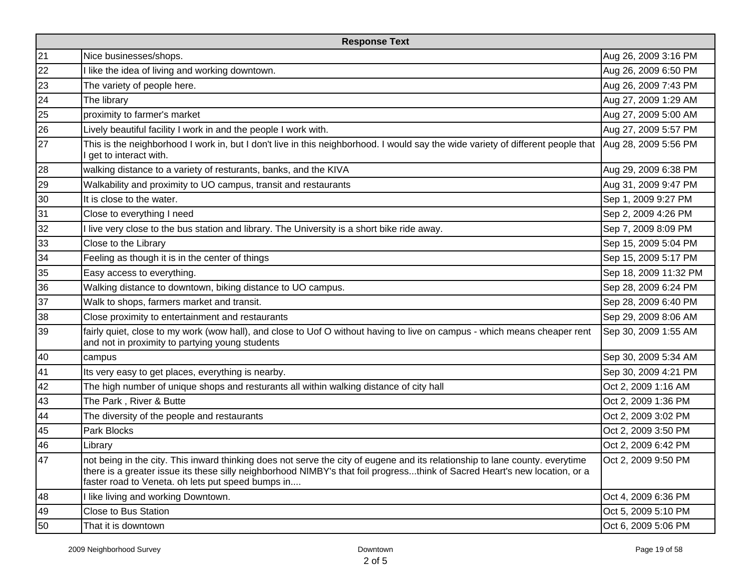| | Response Text | |
|---|---|---|
| 21 | Nice businesses/shops. | Aug 26, 2009 3:16 PM |
| 22 | I like the idea of living and working downtown. | Aug 26, 2009 6:50 PM |
| 23 | The variety of people here. | Aug 26, 2009 7:43 PM |
| 24 | The library | Aug 27, 2009 1:29 AM |
| 25 | proximity to farmer's market | Aug 27, 2009 5:00 AM |
| 26 | Lively beautiful facility I work in and the people I work with. | Aug 27, 2009 5:57 PM |
| 27 | This is the neighborhood I work in, but I don't live in this neighborhood. I would say the wide variety of different people that I get to interact with. | Aug 28, 2009 5:56 PM |
| 28 | walking distance to a variety of resturants, banks, and the KIVA | Aug 29, 2009 6:38 PM |
| 29 | Walkability and proximity to UO campus, transit and restaurants | Aug 31, 2009 9:47 PM |
| 30 | It is close to the water. | Sep 1, 2009 9:27 PM |
| 31 | Close to everything I need | Sep 2, 2009 4:26 PM |
| 32 | I live very close to the bus station and library. The University is a short bike ride away. | Sep 7, 2009 8:09 PM |
| 33 | Close to the Library | Sep 15, 2009 5:04 PM |
| 34 | Feeling as though it is in the center of things | Sep 15, 2009 5:17 PM |
| 35 | Easy access to everything. | Sep 18, 2009 11:32 PM |
| 36 | Walking distance to downtown, biking distance to UO campus. | Sep 28, 2009 6:24 PM |
| 37 | Walk to shops, farmers market and transit. | Sep 28, 2009 6:40 PM |
| 38 | Close proximity to entertainment and restaurants | Sep 29, 2009 8:06 AM |
| 39 | fairly quiet, close to my work (wow hall), and close to Uof O without having to live on campus - which means cheaper rent and not in proximity to partying young students | Sep 30, 2009 1:55 AM |
| 40 | campus | Sep 30, 2009 5:34 AM |
| 41 | Its very easy to get places, everything is nearby. | Sep 30, 2009 4:21 PM |
| 42 | The high number of unique shops and resturants all within walking distance of city hall | Oct 2, 2009 1:16 AM |
| 43 | The Park , River & Butte | Oct 2, 2009 1:36 PM |
| 44 | The diversity of the people and restaurants | Oct 2, 2009 3:02 PM |
| 45 | Park Blocks | Oct 2, 2009 3:50 PM |
| 46 | Library | Oct 2, 2009 6:42 PM |
| 47 | not being in the city. This inward thinking does not serve the city of eugene and its relationship to lane county. everytime there is a greater issue its these silly neighborhood NIMBY's that foil progress...think of Sacred Heart's new location, or a faster road to Veneta. oh lets put speed bumps in.... | Oct 2, 2009 9:50 PM |
| 48 | I like living and working Downtown. | Oct 4, 2009 6:36 PM |
| 49 | Close to Bus Station | Oct 5, 2009 5:10 PM |
| 50 | That it is downtown | Oct 6, 2009 5:06 PM |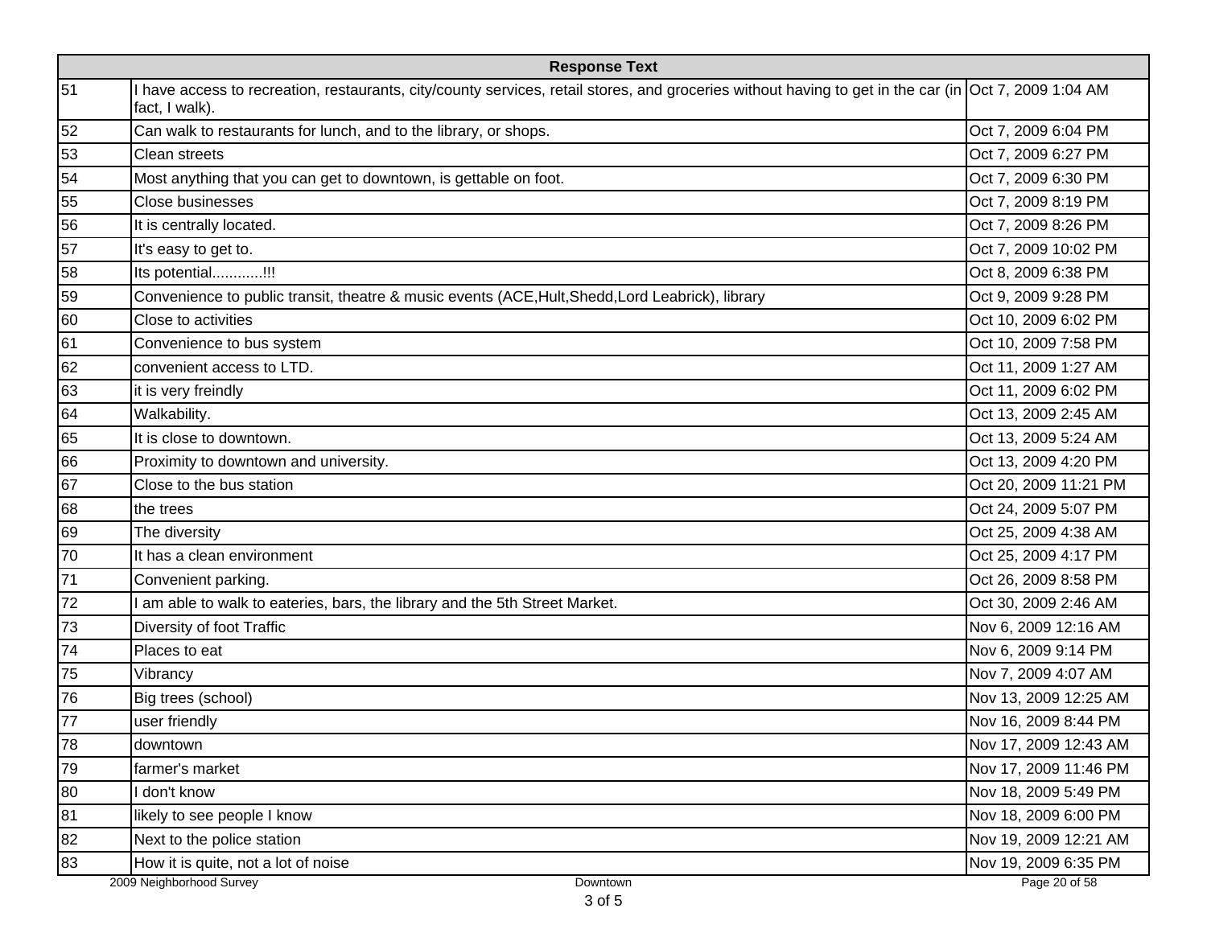| | Response Text | |
|---|---|---|
| 51 | I have access to recreation, restaurants, city/county services, retail stores, and groceries without having to get in the car (in fact, I walk). | Oct 7, 2009 1:04 AM |
| 52 | Can walk to restaurants for lunch, and to the library, or shops. | Oct 7, 2009 6:04 PM |
| 53 | Clean streets | Oct 7, 2009 6:27 PM |
| 54 | Most anything that you can get to downtown, is gettable on foot. | Oct 7, 2009 6:30 PM |
| 55 | Close businesses | Oct 7, 2009 8:19 PM |
| 56 | It is centrally located. | Oct 7, 2009 8:26 PM |
| 57 | It's easy to get to. | Oct 7, 2009 10:02 PM |
| 58 | Its potential............!!! | Oct 8, 2009 6:38 PM |
| 59 | Convenience to public transit, theatre & music events (ACE,Hult,Shedd,Lord Leabrick), library | Oct 9, 2009 9:28 PM |
| 60 | Close to activities | Oct 10, 2009 6:02 PM |
| 61 | Convenience to bus system | Oct 10, 2009 7:58 PM |
| 62 | convenient access to LTD. | Oct 11, 2009 1:27 AM |
| 63 | it is very freindly | Oct 11, 2009 6:02 PM |
| 64 | Walkability. | Oct 13, 2009 2:45 AM |
| 65 | It is close to downtown. | Oct 13, 2009 5:24 AM |
| 66 | Proximity to downtown and university. | Oct 13, 2009 4:20 PM |
| 67 | Close to the bus station | Oct 20, 2009 11:21 PM |
| 68 | the trees | Oct 24, 2009 5:07 PM |
| 69 | The diversity | Oct 25, 2009 4:38 AM |
| 70 | It has a clean environment | Oct 25, 2009 4:17 PM |
| 71 | Convenient parking. | Oct 26, 2009 8:58 PM |
| 72 | I am able to walk to eateries, bars, the library and the 5th Street Market. | Oct 30, 2009 2:46 AM |
| 73 | Diversity of foot Traffic | Nov 6, 2009 12:16 AM |
| 74 | Places to eat | Nov 6, 2009 9:14 PM |
| 75 | Vibrancy | Nov 7, 2009 4:07 AM |
| 76 | Big trees (school) | Nov 13, 2009 12:25 AM |
| 77 | user friendly | Nov 16, 2009 8:44 PM |
| 78 | downtown | Nov 17, 2009 12:43 AM |
| 79 | farmer's market | Nov 17, 2009 11:46 PM |
| 80 | I don't know | Nov 18, 2009 5:49 PM |
| 81 | likely to see people I know | Nov 18, 2009 6:00 PM |
| 82 | Next to the police station | Nov 19, 2009 12:21 AM |
| 83 | How it is quite, not a lot of noise | Nov 19, 2009 6:35 PM |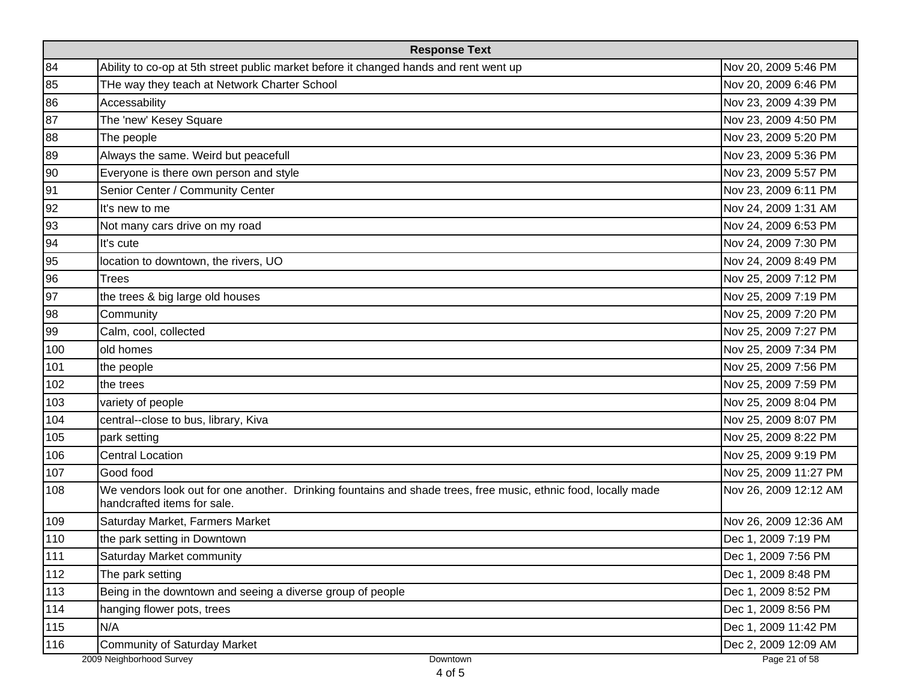| | Response Text | |
|---|---|---|
| 84 | Ability to co-op at 5th street public market before it changed hands and rent went up | Nov 20, 2009 5:46 PM |
| 85 | THe way they teach at Network Charter School | Nov 20, 2009 6:46 PM |
| 86 | Accessability | Nov 23, 2009 4:39 PM |
| 87 | The 'new' Kesey Square | Nov 23, 2009 4:50 PM |
| 88 | The people | Nov 23, 2009 5:20 PM |
| 89 | Always the same. Weird but peacefull | Nov 23, 2009 5:36 PM |
| 90 | Everyone is there own person and style | Nov 23, 2009 5:57 PM |
| 91 | Senior Center / Community Center | Nov 23, 2009 6:11 PM |
| 92 | It's new to me | Nov 24, 2009 1:31 AM |
| 93 | Not many cars drive on my road | Nov 24, 2009 6:53 PM |
| 94 | It's cute | Nov 24, 2009 7:30 PM |
| 95 | location to downtown, the rivers, UO | Nov 24, 2009 8:49 PM |
| 96 | Trees | Nov 25, 2009 7:12 PM |
| 97 | the trees & big large old houses | Nov 25, 2009 7:19 PM |
| 98 | Community | Nov 25, 2009 7:20 PM |
| 99 | Calm, cool, collected | Nov 25, 2009 7:27 PM |
| 100 | old homes | Nov 25, 2009 7:34 PM |
| 101 | the people | Nov 25, 2009 7:56 PM |
| 102 | the trees | Nov 25, 2009 7:59 PM |
| 103 | variety of people | Nov 25, 2009 8:04 PM |
| 104 | central--close to bus, library, Kiva | Nov 25, 2009 8:07 PM |
| 105 | park setting | Nov 25, 2009 8:22 PM |
| 106 | Central Location | Nov 25, 2009 9:19 PM |
| 107 | Good food | Nov 25, 2009 11:27 PM |
| 108 | We vendors look out for one another. Drinking fountains and shade trees, free music, ethnic food, locally made handcrafted items for sale. | Nov 26, 2009 12:12 AM |
| 109 | Saturday Market, Farmers Market | Nov 26, 2009 12:36 AM |
| 110 | the park setting in Downtown | Dec 1, 2009 7:19 PM |
| 111 | Saturday Market community | Dec 1, 2009 7:56 PM |
| 112 | The park setting | Dec 1, 2009 8:48 PM |
| 113 | Being in the downtown and seeing a diverse group of people | Dec 1, 2009 8:52 PM |
| 114 | hanging flower pots, trees | Dec 1, 2009 8:56 PM |
| 115 | N/A | Dec 1, 2009 11:42 PM |
| 116 | Community of Saturday Market | Dec 2, 2009 12:09 AM |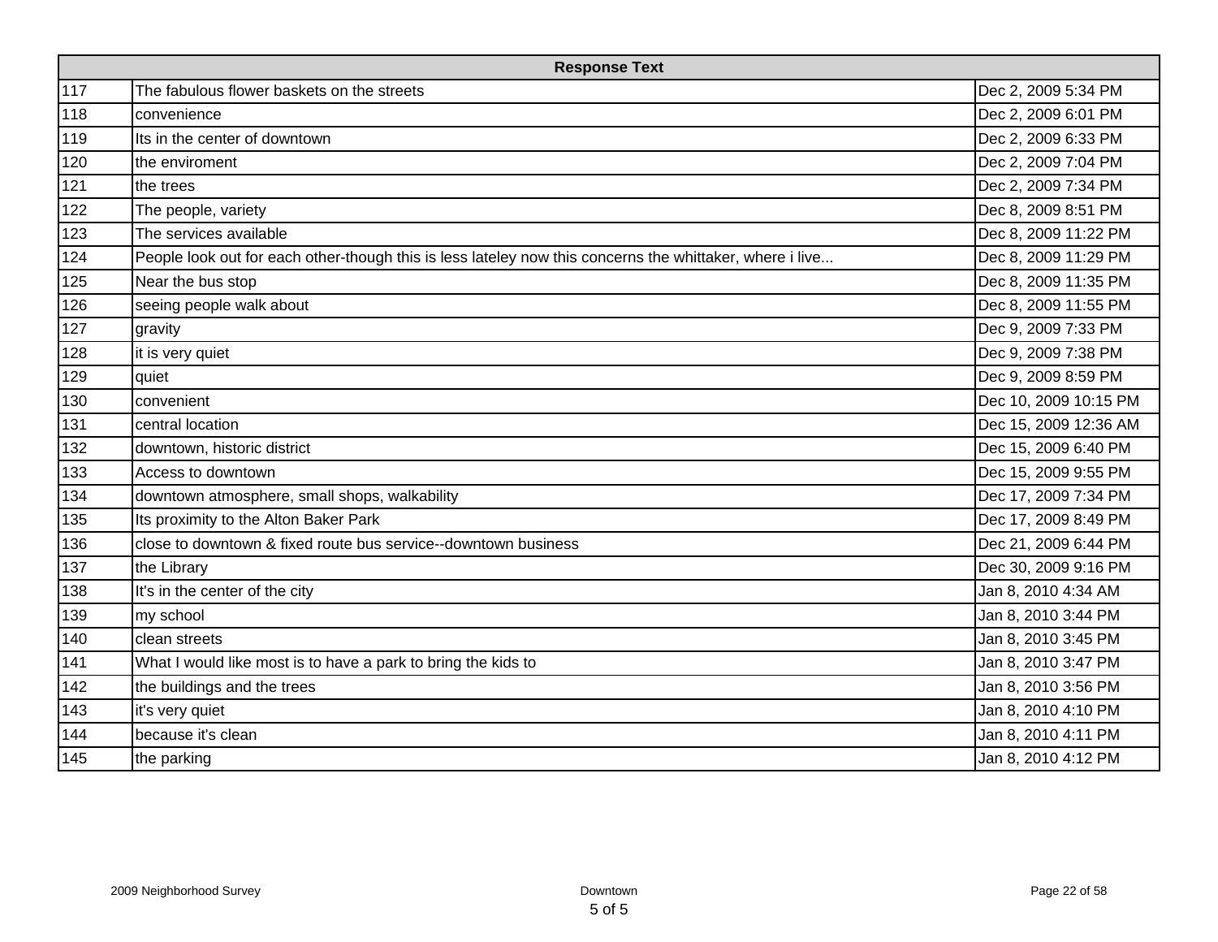| Response Text | | |
|---|---|---|
| 117 | The fabulous flower baskets on the streets | Dec 2, 2009 5:34 PM |
| 118 | convenience | Dec 2, 2009 6:01 PM |
| 119 | Its in the center of downtown | Dec 2, 2009 6:33 PM |
| 120 | the enviroment | Dec 2, 2009 7:04 PM |
| 121 | the trees | Dec 2, 2009 7:34 PM |
| 122 | The people, variety | Dec 8, 2009 8:51 PM |
| 123 | The services available | Dec 8, 2009 11:22 PM |
| 124 | People look out for each other-though this is less lateley now this concerns the whittaker, where i live... | Dec 8, 2009 11:29 PM |
| 125 | Near the bus stop | Dec 8, 2009 11:35 PM |
| 126 | seeing people walk about | Dec 8, 2009 11:55 PM |
| 127 | gravity | Dec 9, 2009 7:33 PM |
| 128 | it is very quiet | Dec 9, 2009 7:38 PM |
| 129 | quiet | Dec 9, 2009 8:59 PM |
| 130 | convenient | Dec 10, 2009 10:15 PM |
| 131 | central location | Dec 15, 2009 12:36 AM |
| 132 | downtown, historic district | Dec 15, 2009 6:40 PM |
| 133 | Access to downtown | Dec 15, 2009 9:55 PM |
| 134 | downtown atmosphere, small shops, walkability | Dec 17, 2009 7:34 PM |
| 135 | Its proximity to the Alton Baker Park | Dec 17, 2009 8:49 PM |
| 136 | close to downtown & fixed route bus service--downtown business | Dec 21, 2009 6:44 PM |
| 137 | the Library | Dec 30, 2009 9:16 PM |
| 138 | It's in the center of the city | Jan 8, 2010 4:34 AM |
| 139 | my school | Jan 8, 2010 3:44 PM |
| 140 | clean streets | Jan 8, 2010 3:45 PM |
| 141 | What I would like most is to have a park to bring the kids to | Jan 8, 2010 3:47 PM |
| 142 | the buildings and the trees | Jan 8, 2010 3:56 PM |
| 143 | it's very quiet | Jan 8, 2010 4:10 PM |
| 144 | because it's clean | Jan 8, 2010 4:11 PM |
| 145 | the parking | Jan 8, 2010 4:12 PM |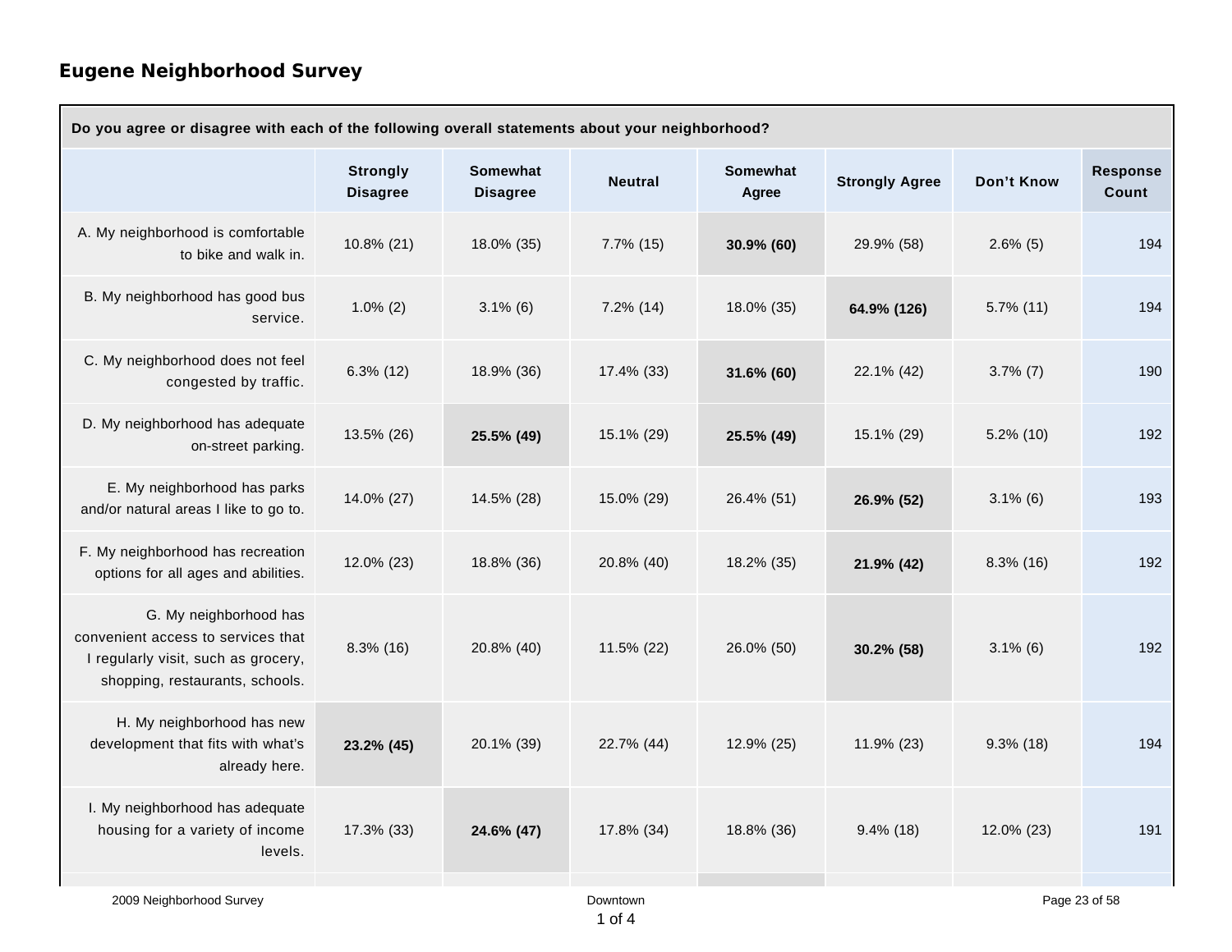## Eugene Neighborhood Survey

| Do you agree or disagree with each of the following overall statements about your neighborhood? | | | | | | | |
|---|---|---|---|---|---|---|---|
| | Strongly Disagree | Somewhat Disagree | Neutral | Somewhat Agree | Strongly Agree | Don't Know | Response Count |
| A. My neighborhood is comfortable to bike and walk in. | 10.8% (21) | 18.0% (35) | 7.7% (15) | **30.9% (60)** | 29.9% (58) | 2.6% (5) | 194 |
| B. My neighborhood has good bus service. | 1.0% (2) | 3.1% (6) | 7.2% (14) | 18.0% (35) | **64.9% (126)** | 5.7% (11) | 194 |
| C. My neighborhood does not feel congested by traffic. | 6.3% (12) | 18.9% (36) | 17.4% (33) | **31.6% (60)** | 22.1% (42) | 3.7% (7) | 190 |
| D. My neighborhood has adequate on-street parking. | 13.5% (26) | **25.5% (49)** | 15.1% (29) | **25.5% (49)** | 15.1% (29) | 5.2% (10) | 192 |
| E. My neighborhood has parks and/or natural areas I like to go to. | 14.0% (27) | 14.5% (28) | 15.0% (29) | 26.4% (51) | **26.9% (52)** | 3.1% (6) | 193 |
| F. My neighborhood has recreation options for all ages and abilities. | 12.0% (23) | 18.8% (36) | 20.8% (40) | 18.2% (35) | **21.9% (42)** | 8.3% (16) | 192 |
| G. My neighborhood has convenient access to services that I regularly visit, such as grocery, shopping, restaurants, schools. | 8.3% (16) | 20.8% (40) | 11.5% (22) | 26.0% (50) | **30.2% (58)** | 3.1% (6) | 192 |
| H. My neighborhood has new development that fits with what's already here. | **23.2% (45)** | 20.1% (39) | 22.7% (44) | 12.9% (25) | 11.9% (23) | 9.3% (18) | 194 |
| I. My neighborhood has adequate housing for a variety of income levels. | 17.3% (33) | **24.6% (47)** | 17.8% (34) | 18.8% (36) | 9.4% (18) | 12.0% (23) | 191 |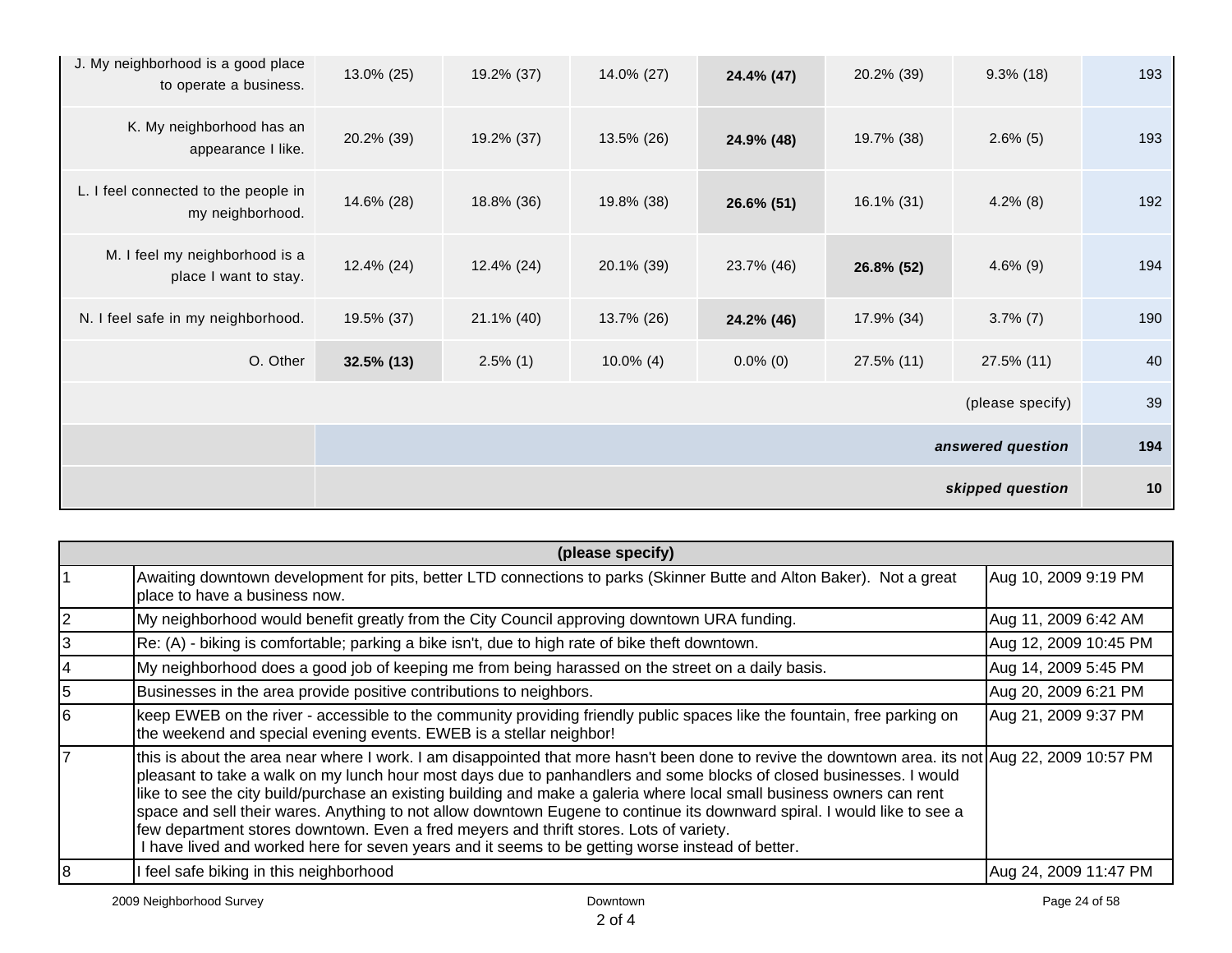| | | | | | | | |
|---|---|---|---|---|---|---|---|
| J. My neighborhood is a good place to operate a business. | 13.0% (25) | 19.2% (37) | 14.0% (27) | **24.4% (47)** | 20.2% (39) | 9.3% (18) | 193 |
| K. My neighborhood has an appearance I like. | 20.2% (39) | 19.2% (37) | 13.5% (26) | **24.9% (48)** | 19.7% (38) | 2.6% (5) | 193 |
| L. I feel connected to the people in my neighborhood. | 14.6% (28) | 18.8% (36) | 19.8% (38) | **26.6% (51)** | 16.1% (31) | 4.2% (8) | 192 |
| M. I feel my neighborhood is a place I want to stay. | 12.4% (24) | 12.4% (24) | 20.1% (39) | 23.7% (46) | **26.8% (52)** | 4.6% (9) | 194 |
| N. I feel safe in my neighborhood. | 19.5% (37) | 21.1% (40) | 13.7% (26) | **24.2% (46)** | 17.9% (34) | 3.7% (7) | 190 |
| O. Other | **32.5% (13)** | 2.5% (1) | 10.0% (4) | 0.0% (0) | 27.5% (11) | 27.5% (11) | 40 |
| | | | | | | (please specify) | 39 |
| | | | | | | ***answered question*** | **194** |
| | | | | | | ***skipped question*** | **10** |

| (please specify) | | |
|---|---|---|
| 1 | Awaiting downtown development for pits, better LTD connections to parks (Skinner Butte and Alton Baker). Not a great place to have a business now. | Aug 10, 2009 9:19 PM |
| 2 | My neighborhood would benefit greatly from the City Council approving downtown URA funding. | Aug 11, 2009 6:42 AM |
| 3 | Re: (A) - biking is comfortable; parking a bike isn't, due to high rate of bike theft downtown. | Aug 12, 2009 10:45 PM |
| 4 | My neighborhood does a good job of keeping me from being harassed on the street on a daily basis. | Aug 14, 2009 5:45 PM |
| 5 | Businesses in the area provide positive contributions to neighbors. | Aug 20, 2009 6:21 PM |
| 6 | keep EWEB on the river - accessible to the community providing friendly public spaces like the fountain, free parking on the weekend and special evening events. EWEB is a stellar neighbor! | Aug 21, 2009 9:37 PM |
| 7 | this is about the area near where I work. I am disappointed that more hasn't been done to revive the downtown area. its not pleasant to take a walk on my lunch hour most days due to panhandlers and some blocks of closed businesses. I would like to see the city build/purchase an existing building and make a galeria where local small business owners can rent space and sell their wares. Anything to not allow downtown Eugene to continue its downward spiral. I would like to see a few department stores downtown. Even a fred meyers and thrift stores. Lots of variety. I have lived and worked here for seven years and it seems to be getting worse instead of better. | Aug 22, 2009 10:57 PM |
| 8 | I feel safe biking in this neighborhood | Aug 24, 2009 11:47 PM |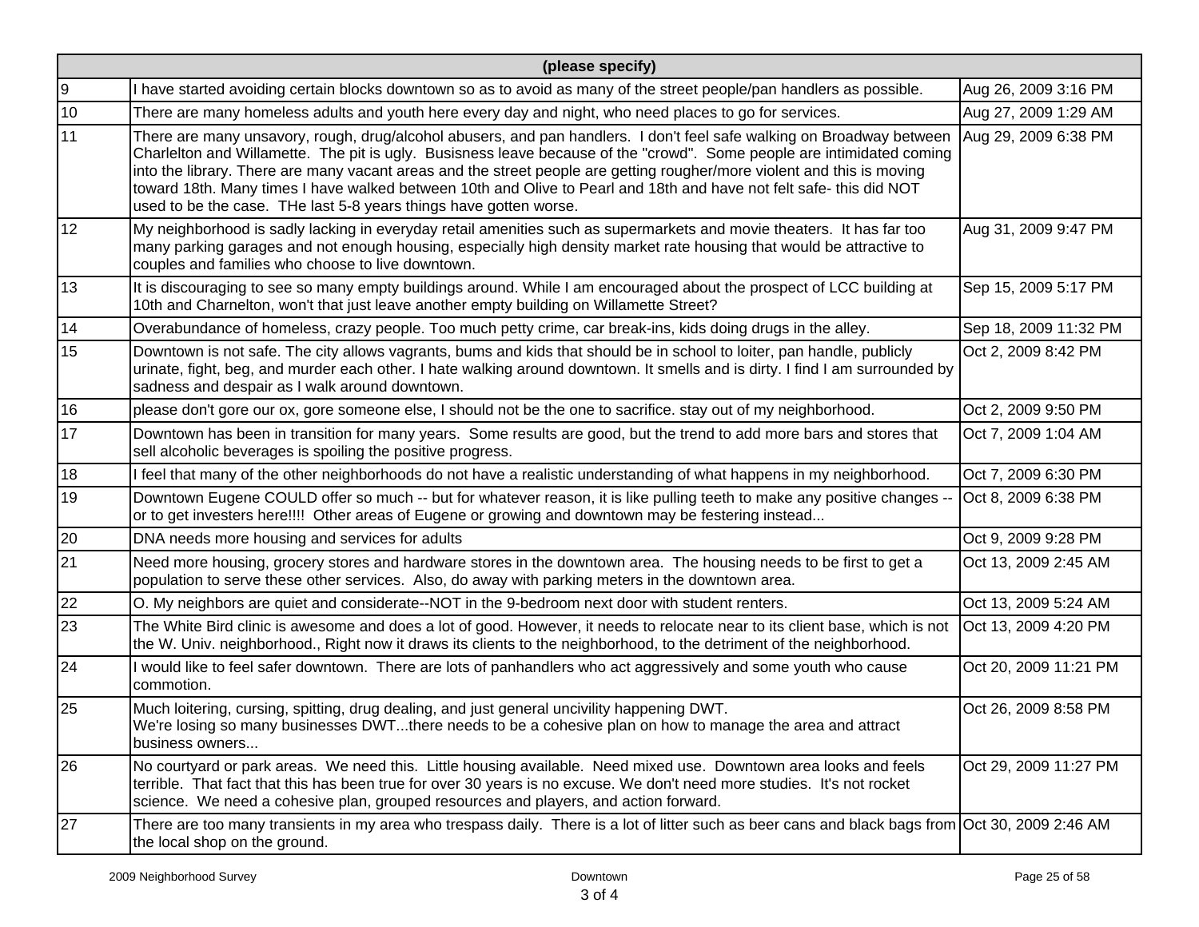| (please specify) | | |
|---|---|---|
| 9 | I have started avoiding certain blocks downtown so as to avoid as many of the street people/pan handlers as possible. | Aug 26, 2009 3:16 PM |
| 10 | There are many homeless adults and youth here every day and night, who need places to go for services. | Aug 27, 2009 1:29 AM |
| 11 | There are many unsavory, rough, drug/alcohol abusers, and pan handlers. I don't feel safe walking on Broadway between Charlelton and Willamette. The pit is ugly. Busisness leave because of the "crowd". Some people are intimidated coming into the library. There are many vacant areas and the street people are getting rougher/more violent and this is moving toward 18th. Many times I have walked between 10th and Olive to Pearl and 18th and have not felt safe- this did NOT used to be the case. THe last 5-8 years things have gotten worse. | Aug 29, 2009 6:38 PM |
| 12 | My neighborhood is sadly lacking in everyday retail amenities such as supermarkets and movie theaters. It has far too many parking garages and not enough housing, especially high density market rate housing that would be attractive to couples and families who choose to live downtown. | Aug 31, 2009 9:47 PM |
| 13 | It is discouraging to see so many empty buildings around. While I am encouraged about the prospect of LCC building at 10th and Charnelton, won't that just leave another empty building on Willamette Street? | Sep 15, 2009 5:17 PM |
| 14 | Overabundance of homeless, crazy people. Too much petty crime, car break-ins, kids doing drugs in the alley. | Sep 18, 2009 11:32 PM |
| 15 | Downtown is not safe. The city allows vagrants, bums and kids that should be in school to loiter, pan handle, publicly urinate, fight, beg, and murder each other. I hate walking around downtown. It smells and is dirty. I find I am surrounded by sadness and despair as I walk around downtown. | Oct 2, 2009 8:42 PM |
| 16 | please don't gore our ox, gore someone else, I should not be the one to sacrifice. stay out of my neighborhood. | Oct 2, 2009 9:50 PM |
| 17 | Downtown has been in transition for many years. Some results are good, but the trend to add more bars and stores that sell alcoholic beverages is spoiling the positive progress. | Oct 7, 2009 1:04 AM |
| 18 | I feel that many of the other neighborhoods do not have a realistic understanding of what happens in my neighborhood. | Oct 7, 2009 6:30 PM |
| 19 | Downtown Eugene COULD offer so much -- but for whatever reason, it is like pulling teeth to make any positive changes -- or to get investers here!!!! Other areas of Eugene or growing and downtown may be festering instead... | Oct 8, 2009 6:38 PM |
| 20 | DNA needs more housing and services for adults | Oct 9, 2009 9:28 PM |
| 21 | Need more housing, grocery stores and hardware stores in the downtown area. The housing needs to be first to get a population to serve these other services. Also, do away with parking meters in the downtown area. | Oct 13, 2009 2:45 AM |
| 22 | O. My neighbors are quiet and considerate--NOT in the 9-bedroom next door with student renters. | Oct 13, 2009 5:24 AM |
| 23 | The White Bird clinic is awesome and does a lot of good. However, it needs to relocate near to its client base, which is not the W. Univ. neighborhood., Right now it draws its clients to the neighborhood, to the detriment of the neighborhood. | Oct 13, 2009 4:20 PM |
| 24 | I would like to feel safer downtown. There are lots of panhandlers who act aggressively and some youth who cause commotion. | Oct 20, 2009 11:21 PM |
| 25 | Much loitering, cursing, spitting, drug dealing, and just general uncivility happening DWT.<br>We're losing so many businesses DWT...there needs to be a cohesive plan on how to manage the area and attract business owners... | Oct 26, 2009 8:58 PM |
| 26 | No courtyard or park areas. We need this. Little housing available. Need mixed use. Downtown area looks and feels terrible. That fact that this has been true for over 30 years is no excuse. We don't need more studies. It's not rocket science. We need a cohesive plan, grouped resources and players, and action forward. | Oct 29, 2009 11:27 PM |
| 27 | There are too many transients in my area who trespass daily. There is a lot of litter such as beer cans and black bags from the local shop on the ground. | Oct 30, 2009 2:46 AM |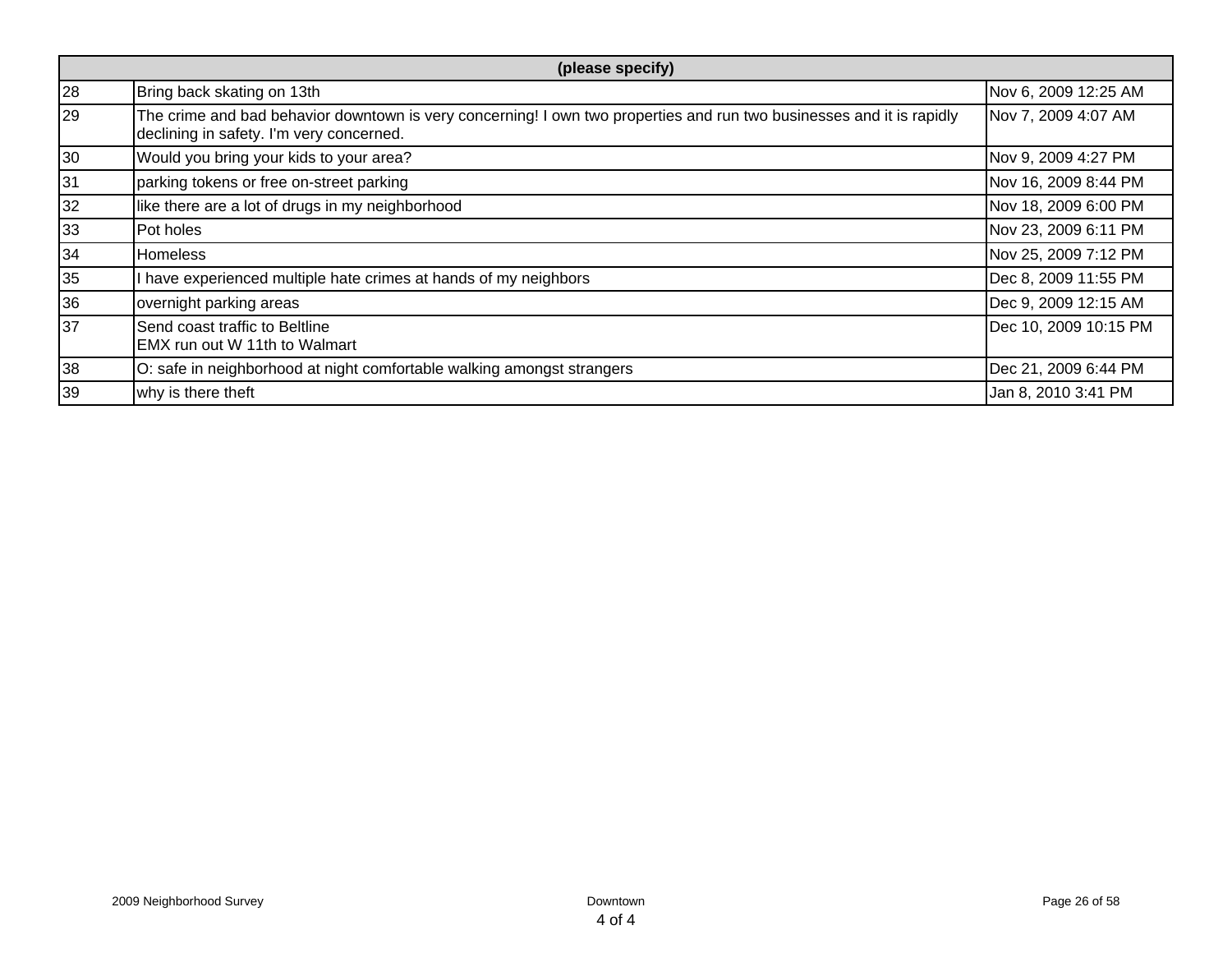| (please specify) | | |
|---|---|---|
| 28 | Bring back skating on 13th | Nov 6, 2009 12:25 AM |
| 29 | The crime and bad behavior downtown is very concerning! I own two properties and run two businesses and it is rapidly declining in safety. I'm very concerned. | Nov 7, 2009 4:07 AM |
| 30 | Would you bring your kids to your area? | Nov 9, 2009 4:27 PM |
| 31 | parking tokens or free on-street parking | Nov 16, 2009 8:44 PM |
| 32 | like there are a lot of drugs in my neighborhood | Nov 18, 2009 6:00 PM |
| 33 | Pot holes | Nov 23, 2009 6:11 PM |
| 34 | Homeless | Nov 25, 2009 7:12 PM |
| 35 | I have experienced multiple hate crimes at hands of my neighbors | Dec 8, 2009 11:55 PM |
| 36 | overnight parking areas | Dec 9, 2009 12:15 AM |
| 37 | Send coast traffic to Beltline<br>EMX run out W 11th to Walmart | Dec 10, 2009 10:15 PM |
| 38 | O: safe in neighborhood at night comfortable walking amongst strangers | Dec 21, 2009 6:44 PM |
| 39 | why is there theft | Jan 8, 2010 3:41 PM |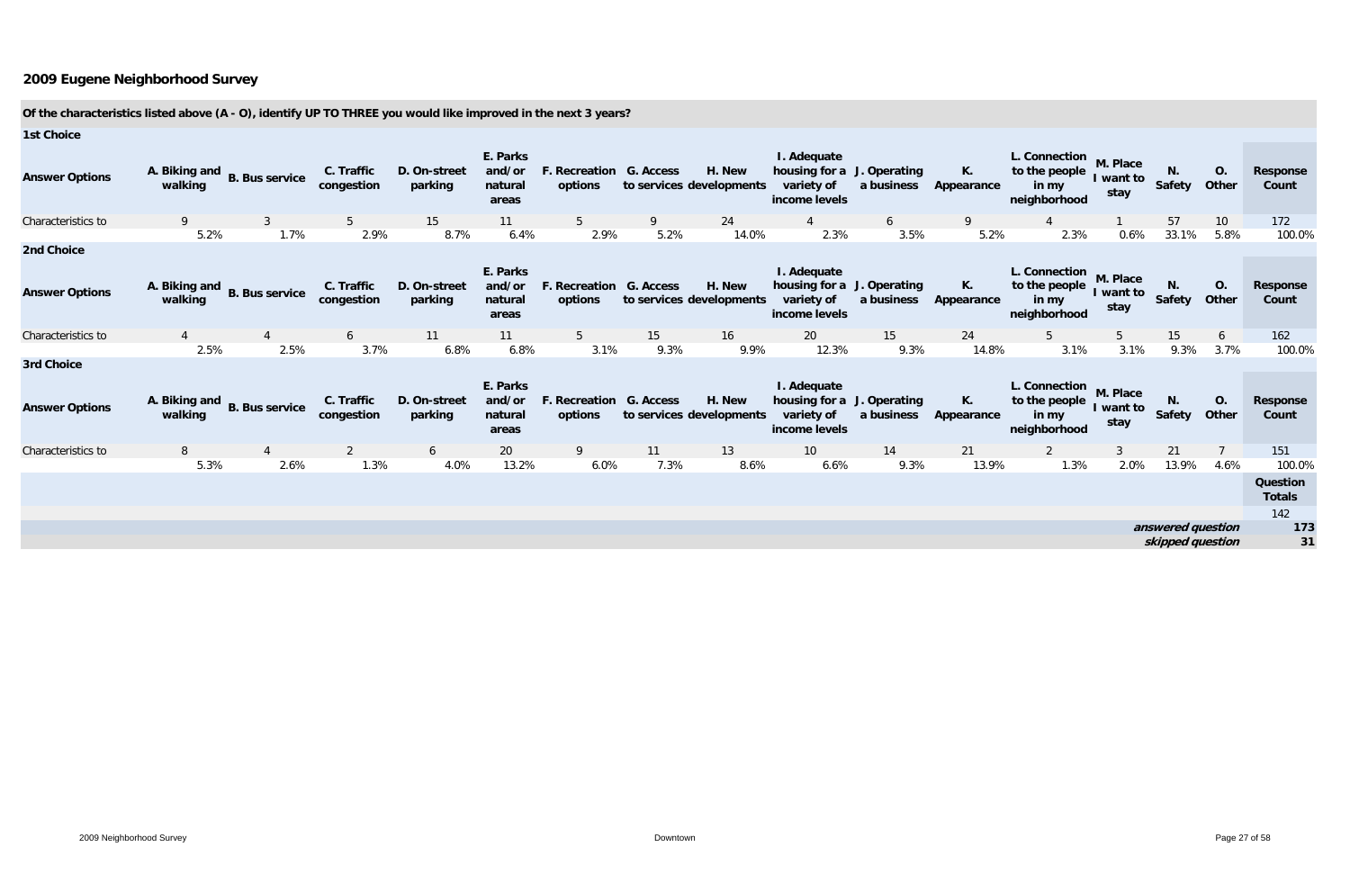## 2009 Eugene Neighborhood Survey

**Of the characteristics listed above (A - O), identify UP TO THREE you would like improved in the next 3 years?**

**1st Choice**

| Answer Options | A. Biking and walking | B. Bus service | C. Traffic congestion | D. On-street parking | E. Parks and/or natural areas | F. Recreation options | G. Access to services | H. New developments | I. Adequate housing for a variety of income levels | J. Operating a business | K. Appearance | L. Connection to the people in my neighborhood | M. Place I want to stay | N. Safety | O. Other | Response Count |
|---|---|---|---|---|---|---|---|---|---|---|---|---|---|---|---|---|
| Characteristics to | 9 | 3 | 5 | 15 | 11 | 5 | 9 | 24 | 4 | 6 | 9 | 4 | 1 | 57 | 10 | 172 |
| | 5.2% | 1.7% | 2.9% | 8.7% | 6.4% | 2.9% | 5.2% | 14.0% | 2.3% | 3.5% | 5.2% | 2.3% | 0.6% | 33.1% | 5.8% | 100.0% |

**2nd Choice**

| Answer Options | A. Biking and walking | B. Bus service | C. Traffic congestion | D. On-street parking | E. Parks and/or natural areas | F. Recreation options | G. Access to services | H. New developments | I. Adequate housing for a variety of income levels | J. Operating a business | K. Appearance | L. Connection to the people in my neighborhood | M. Place I want to stay | N. Safety | O. Other | Response Count |
|---|---|---|---|---|---|---|---|---|---|---|---|---|---|---|---|---|
| Characteristics to | 4 | 4 | 6 | 11 | 11 | 5 | 15 | 16 | 20 | 15 | 24 | 5 | 5 | 15 | 6 | 162 |
| | 2.5% | 2.5% | 3.7% | 6.8% | 6.8% | 3.1% | 9.3% | 9.9% | 12.3% | 9.3% | 14.8% | 3.1% | 3.1% | 9.3% | 3.7% | 100.0% |

**3rd Choice**

| Answer Options | A. Biking and walking | B. Bus service | C. Traffic congestion | D. On-street parking | E. Parks and/or natural areas | F. Recreation options | G. Access to services | H. New developments | I. Adequate housing for a variety of income levels | J. Operating a business | K. Appearance | L. Connection to the people in my neighborhood | M. Place I want to stay | N. Safety | O. Other | Response Count |
|---|---|---|---|---|---|---|---|---|---|---|---|---|---|---|---|---|
| Characteristics to | 8 | 4 | 2 | 6 | 20 | 9 | 11 | 13 | 10 | 14 | 21 | 2 | 3 | 21 | 7 | 151 |
| | 5.3% | 2.6% | 1.3% | 4.0% | 13.2% | 6.0% | 7.3% | 8.6% | 6.6% | 9.3% | 13.9% | 1.3% | 2.0% | 13.9% | 4.6% | 100.0% |

| | Question Totals |
|---|---|
| | 142 |
| *answered question* | 173 |
| *skipped question* | 31 |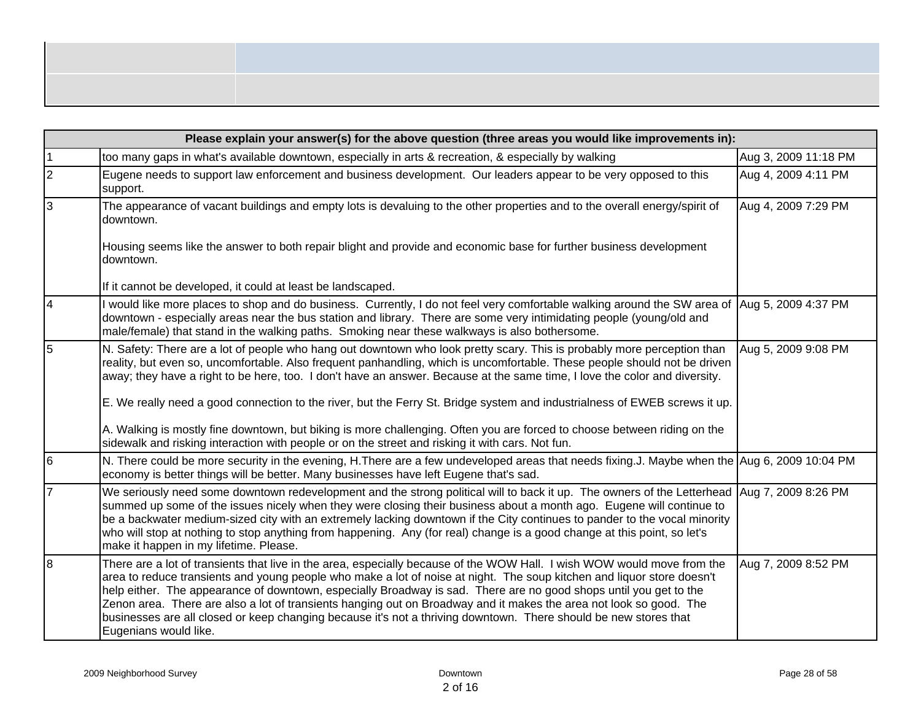| | Please explain your answer(s) for the above question (three areas you would like improvements in): | |
|---|---|---|
| 1 | too many gaps in what's available downtown, especially in arts & recreation, & especially by walking | Aug 3, 2009 11:18 PM |
| 2 | Eugene needs to support law enforcement and business development. Our leaders appear to be very opposed to this support. | Aug 4, 2009 4:11 PM |
| 3 | The appearance of vacant buildings and empty lots is devaluing to the other properties and to the overall energy/spirit of downtown.<br><br>Housing seems like the answer to both repair blight and provide and economic base for further business development downtown.<br><br>If it cannot be developed, it could at least be landscaped. | Aug 4, 2009 7:29 PM |
| 4 | I would like more places to shop and do business. Currently, I do not feel very comfortable walking around the SW area of downtown - especially areas near the bus station and library. There are some very intimidating people (young/old and male/female) that stand in the walking paths. Smoking near these walkways is also bothersome. | Aug 5, 2009 4:37 PM |
| 5 | N. Safety: There are a lot of people who hang out downtown who look pretty scary. This is probably more perception than reality, but even so, uncomfortable. Also frequent panhandling, which is uncomfortable. These people should not be driven away; they have a right to be here, too. I don't have an answer. Because at the same time, I love the color and diversity.<br><br>E. We really need a good connection to the river, but the Ferry St. Bridge system and industrialness of EWEB screws it up.<br><br>A. Walking is mostly fine downtown, but biking is more challenging. Often you are forced to choose between riding on the sidewalk and risking interaction with people or on the street and risking it with cars. Not fun. | Aug 5, 2009 9:08 PM |
| 6 | N. There could be more security in the evening, H.There are a few undeveloped areas that needs fixing.J. Maybe when the economy is better things will be better. Many businesses have left Eugene that's sad. | Aug 6, 2009 10:04 PM |
| 7 | We seriously need some downtown redevelopment and the strong political will to back it up. The owners of the Letterhead summed up some of the issues nicely when they were closing their business about a month ago. Eugene will continue to be a backwater medium-sized city with an extremely lacking downtown if the City continues to pander to the vocal minority who will stop at nothing to stop anything from happening. Any (for real) change is a good change at this point, so let's make it happen in my lifetime. Please. | Aug 7, 2009 8:26 PM |
| 8 | There are a lot of transients that live in the area, especially because of the WOW Hall. I wish WOW would move from the area to reduce transients and young people who make a lot of noise at night. The soup kitchen and liquor store doesn't help either. The appearance of downtown, especially Broadway is sad. There are no good shops until you get to the Zenon area. There are also a lot of transients hanging out on Broadway and it makes the area not look so good. The businesses are all closed or keep changing because it's not a thriving downtown. There should be new stores that Eugenians would like. | Aug 7, 2009 8:52 PM |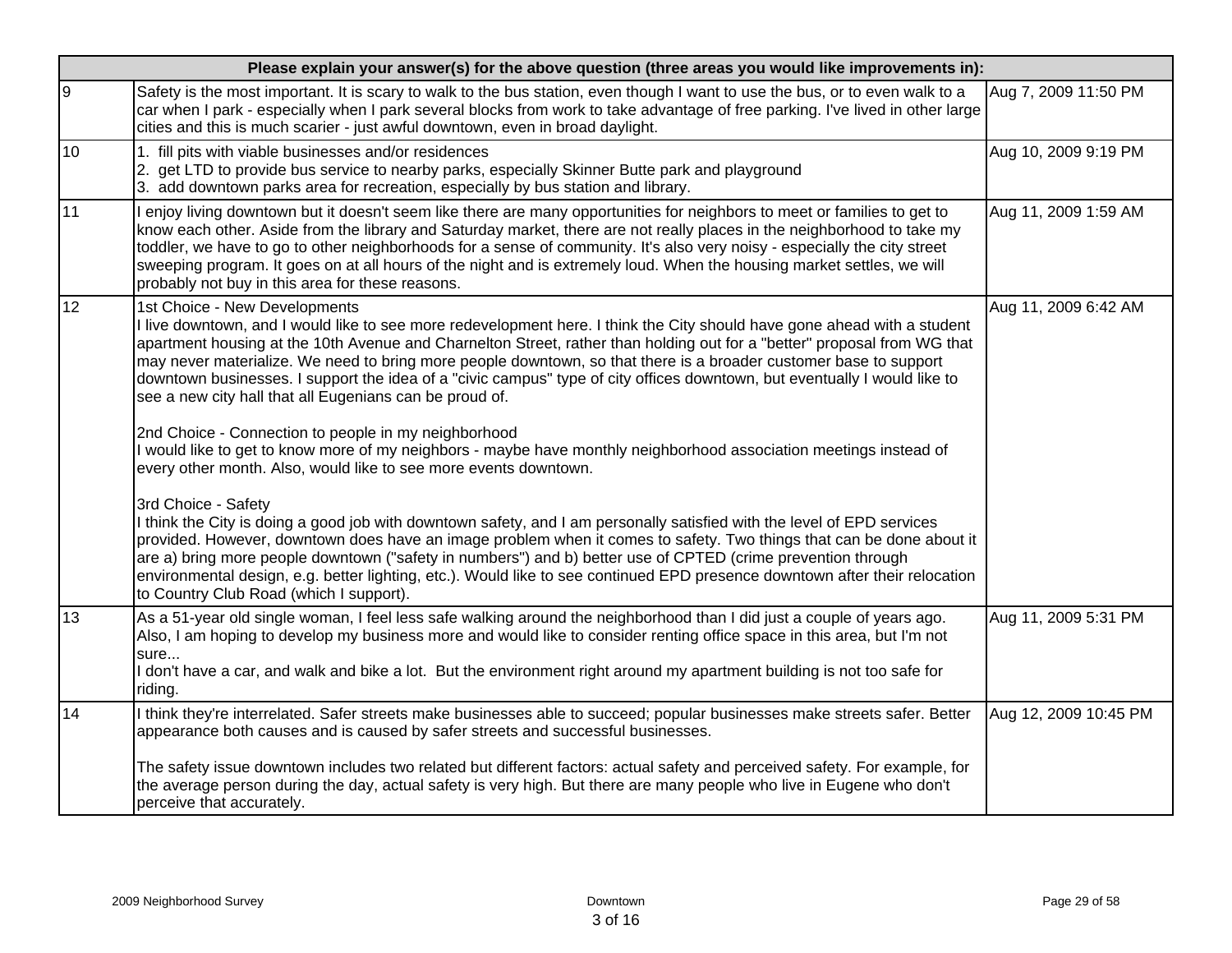| Please explain your answer(s) for the above question (three areas you would like improvements in): | | |
|---|---|---|
| 9 | Safety is the most important. It is scary to walk to the bus station, even though I want to use the bus, or to even walk to a car when I park - especially when I park several blocks from work to take advantage of free parking. I've lived in other large cities and this is much scarier - just awful downtown, even in broad daylight. | Aug 7, 2009 11:50 PM |
| 10 | 1. fill pits with viable businesses and/or residences<br>2. get LTD to provide bus service to nearby parks, especially Skinner Butte park and playground<br>3. add downtown parks area for recreation, especially by bus station and library. | Aug 10, 2009 9:19 PM |
| 11 | I enjoy living downtown but it doesn't seem like there are many opportunities for neighbors to meet or families to get to know each other. Aside from the library and Saturday market, there are not really places in the neighborhood to take my toddler, we have to go to other neighborhoods for a sense of community. It's also very noisy - especially the city street sweeping program. It goes on at all hours of the night and is extremely loud. When the housing market settles, we will probably not buy in this area for these reasons. | Aug 11, 2009 1:59 AM |
| 12 | 1st Choice - New Developments<br>I live downtown, and I would like to see more redevelopment here. I think the City should have gone ahead with a student apartment housing at the 10th Avenue and Charnelton Street, rather than holding out for a "better" proposal from WG that may never materialize. We need to bring more people downtown, so that there is a broader customer base to support downtown businesses. I support the idea of a "civic campus" type of city offices downtown, but eventually I would like to see a new city hall that all Eugenians can be proud of.<br><br>2nd Choice - Connection to people in my neighborhood<br>I would like to get to know more of my neighbors - maybe have monthly neighborhood association meetings instead of every other month. Also, would like to see more events downtown.<br><br>3rd Choice - Safety<br>I think the City is doing a good job with downtown safety, and I am personally satisfied with the level of EPD services provided. However, downtown does have an image problem when it comes to safety. Two things that can be done about it are a) bring more people downtown ("safety in numbers") and b) better use of CPTED (crime prevention through environmental design, e.g. better lighting, etc.). Would like to see continued EPD presence downtown after their relocation to Country Club Road (which I support). | Aug 11, 2009 6:42 AM |
| 13 | As a 51-year old single woman, I feel less safe walking around the neighborhood than I did just a couple of years ago. Also, I am hoping to develop my business more and would like to consider renting office space in this area, but I'm not sure...<br>I don't have a car, and walk and bike a lot. But the environment right around my apartment building is not too safe for riding. | Aug 11, 2009 5:31 PM |
| 14 | I think they're interrelated. Safer streets make businesses able to succeed; popular businesses make streets safer. Better appearance both causes and is caused by safer streets and successful businesses.<br><br>The safety issue downtown includes two related but different factors: actual safety and perceived safety. For example, for the average person during the day, actual safety is very high. But there are many people who live in Eugene who don't perceive that accurately. | Aug 12, 2009 10:45 PM |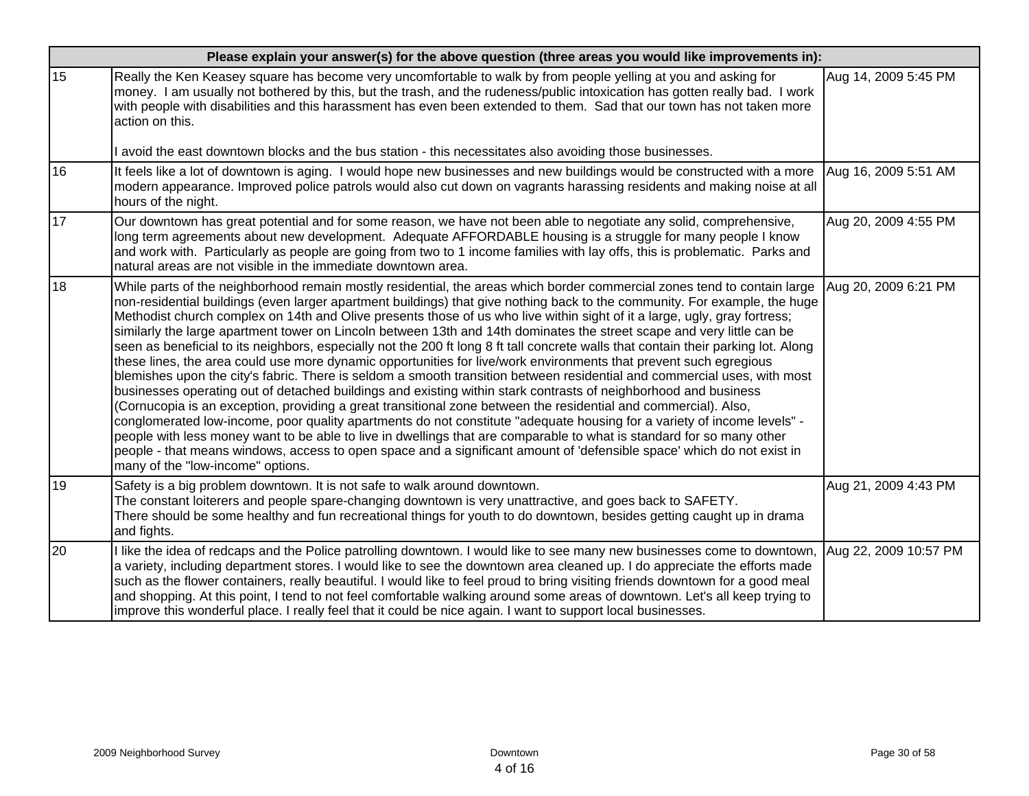| | Please explain your answer(s) for the above question (three areas you would like improvements in): | |
|---|---|---|
| 15 | Really the Ken Keasey square has become very uncomfortable to walk by from people yelling at you and asking for money. I am usually not bothered by this, but the trash, and the rudeness/public intoxication has gotten really bad. I work with people with disabilities and this harassment has even been extended to them. Sad that our town has not taken more action on this.<br><br>I avoid the east downtown blocks and the bus station - this necessitates also avoiding those businesses. | Aug 14, 2009 5:45 PM |
| 16 | It feels like a lot of downtown is aging. I would hope new businesses and new buildings would be constructed with a more modern appearance. Improved police patrols would also cut down on vagrants harassing residents and making noise at all hours of the night. | Aug 16, 2009 5:51 AM |
| 17 | Our downtown has great potential and for some reason, we have not been able to negotiate any solid, comprehensive, long term agreements about new development. Adequate AFFORDABLE housing is a struggle for many people I know and work with. Particularly as people are going from two to 1 income families with lay offs, this is problematic. Parks and natural areas are not visible in the immediate downtown area. | Aug 20, 2009 4:55 PM |
| 18 | While parts of the neighborhood remain mostly residential, the areas which border commercial zones tend to contain large non-residential buildings (even larger apartment buildings) that give nothing back to the community. For example, the huge Methodist church complex on 14th and Olive presents those of us who live within sight of it a large, ugly, gray fortress; similarly the large apartment tower on Lincoln between 13th and 14th dominates the street scape and very little can be seen as beneficial to its neighbors, especially not the 200 ft long 8 ft tall concrete walls that contain their parking lot. Along these lines, the area could use more dynamic opportunities for live/work environments that prevent such egregious blemishes upon the city's fabric. There is seldom a smooth transition between residential and commercial uses, with most businesses operating out of detached buildings and existing within stark contrasts of neighborhood and business (Cornucopia is an exception, providing a great transitional zone between the residential and commercial). Also, conglomerated low-income, poor quality apartments do not constitute "adequate housing for a variety of income levels" - people with less money want to be able to live in dwellings that are comparable to what is standard for so many other people - that means windows, access to open space and a significant amount of 'defensible space' which do not exist in many of the "low-income" options. | Aug 20, 2009 6:21 PM |
| 19 | Safety is a big problem downtown. It is not safe to walk around downtown.<br>The constant loiterers and people spare-changing downtown is very unattractive, and goes back to SAFETY.<br>There should be some healthy and fun recreational things for youth to do downtown, besides getting caught up in drama and fights. | Aug 21, 2009 4:43 PM |
| 20 | I like the idea of redcaps and the Police patrolling downtown. I would like to see many new businesses come to downtown, a variety, including department stores. I would like to see the downtown area cleaned up. I do appreciate the efforts made such as the flower containers, really beautiful. I would like to feel proud to bring visiting friends downtown for a good meal and shopping. At this point, I tend to not feel comfortable walking around some areas of downtown. Let's all keep trying to improve this wonderful place. I really feel that it could be nice again. I want to support local businesses. | Aug 22, 2009 10:57 PM |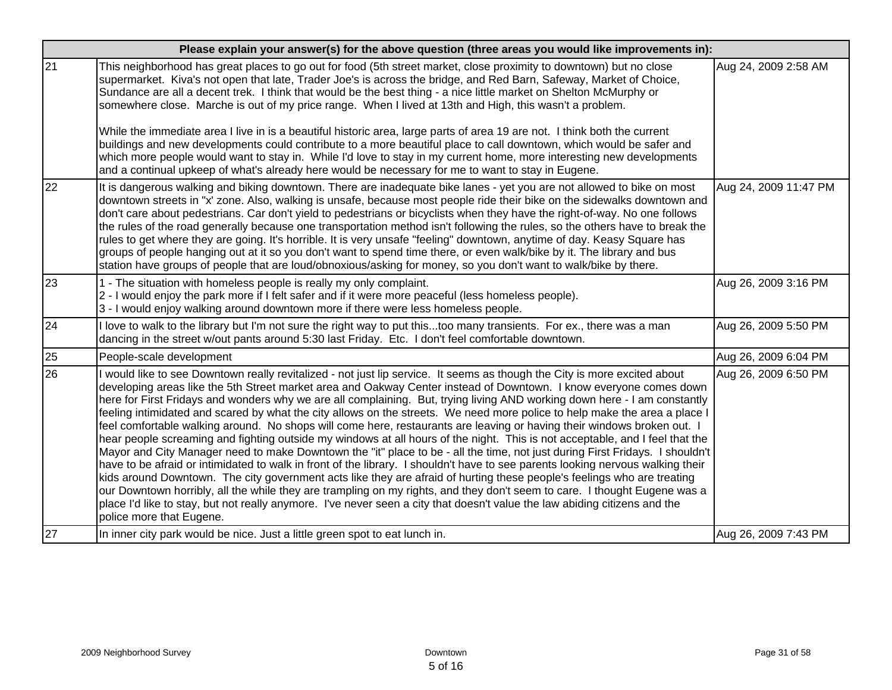| | Please explain your answer(s) for the above question (three areas you would like improvements in): | |
|---|---|---|
| 21 | This neighborhood has great places to go out for food (5th street market, close proximity to downtown) but no close supermarket. Kiva's not open that late, Trader Joe's is across the bridge, and Red Barn, Safeway, Market of Choice, Sundance are all a decent trek. I think that would be the best thing - a nice little market on Shelton McMurphy or somewhere close. Marche is out of my price range. When I lived at 13th and High, this wasn't a problem.<br><br>While the immediate area I live in is a beautiful historic area, large parts of area 19 are not. I think both the current buildings and new developments could contribute to a more beautiful place to call downtown, which would be safer and which more people would want to stay in. While I'd love to stay in my current home, more interesting new developments and a continual upkeep of what's already here would be necessary for me to want to stay in Eugene. | Aug 24, 2009 2:58 AM |
| 22 | It is dangerous walking and biking downtown. There are inadequate bike lanes - yet you are not allowed to bike on most downtown streets in "x' zone. Also, walking is unsafe, because most people ride their bike on the sidewalks downtown and don't care about pedestrians. Car don't yield to pedestrians or bicyclists when they have the right-of-way. No one follows the rules of the road generally because one transportation method isn't following the rules, so the others have to break the rules to get where they are going. It's horrible. It is very unsafe "feeling" downtown, anytime of day. Keasy Square has groups of people hanging out at it so you don't want to spend time there, or even walk/bike by it. The library and bus station have groups of people that are loud/obnoxious/asking for money, so you don't want to walk/bike by there. | Aug 24, 2009 11:47 PM |
| 23 | 1 - The situation with homeless people is really my only complaint.<br>2 - I would enjoy the park more if I felt safer and if it were more peaceful (less homeless people).<br>3 - I would enjoy walking around downtown more if there were less homeless people. | Aug 26, 2009 3:16 PM |
| 24 | I love to walk to the library but I'm not sure the right way to put this...too many transients. For ex., there was a man dancing in the street w/out pants around 5:30 last Friday. Etc. I don't feel comfortable downtown. | Aug 26, 2009 5:50 PM |
| 25 | People-scale development | Aug 26, 2009 6:04 PM |
| 26 | I would like to see Downtown really revitalized - not just lip service. It seems as though the City is more excited about developing areas like the 5th Street market area and Oakway Center instead of Downtown. I know everyone comes down here for First Fridays and wonders why we are all complaining. But, trying living AND working down here - I am constantly feeling intimidated and scared by what the city allows on the streets. We need more police to help make the area a place I feel comfortable walking around. No shops will come here, restaurants are leaving or having their windows broken out. I hear people screaming and fighting outside my windows at all hours of the night. This is not acceptable, and I feel that the Mayor and City Manager need to make Downtown the "it" place to be - all the time, not just during First Fridays. I shouldn't have to be afraid or intimidated to walk in front of the library. I shouldn't have to see parents looking nervous walking their kids around Downtown. The city government acts like they are afraid of hurting these people's feelings who are treating our Downtown horribly, all the while they are trampling on my rights, and they don't seem to care. I thought Eugene was a place I'd like to stay, but not really anymore. I've never seen a city that doesn't value the law abiding citizens and the police more that Eugene. | Aug 26, 2009 6:50 PM |
| 27 | In inner city park would be nice. Just a little green spot to eat lunch in. | Aug 26, 2009 7:43 PM |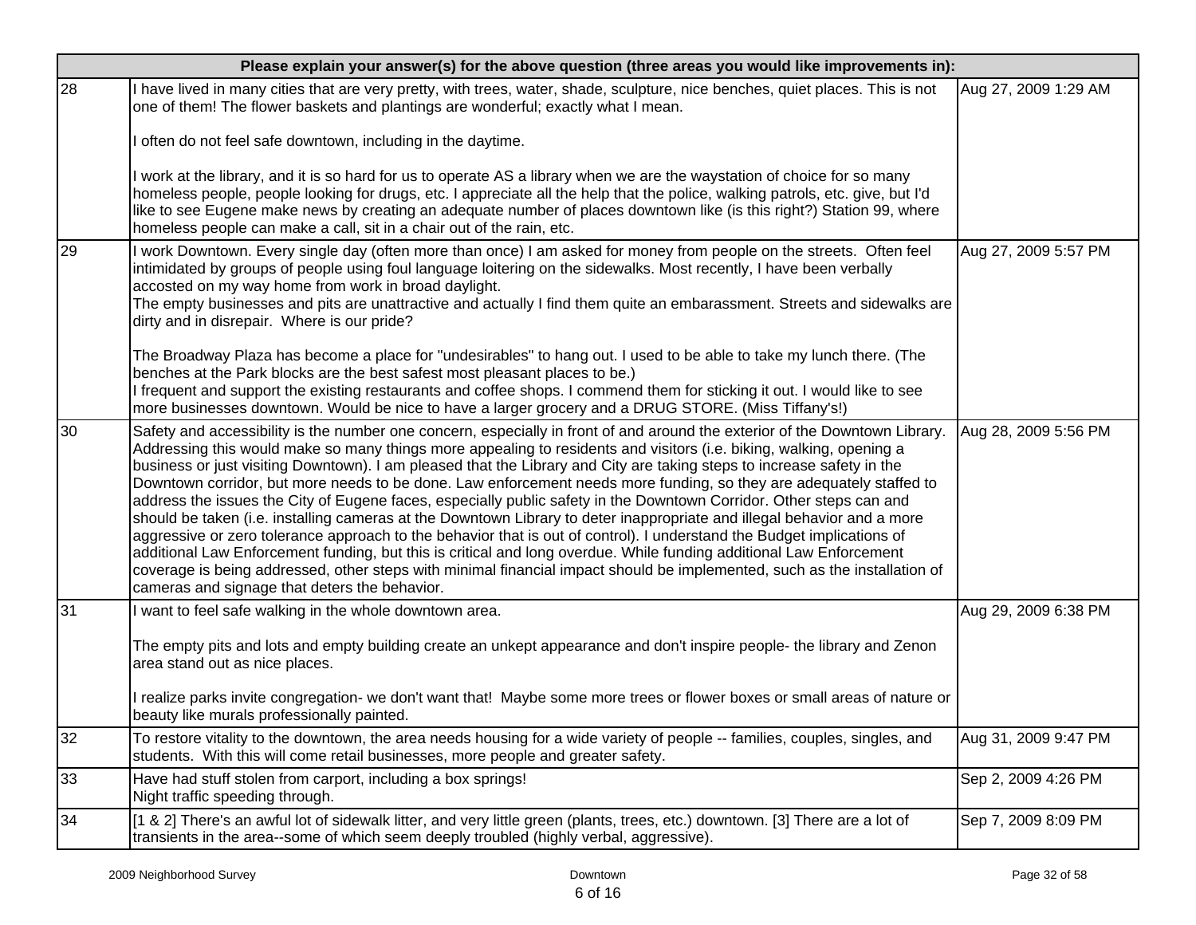| Please explain your answer(s) for the above question (three areas you would like improvements in): | | |
|---|---|---|
| 28 | I have lived in many cities that are very pretty, with trees, water, shade, sculpture, nice benches, quiet places. This is not one of them! The flower baskets and plantings are wonderful; exactly what I mean.<br><br>I often do not feel safe downtown, including in the daytime.<br><br>I work at the library, and it is so hard for us to operate AS a library when we are the waystation of choice for so many homeless people, people looking for drugs, etc. I appreciate all the help that the police, walking patrols, etc. give, but I'd like to see Eugene make news by creating an adequate number of places downtown like (is this right?) Station 99, where homeless people can make a call, sit in a chair out of the rain, etc. | Aug 27, 2009 1:29 AM |
| 29 | I work Downtown. Every single day (often more than once) I am asked for money from people on the streets. Often feel intimidated by groups of people using foul language loitering on the sidewalks. Most recently, I have been verbally accosted on my way home from work in broad daylight.<br>The empty businesses and pits are unattractive and actually I find them quite an embarassment. Streets and sidewalks are dirty and in disrepair. Where is our pride?<br><br>The Broadway Plaza has become a place for "undesirables" to hang out. I used to be able to take my lunch there. (The benches at the Park blocks are the best safest most pleasant places to be.)<br>I frequent and support the existing restaurants and coffee shops. I commend them for sticking it out. I would like to see more businesses downtown. Would be nice to have a larger grocery and a DRUG STORE. (Miss Tiffany's!) | Aug 27, 2009 5:57 PM |
| 30 | Safety and accessibility is the number one concern, especially in front of and around the exterior of the Downtown Library. Addressing this would make so many things more appealing to residents and visitors (i.e. biking, walking, opening a business or just visiting Downtown). I am pleased that the Library and City are taking steps to increase safety in the Downtown corridor, but more needs to be done. Law enforcement needs more funding, so they are adequately staffed to address the issues the City of Eugene faces, especially public safety in the Downtown Corridor. Other steps can and should be taken (i.e. installing cameras at the Downtown Library to deter inappropriate and illegal behavior and a more aggressive or zero tolerance approach to the behavior that is out of control). I understand the Budget implications of additional Law Enforcement funding, but this is critical and long overdue. While funding additional Law Enforcement coverage is being addressed, other steps with minimal financial impact should be implemented, such as the installation of cameras and signage that deters the behavior. | Aug 28, 2009 5:56 PM |
| 31 | I want to feel safe walking in the whole downtown area.<br><br>The empty pits and lots and empty building create an unkept appearance and don't inspire people- the library and Zenon area stand out as nice places.<br><br>I realize parks invite congregation- we don't want that! Maybe some more trees or flower boxes or small areas of nature or beauty like murals professionally painted. | Aug 29, 2009 6:38 PM |
| 32 | To restore vitality to the downtown, the area needs housing for a wide variety of people -- families, couples, singles, and students. With this will come retail businesses, more people and greater safety. | Aug 31, 2009 9:47 PM |
| 33 | Have had stuff stolen from carport, including a box springs!<br>Night traffic speeding through. | Sep 2, 2009 4:26 PM |
| 34 | [1 & 2] There's an awful lot of sidewalk litter, and very little green (plants, trees, etc.) downtown. [3] There are a lot of transients in the area--some of which seem deeply troubled (highly verbal, aggressive). | Sep 7, 2009 8:09 PM |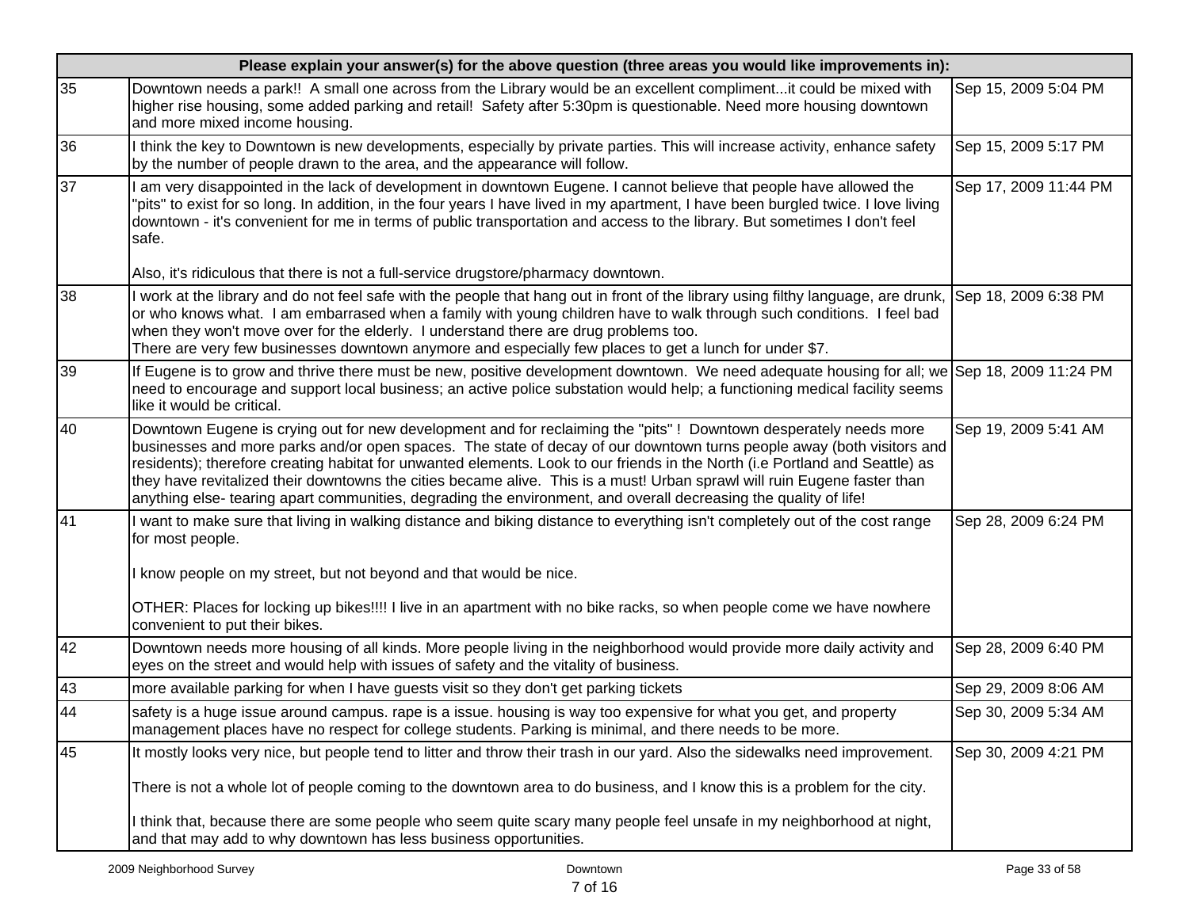| Please explain your answer(s) for the above question (three areas you would like improvements in): | | |
|---|---|---|
| 35 | Downtown needs a park!! A small one across from the Library would be an excellent compliment...it could be mixed with higher rise housing, some added parking and retail! Safety after 5:30pm is questionable. Need more housing downtown and more mixed income housing. | Sep 15, 2009 5:04 PM |
| 36 | I think the key to Downtown is new developments, especially by private parties. This will increase activity, enhance safety by the number of people drawn to the area, and the appearance will follow. | Sep 15, 2009 5:17 PM |
| 37 | I am very disappointed in the lack of development in downtown Eugene. I cannot believe that people have allowed the "pits" to exist for so long. In addition, in the four years I have lived in my apartment, I have been burgled twice. I love living downtown - it's convenient for me in terms of public transportation and access to the library. But sometimes I don't feel safe.<br><br>Also, it's ridiculous that there is not a full-service drugstore/pharmacy downtown. | Sep 17, 2009 11:44 PM |
| 38 | I work at the library and do not feel safe with the people that hang out in front of the library using filthy language, are drunk, or who knows what. I am embarrased when a family with young children have to walk through such conditions. I feel bad when they won't move over for the elderly. I understand there are drug problems too.<br>There are very few businesses downtown anymore and especially few places to get a lunch for under $7. | Sep 18, 2009 6:38 PM |
| 39 | If Eugene is to grow and thrive there must be new, positive development downtown. We need adequate housing for all; we need to encourage and support local business; an active police substation would help; a functioning medical facility seems like it would be critical. | Sep 18, 2009 11:24 PM |
| 40 | Downtown Eugene is crying out for new development and for reclaiming the "pits" ! Downtown desperately needs more businesses and more parks and/or open spaces. The state of decay of our downtown turns people away (both visitors and residents); therefore creating habitat for unwanted elements. Look to our friends in the North (i.e Portland and Seattle) as they have revitalized their downtowns the cities became alive. This is a must! Urban sprawl will ruin Eugene faster than anything else- tearing apart communities, degrading the environment, and overall decreasing the quality of life! | Sep 19, 2009 5:41 AM |
| 41 | I want to make sure that living in walking distance and biking distance to everything isn't completely out of the cost range for most people.<br><br>I know people on my street, but not beyond and that would be nice.<br><br>OTHER: Places for locking up bikes!!!! I live in an apartment with no bike racks, so when people come we have nowhere convenient to put their bikes. | Sep 28, 2009 6:24 PM |
| 42 | Downtown needs more housing of all kinds. More people living in the neighborhood would provide more daily activity and eyes on the street and would help with issues of safety and the vitality of business. | Sep 28, 2009 6:40 PM |
| 43 | more available parking for when I have guests visit so they don't get parking tickets | Sep 29, 2009 8:06 AM |
| 44 | safety is a huge issue around campus. rape is a issue. housing is way too expensive for what you get, and property management places have no respect for college students. Parking is minimal, and there needs to be more. | Sep 30, 2009 5:34 AM |
| 45 | It mostly looks very nice, but people tend to litter and throw their trash in our yard. Also the sidewalks need improvement.<br><br>There is not a whole lot of people coming to the downtown area to do business, and I know this is a problem for the city.<br><br>I think that, because there are some people who seem quite scary many people feel unsafe in my neighborhood at night, and that may add to why downtown has less business opportunities. | Sep 30, 2009 4:21 PM |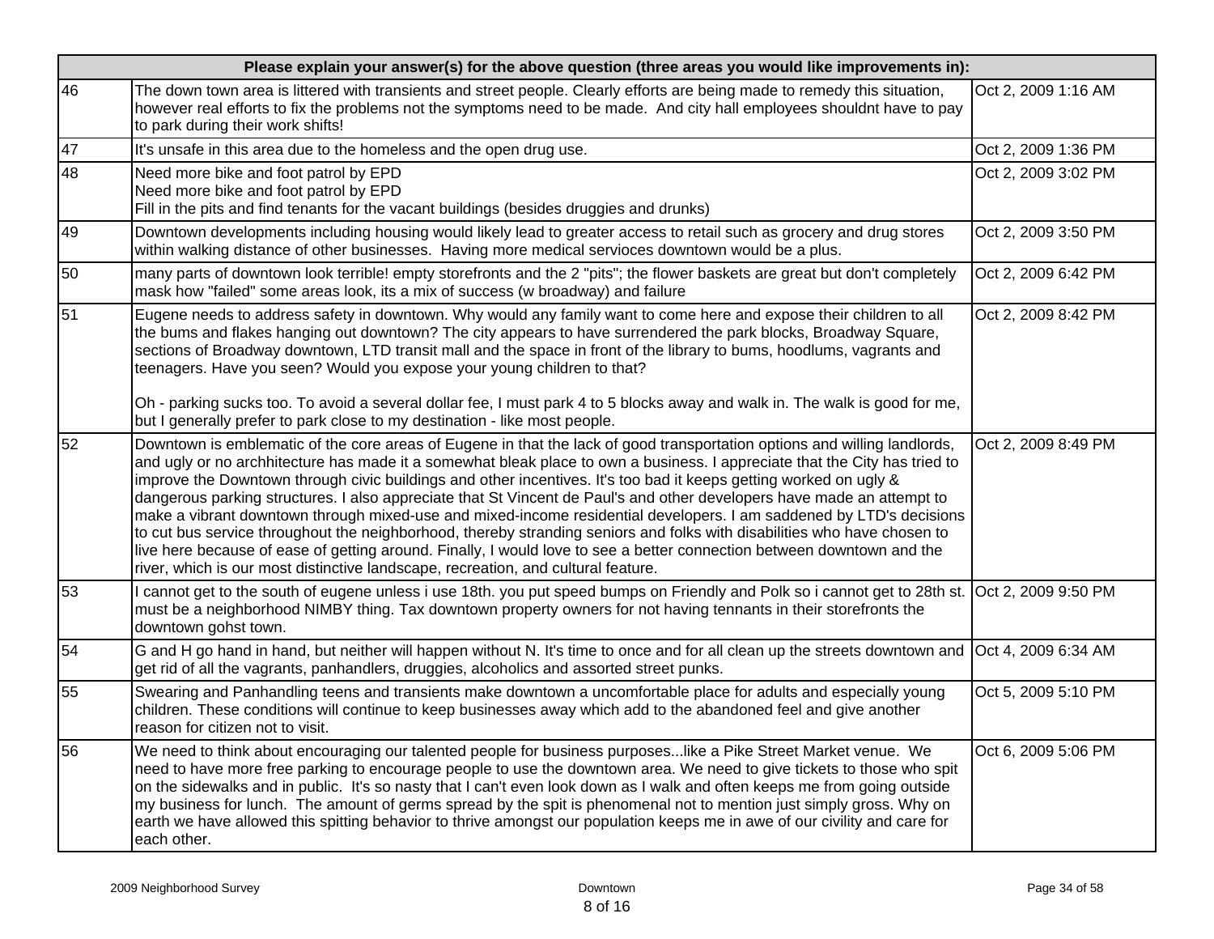| Please explain your answer(s) for the above question (three areas you would like improvements in): | | |
|---|---|---|
| 46 | The down town area is littered with transients and street people. Clearly efforts are being made to remedy this situation, however real efforts to fix the problems not the symptoms need to be made. And city hall employees shouldnt have to pay to park during their work shifts! | Oct 2, 2009 1:16 AM |
| 47 | It's unsafe in this area due to the homeless and the open drug use. | Oct 2, 2009 1:36 PM |
| 48 | Need more bike and foot patrol by EPD<br>Need more bike and foot patrol by EPD<br>Fill in the pits and find tenants for the vacant buildings (besides druggies and drunks) | Oct 2, 2009 3:02 PM |
| 49 | Downtown developments including housing would likely lead to greater access to retail such as grocery and drug stores within walking distance of other businesses. Having more medical servioces downtown would be a plus. | Oct 2, 2009 3:50 PM |
| 50 | many parts of downtown look terrible! empty storefronts and the 2 "pits"; the flower baskets are great but don't completely mask how "failed" some areas look, its a mix of success (w broadway) and failure | Oct 2, 2009 6:42 PM |
| 51 | Eugene needs to address safety in downtown. Why would any family want to come here and expose their children to all the bums and flakes hanging out downtown? The city appears to have surrendered the park blocks, Broadway Square, sections of Broadway downtown, LTD transit mall and the space in front of the library to bums, hoodlums, vagrants and teenagers. Have you seen? Would you expose your young children to that?<br><br>Oh - parking sucks too. To avoid a several dollar fee, I must park 4 to 5 blocks away and walk in. The walk is good for me, but I generally prefer to park close to my destination - like most people. | Oct 2, 2009 8:42 PM |
| 52 | Downtown is emblematic of the core areas of Eugene in that the lack of good transportation options and willing landlords, and ugly or no archhitecture has made it a somewhat bleak place to own a business. I appreciate that the City has tried to improve the Downtown through civic buildings and other incentives. It's too bad it keeps getting worked on ugly & dangerous parking structures. I also appreciate that St Vincent de Paul's and other developers have made an attempt to make a vibrant downtown through mixed-use and mixed-income residential developers. I am saddened by LTD's decisions to cut bus service throughout the neighborhood, thereby stranding seniors and folks with disabilities who have chosen to live here because of ease of getting around. Finally, I would love to see a better connection between downtown and the river, which is our most distinctive landscape, recreation, and cultural feature. | Oct 2, 2009 8:49 PM |
| 53 | I cannot get to the south of eugene unless i use 18th. you put speed bumps on Friendly and Polk so i cannot get to 28th st. must be a neighborhood NIMBY thing. Tax downtown property owners for not having tennants in their storefronts the downtown gohst town. | Oct 2, 2009 9:50 PM |
| 54 | G and H go hand in hand, but neither will happen without N. It's time to once and for all clean up the streets downtown and get rid of all the vagrants, panhandlers, druggies, alcoholics and assorted street punks. | Oct 4, 2009 6:34 AM |
| 55 | Swearing and Panhandling teens and transients make downtown a uncomfortable place for adults and especially young children. These conditions will continue to keep businesses away which add to the abandoned feel and give another reason for citizen not to visit. | Oct 5, 2009 5:10 PM |
| 56 | We need to think about encouraging our talented people for business purposes...like a Pike Street Market venue. We need to have more free parking to encourage people to use the downtown area. We need to give tickets to those who spit on the sidewalks and in public. It's so nasty that I can't even look down as I walk and often keeps me from going outside my business for lunch. The amount of germs spread by the spit is phenomenal not to mention just simply gross. Why on earth we have allowed this spitting behavior to thrive amongst our population keeps me in awe of our civility and care for each other. | Oct 6, 2009 5:06 PM |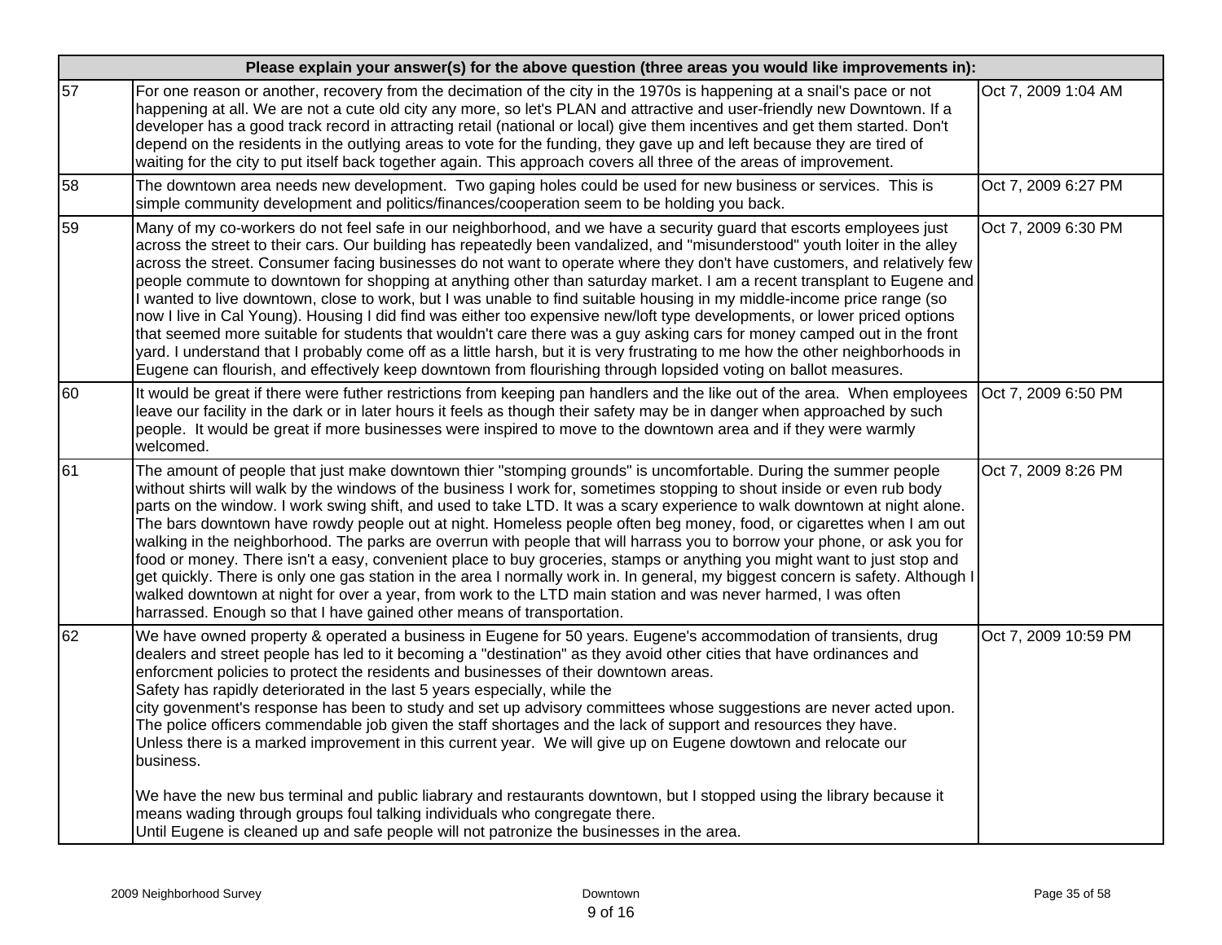| | Please explain your answer(s) for the above question (three areas you would like improvements in): | |
|---|---|---|
| 57 | For one reason or another, recovery from the decimation of the city in the 1970s is happening at a snail's pace or not happening at all. We are not a cute old city any more, so let's PLAN and attractive and user-friendly new Downtown. If a developer has a good track record in attracting retail (national or local) give them incentives and get them started. Don't depend on the residents in the outlying areas to vote for the funding, they gave up and left because they are tired of waiting for the city to put itself back together again. This approach covers all three of the areas of improvement. | Oct 7, 2009 1:04 AM |
| 58 | The downtown area needs new development. Two gaping holes could be used for new business or services. This is simple community development and politics/finances/cooperation seem to be holding you back. | Oct 7, 2009 6:27 PM |
| 59 | Many of my co-workers do not feel safe in our neighborhood, and we have a security guard that escorts employees just across the street to their cars. Our building has repeatedly been vandalized, and "misunderstood" youth loiter in the alley across the street. Consumer facing businesses do not want to operate where they don't have customers, and relatively few people commute to downtown for shopping at anything other than saturday market. I am a recent transplant to Eugene and I wanted to live downtown, close to work, but I was unable to find suitable housing in my middle-income price range (so now I live in Cal Young). Housing I did find was either too expensive new/loft type developments, or lower priced options that seemed more suitable for students that wouldn't care there was a guy asking cars for money camped out in the front yard. I understand that I probably come off as a little harsh, but it is very frustrating to me how the other neighborhoods in Eugene can flourish, and effectively keep downtown from flourishing through lopsided voting on ballot measures. | Oct 7, 2009 6:30 PM |
| 60 | It would be great if there were futher restrictions from keeping pan handlers and the like out of the area. When employees leave our facility in the dark or in later hours it feels as though their safety may be in danger when approached by such people. It would be great if more businesses were inspired to move to the downtown area and if they were warmly welcomed. | Oct 7, 2009 6:50 PM |
| 61 | The amount of people that just make downtown thier "stomping grounds" is uncomfortable. During the summer people without shirts will walk by the windows of the business I work for, sometimes stopping to shout inside or even rub body parts on the window. I work swing shift, and used to take LTD. It was a scary experience to walk downtown at night alone. The bars downtown have rowdy people out at night. Homeless people often beg money, food, or cigarettes when I am out walking in the neighborhood. The parks are overrun with people that will harrass you to borrow your phone, or ask you for food or money. There isn't a easy, convenient place to buy groceries, stamps or anything you might want to just stop and get quickly. There is only one gas station in the area I normally work in. In general, my biggest concern is safety. Although I walked downtown at night for over a year, from work to the LTD main station and was never harmed, I was often harrassed. Enough so that I have gained other means of transportation. | Oct 7, 2009 8:26 PM |
| 62 | We have owned property & operated a business in Eugene for 50 years. Eugene's accommodation of transients, drug dealers and street people has led to it becoming a "destination" as they avoid other cities that have ordinances and enforcment policies to protect the residents and businesses of their downtown areas.<br>Safety has rapidly deteriorated in the last 5 years especially, while the<br>city govenment's response has been to study and set up advisory committees whose suggestions are never acted upon.<br>The police officers commendable job given the staff shortages and the lack of support and resources they have.<br>Unless there is a marked improvement in this current year. We will give up on Eugene dowtown and relocate our business.<br><br>We have the new bus terminal and public liabrary and restaurants downtown, but I stopped using the library because it means wading through groups foul talking individuals who congregate there.<br>Until Eugene is cleaned up and safe people will not patronize the businesses in the area. | Oct 7, 2009 10:59 PM |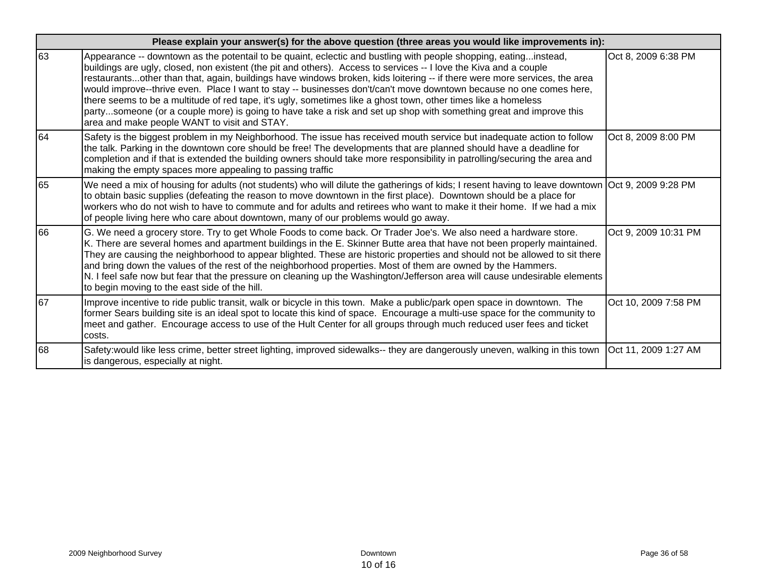| Please explain your answer(s) for the above question (three areas you would like improvements in): | | |
|---|---|---|
| 63 | Appearance -- downtown as the potentail to be quaint, eclectic and bustling with people shopping, eating...instead, buildings are ugly, closed, non existent (the pit and others). Access to services -- I love the Kiva and a couple restaurants...other than that, again, buildings have windows broken, kids loitering -- if there were more services, the area would improve--thrive even. Place I want to stay -- businesses don't/can't move downtown because no one comes here, there seems to be a multitude of red tape, it's ugly, sometimes like a ghost town, other times like a homeless party...someone (or a couple more) is going to have take a risk and set up shop with something great and improve this area and make people WANT to visit and STAY. | Oct 8, 2009 6:38 PM |
| 64 | Safety is the biggest problem in my Neighborhood. The issue has received mouth service but inadequate action to follow the talk. Parking in the downtown core should be free! The developments that are planned should have a deadline for completion and if that is extended the building owners should take more responsibility in patrolling/securing the area and making the empty spaces more appealing to passing traffic | Oct 8, 2009 8:00 PM |
| 65 | We need a mix of housing for adults (not students) who will dilute the gatherings of kids; I resent having to leave downtown to obtain basic supplies (defeating the reason to move downtown in the first place). Downtown should be a place for workers who do not wish to have to commute and for adults and retirees who want to make it their home. If we had a mix of people living here who care about downtown, many of our problems would go away. | Oct 9, 2009 9:28 PM |
| 66 | G. We need a grocery store. Try to get Whole Foods to come back. Or Trader Joe's. We also need a hardware store. K. There are several homes and apartment buildings in the E. Skinner Butte area that have not been properly maintained. They are causing the neighborhood to appear blighted. These are historic properties and should not be allowed to sit there and bring down the values of the rest of the neighborhood properties. Most of them are owned by the Hammers. N. I feel safe now but fear that the pressure on cleaning up the Washington/Jefferson area will cause undesirable elements to begin moving to the east side of the hill. | Oct 9, 2009 10:31 PM |
| 67 | Improve incentive to ride public transit, walk or bicycle in this town. Make a public/park open space in downtown. The former Sears building site is an ideal spot to locate this kind of space. Encourage a multi-use space for the community to meet and gather. Encourage access to use of the Hult Center for all groups through much reduced user fees and ticket costs. | Oct 10, 2009 7:58 PM |
| 68 | Safety:would like less crime, better street lighting, improved sidewalks-- they are dangerously uneven, walking in this town is dangerous, especially at night. | Oct 11, 2009 1:27 AM |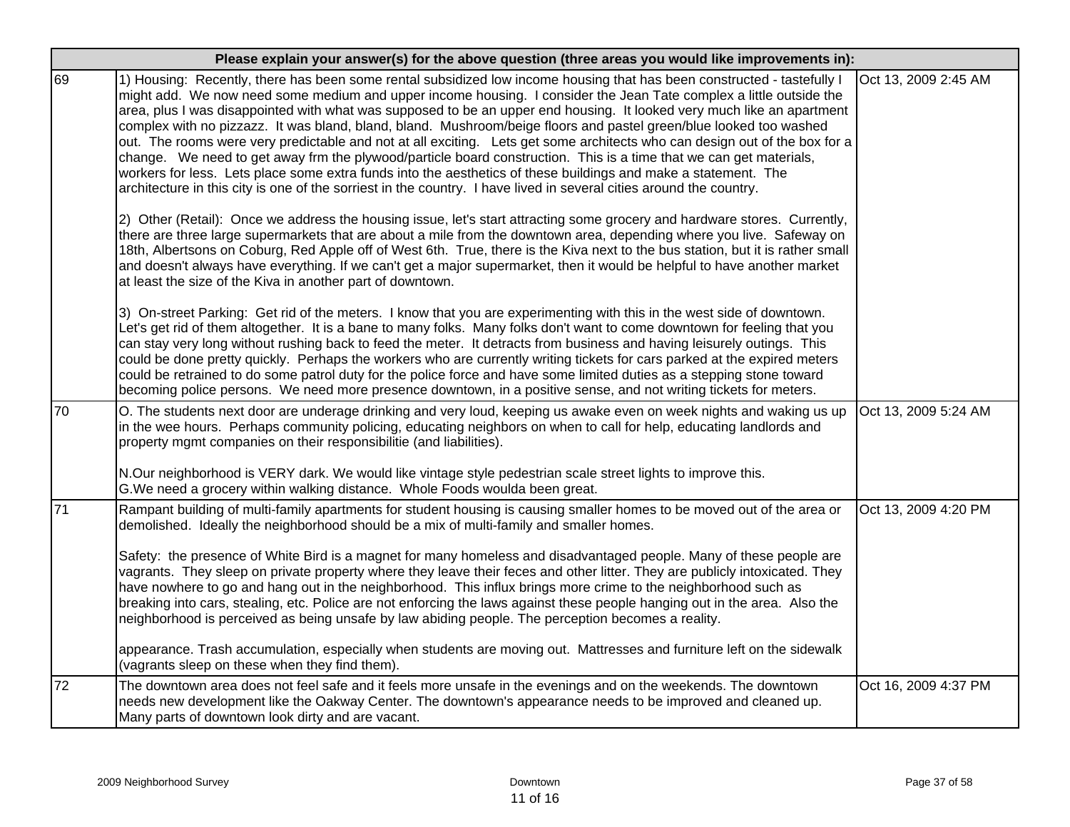| Please explain your answer(s) for the above question (three areas you would like improvements in): | | |
|---|---|---|
| 69 | 1) Housing: Recently, there has been some rental subsidized low income housing that has been constructed - tastefully I might add. We now need some medium and upper income housing. I consider the Jean Tate complex a little outside the area, plus I was disappointed with what was supposed to be an upper end housing. It looked very much like an apartment complex with no pizzazz. It was bland, bland, bland. Mushroom/beige floors and pastel green/blue looked too washed out. The rooms were very predictable and not at all exciting. Lets get some architects who can design out of the box for a change. We need to get away frm the plywood/particle board construction. This is a time that we can get materials, workers for less. Lets place some extra funds into the aesthetics of these buildings and make a statement. The architecture in this city is one of the sorriest in the country. I have lived in several cities around the country.<br><br>2) Other (Retail): Once we address the housing issue, let's start attracting some grocery and hardware stores. Currently, there are three large supermarkets that are about a mile from the downtown area, depending where you live. Safeway on 18th, Albertsons on Coburg, Red Apple off of West 6th. True, there is the Kiva next to the bus station, but it is rather small and doesn't always have everything. If we can't get a major supermarket, then it would be helpful to have another market at least the size of the Kiva in another part of downtown.<br><br>3) On-street Parking: Get rid of the meters. I know that you are experimenting with this in the west side of downtown. Let's get rid of them altogether. It is a bane to many folks. Many folks don't want to come downtown for feeling that you can stay very long without rushing back to feed the meter. It detracts from business and having leisurely outings. This could be done pretty quickly. Perhaps the workers who are currently writing tickets for cars parked at the expired meters could be retrained to do some patrol duty for the police force and have some limited duties as a stepping stone toward becoming police persons. We need more presence downtown, in a positive sense, and not writing tickets for meters. | Oct 13, 2009 2:45 AM |
| 70 | O. The students next door are underage drinking and very loud, keeping us awake even on week nights and waking us up in the wee hours. Perhaps community policing, educating neighbors on when to call for help, educating landlords and property mgmt companies on their responsibilitie (and liabilities).<br><br>N.Our neighborhood is VERY dark. We would like vintage style pedestrian scale street lights to improve this.<br>G.We need a grocery within walking distance. Whole Foods woulda been great. | Oct 13, 2009 5:24 AM |
| 71 | Rampant building of multi-family apartments for student housing is causing smaller homes to be moved out of the area or demolished. Ideally the neighborhood should be a mix of multi-family and smaller homes.<br><br>Safety: the presence of White Bird is a magnet for many homeless and disadvantaged people. Many of these people are vagrants. They sleep on private property where they leave their feces and other litter. They are publicly intoxicated. They have nowhere to go and hang out in the neighborhood. This influx brings more crime to the neighborhood such as breaking into cars, stealing, etc. Police are not enforcing the laws against these people hanging out in the area. Also the neighborhood is perceived as being unsafe by law abiding people. The perception becomes a reality.<br><br>appearance. Trash accumulation, especially when students are moving out. Mattresses and furniture left on the sidewalk (vagrants sleep on these when they find them). | Oct 13, 2009 4:20 PM |
| 72 | The downtown area does not feel safe and it feels more unsafe in the evenings and on the weekends. The downtown needs new development like the Oakway Center. The downtown's appearance needs to be improved and cleaned up. Many parts of downtown look dirty and are vacant. | Oct 16, 2009 4:37 PM |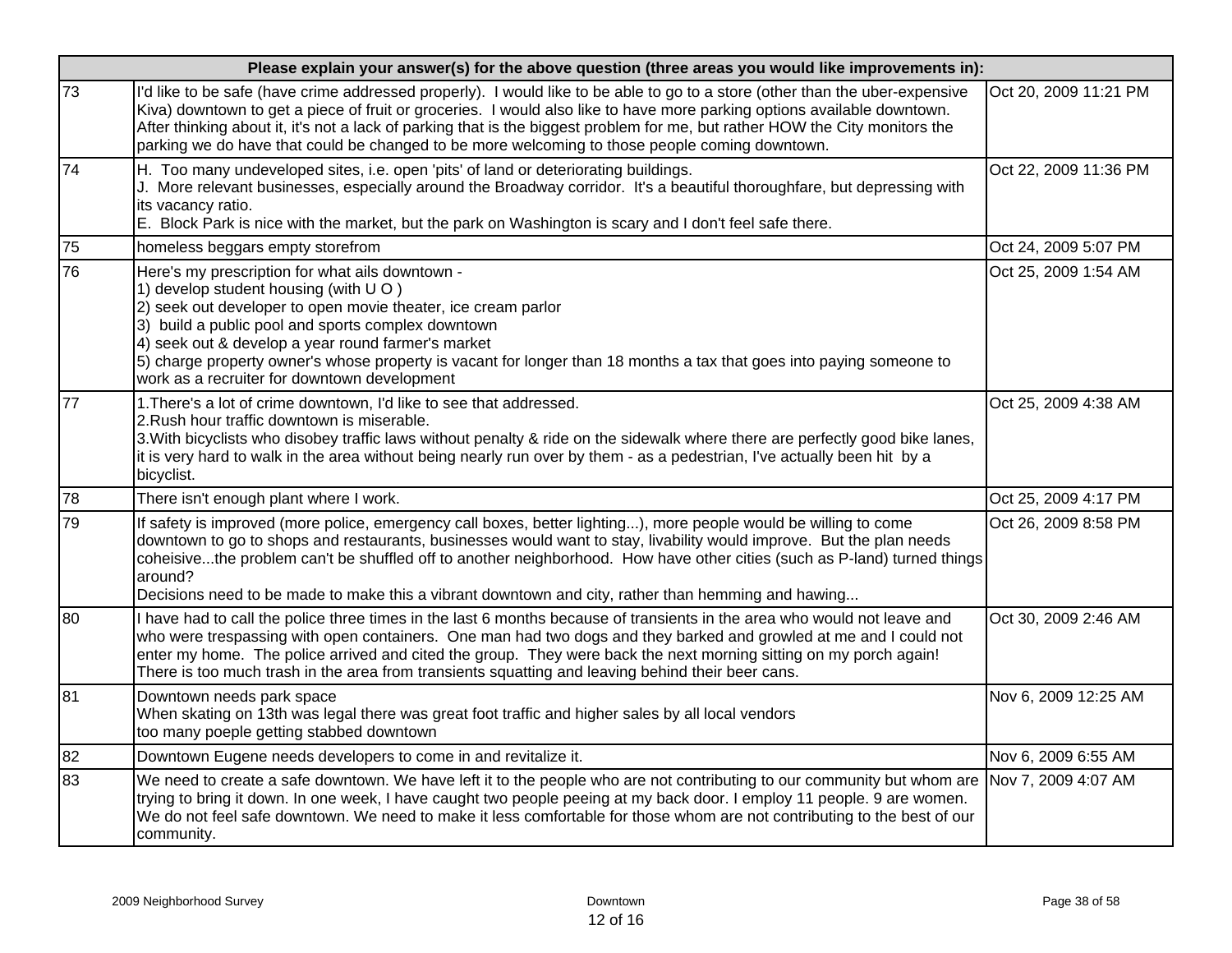| Please explain your answer(s) for the above question (three areas you would like improvements in): | | |
|---|---|---|
| 73 | I'd like to be safe (have crime addressed properly). I would like to be able to go to a store (other than the uber-expensive Kiva) downtown to get a piece of fruit or groceries. I would also like to have more parking options available downtown. After thinking about it, it's not a lack of parking that is the biggest problem for me, but rather HOW the City monitors the parking we do have that could be changed to be more welcoming to those people coming downtown. | Oct 20, 2009 11:21 PM |
| 74 | H. Too many undeveloped sites, i.e. open 'pits' of land or deteriorating buildings.<br>J. More relevant businesses, especially around the Broadway corridor. It's a beautiful thoroughfare, but depressing with its vacancy ratio.<br>E. Block Park is nice with the market, but the park on Washington is scary and I don't feel safe there. | Oct 22, 2009 11:36 PM |
| 75 | homeless beggars empty storefrom | Oct 24, 2009 5:07 PM |
| 76 | Here's my prescription for what ails downtown -<br>1) develop student housing (with U O )<br>2) seek out developer to open movie theater, ice cream parlor<br>3) build a public pool and sports complex downtown<br>4) seek out & develop a year round farmer's market<br>5) charge property owner's whose property is vacant for longer than 18 months a tax that goes into paying someone to work as a recruiter for downtown development | Oct 25, 2009 1:54 AM |
| 77 | 1.There's a lot of crime downtown, I'd like to see that addressed.<br>2.Rush hour traffic downtown is miserable.<br>3.With bicyclists who disobey traffic laws without penalty & ride on the sidewalk where there are perfectly good bike lanes, it is very hard to walk in the area without being nearly run over by them - as a pedestrian, I've actually been hit by a bicyclist. | Oct 25, 2009 4:38 AM |
| 78 | There isn't enough plant where I work. | Oct 25, 2009 4:17 PM |
| 79 | If safety is improved (more police, emergency call boxes, better lighting...), more people would be willing to come downtown to go to shops and restaurants, businesses would want to stay, livability would improve. But the plan needs coheisive...the problem can't be shuffled off to another neighborhood. How have other cities (such as P-land) turned things around?<br>Decisions need to be made to make this a vibrant downtown and city, rather than hemming and hawing... | Oct 26, 2009 8:58 PM |
| 80 | I have had to call the police three times in the last 6 months because of transients in the area who would not leave and who were trespassing with open containers. One man had two dogs and they barked and growled at me and I could not enter my home. The police arrived and cited the group. They were back the next morning sitting on my porch again! There is too much trash in the area from transients squatting and leaving behind their beer cans. | Oct 30, 2009 2:46 AM |
| 81 | Downtown needs park space<br>When skating on 13th was legal there was great foot traffic and higher sales by all local vendors<br>too many poeple getting stabbed downtown | Nov 6, 2009 12:25 AM |
| 82 | Downtown Eugene needs developers to come in and revitalize it. | Nov 6, 2009 6:55 AM |
| 83 | We need to create a safe downtown. We have left it to the people who are not contributing to our community but whom are trying to bring it down. In one week, I have caught two people peeing at my back door. I employ 11 people. 9 are women. We do not feel safe downtown. We need to make it less comfortable for those whom are not contributing to the best of our community. | Nov 7, 2009 4:07 AM |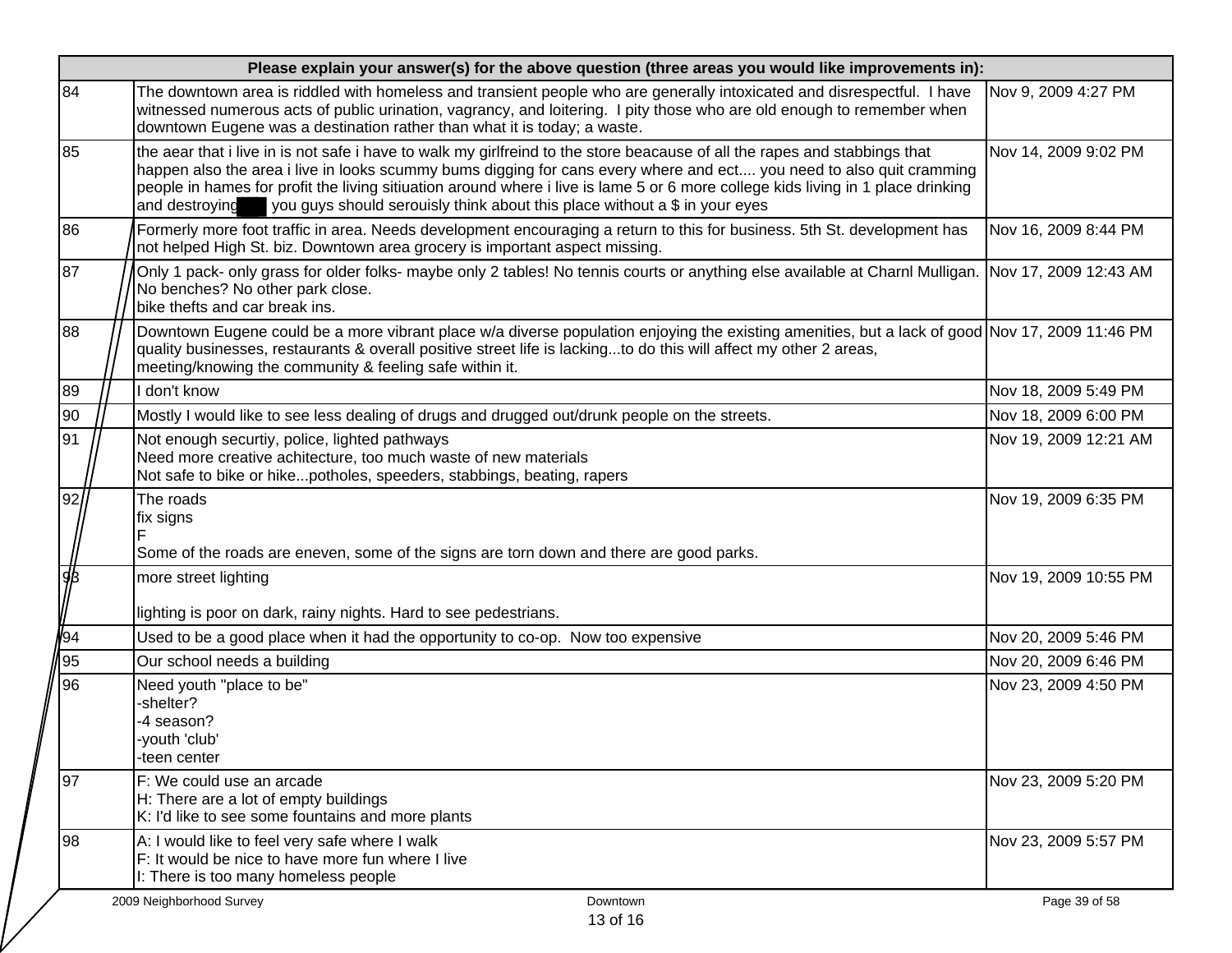| Please explain your answer(s) for the above question (three areas you would like improvements in): | | |
|---|---|---|
| 84 | The downtown area is riddled with homeless and transient people who are generally intoxicated and disrespectful. I have witnessed numerous acts of public urination, vagrancy, and loitering. I pity those who are old enough to remember when downtown Eugene was a destination rather than what it is today; a waste. | Nov 9, 2009 4:27 PM |
| 85 | the aear that i live in is not safe i have to walk my girlfreind to the store beacause of all the rapes and stabbings that happen also the area i live in looks scummy bums digging for cans every where and ect.... you need to also quit cramming people in hames for profit the living sitiuation around where i live is lame 5 or 6 more college kids living in 1 place drinking and destroying ███ you guys should serouisly think about this place without a $ in your eyes | Nov 14, 2009 9:02 PM |
| 86 | Formerly more foot traffic in area. Needs development encouraging a return to this for business. 5th St. development has not helped High St. biz. Downtown area grocery is important aspect missing. | Nov 16, 2009 8:44 PM |
| 87 | Only 1 pack- only grass for older folks- maybe only 2 tables! No tennis courts or anything else available at Charnl Mulligan. No benches? No other park close.<br>bike thefts and car break ins. | Nov 17, 2009 12:43 AM |
| 88 | Downtown Eugene could be a more vibrant place w/a diverse population enjoying the existing amenities, but a lack of good quality businesses, restaurants & overall positive street life is lacking...to do this will affect my other 2 areas, meeting/knowing the community & feeling safe within it. | Nov 17, 2009 11:46 PM |
| 89 | I don't know | Nov 18, 2009 5:49 PM |
| 90 | Mostly I would like to see less dealing of drugs and drugged out/drunk people on the streets. | Nov 18, 2009 6:00 PM |
| 91 | Not enough securtiy, police, lighted pathways<br>Need more creative achitecture, too much waste of new materials<br>Not safe to bike or hike...potholes, speeders, stabbings, beating, rapers | Nov 19, 2009 12:21 AM |
| 92 | The roads<br>fix signs<br>F<br>Some of the roads are eneven, some of the signs are torn down and there are good parks. | Nov 19, 2009 6:35 PM |
| 93 | more street lighting<br><br>lighting is poor on dark, rainy nights. Hard to see pedestrians. | Nov 19, 2009 10:55 PM |
| 94 | Used to be a good place when it had the opportunity to co-op. Now too expensive | Nov 20, 2009 5:46 PM |
| 95 | Our school needs a building | Nov 20, 2009 6:46 PM |
| 96 | Need youth "place to be"<br>-shelter?<br>-4 season?<br>-youth 'club'<br>-teen center | Nov 23, 2009 4:50 PM |
| 97 | F: We could use an arcade<br>H: There are a lot of empty buildings<br>K: I'd like to see some fountains and more plants | Nov 23, 2009 5:20 PM |
| 98 | A: I would like to feel very safe where I walk<br>F: It would be nice to have more fun where I live<br>I: There is too many homeless people | Nov 23, 2009 5:57 PM |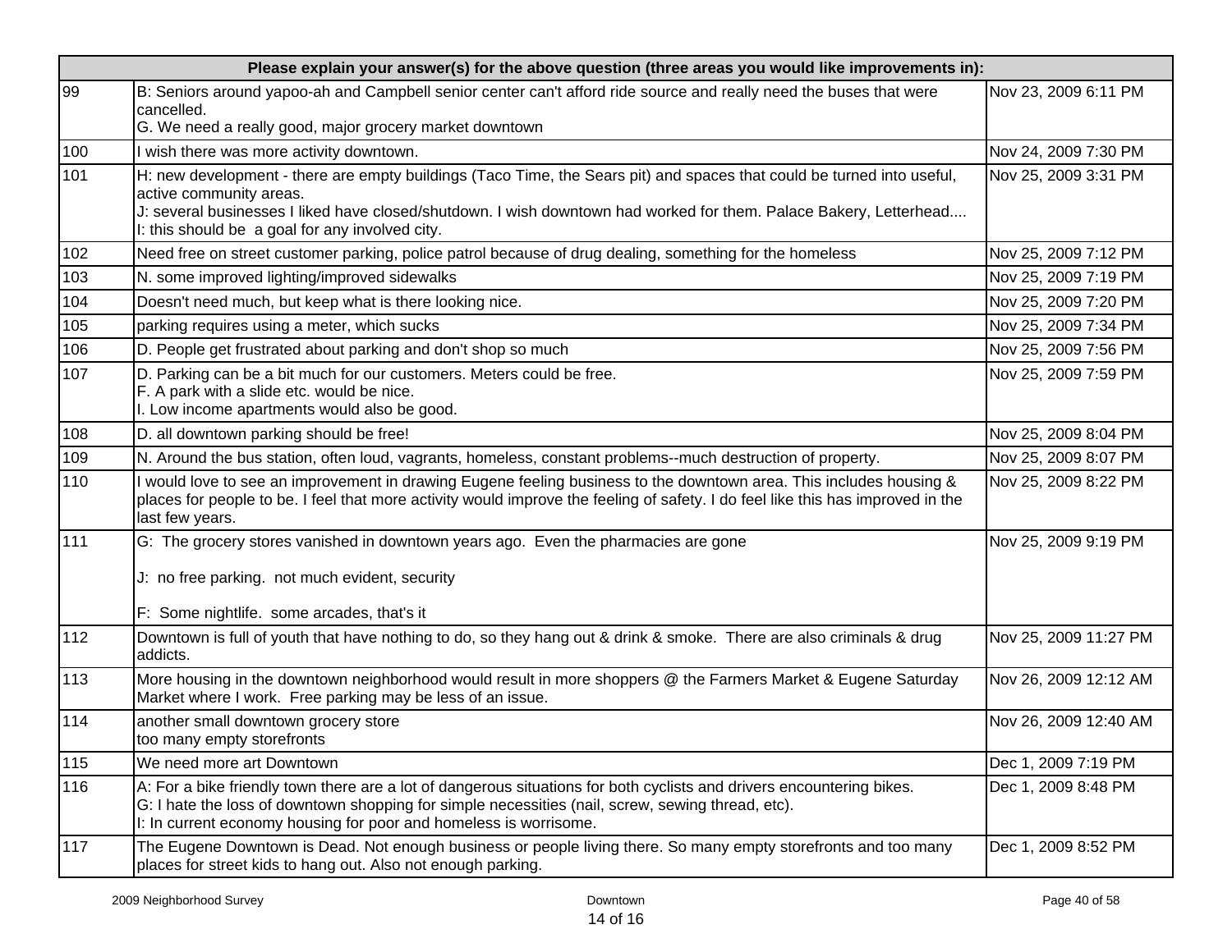| Please explain your answer(s) for the above question (three areas you would like improvements in): | | |
|---|---|---|
| 99 | B: Seniors around yapoo-ah and Campbell senior center can't afford ride source and really need the buses that were cancelled.<br>G. We need a really good, major grocery market downtown | Nov 23, 2009 6:11 PM |
| 100 | I wish there was more activity downtown. | Nov 24, 2009 7:30 PM |
| 101 | H: new development - there are empty buildings (Taco Time, the Sears pit) and spaces that could be turned into useful, active community areas.<br>J: several businesses I liked have closed/shutdown. I wish downtown had worked for them. Palace Bakery, Letterhead....<br>I: this should be a goal for any involved city. | Nov 25, 2009 3:31 PM |
| 102 | Need free on street customer parking, police patrol because of drug dealing, something for the homeless | Nov 25, 2009 7:12 PM |
| 103 | N. some improved lighting/improved sidewalks | Nov 25, 2009 7:19 PM |
| 104 | Doesn't need much, but keep what is there looking nice. | Nov 25, 2009 7:20 PM |
| 105 | parking requires using a meter, which sucks | Nov 25, 2009 7:34 PM |
| 106 | D. People get frustrated about parking and don't shop so much | Nov 25, 2009 7:56 PM |
| 107 | D. Parking can be a bit much for our customers. Meters could be free.<br>F. A park with a slide etc. would be nice.<br>I. Low income apartments would also be good. | Nov 25, 2009 7:59 PM |
| 108 | D. all downtown parking should be free! | Nov 25, 2009 8:04 PM |
| 109 | N. Around the bus station, often loud, vagrants, homeless, constant problems--much destruction of property. | Nov 25, 2009 8:07 PM |
| 110 | I would love to see an improvement in drawing Eugene feeling business to the downtown area. This includes housing & places for people to be. I feel that more activity would improve the feeling of safety. I do feel like this has improved in the last few years. | Nov 25, 2009 8:22 PM |
| 111 | G: The grocery stores vanished in downtown years ago. Even the pharmacies are gone<br><br>J: no free parking. not much evident, security<br><br>F: Some nightlife. some arcades, that's it | Nov 25, 2009 9:19 PM |
| 112 | Downtown is full of youth that have nothing to do, so they hang out & drink & smoke. There are also criminals & drug addicts. | Nov 25, 2009 11:27 PM |
| 113 | More housing in the downtown neighborhood would result in more shoppers @ the Farmers Market & Eugene Saturday Market where I work. Free parking may be less of an issue. | Nov 26, 2009 12:12 AM |
| 114 | another small downtown grocery store<br>too many empty storefronts | Nov 26, 2009 12:40 AM |
| 115 | We need more art Downtown | Dec 1, 2009 7:19 PM |
| 116 | A: For a bike friendly town there are a lot of dangerous situations for both cyclists and drivers encountering bikes.<br>G: I hate the loss of downtown shopping for simple necessities (nail, screw, sewing thread, etc).<br>I: In current economy housing for poor and homeless is worrisome. | Dec 1, 2009 8:48 PM |
| 117 | The Eugene Downtown is Dead. Not enough business or people living there. So many empty storefronts and too many places for street kids to hang out. Also not enough parking. | Dec 1, 2009 8:52 PM |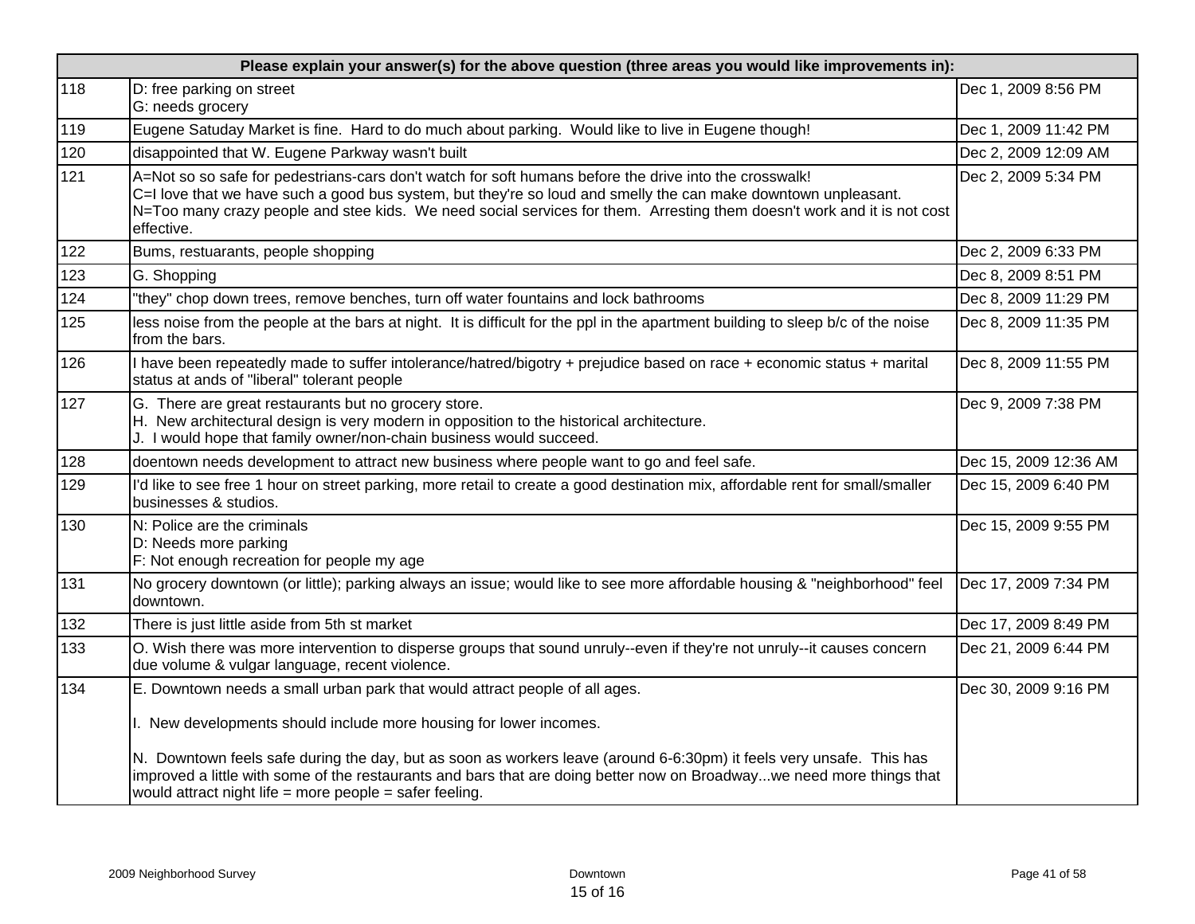| Please explain your answer(s) for the above question (three areas you would like improvements in): | | |
|---|---|---|
| 118 | D: free parking on street<br>G: needs grocery | Dec 1, 2009 8:56 PM |
| 119 | Eugene Satuday Market is fine. Hard to do much about parking. Would like to live in Eugene though! | Dec 1, 2009 11:42 PM |
| 120 | disappointed that W. Eugene Parkway wasn't built | Dec 2, 2009 12:09 AM |
| 121 | A=Not so so safe for pedestrians-cars don't watch for soft humans before the drive into the crosswalk!<br>C=I love that we have such a good bus system, but they're so loud and smelly the can make downtown unpleasant.<br>N=Too many crazy people and stee kids. We need social services for them. Arresting them doesn't work and it is not cost effective. | Dec 2, 2009 5:34 PM |
| 122 | Bums, restuarants, people shopping | Dec 2, 2009 6:33 PM |
| 123 | G. Shopping | Dec 8, 2009 8:51 PM |
| 124 | "they" chop down trees, remove benches, turn off water fountains and lock bathrooms | Dec 8, 2009 11:29 PM |
| 125 | less noise from the people at the bars at night. It is difficult for the ppl in the apartment building to sleep b/c of the noise from the bars. | Dec 8, 2009 11:35 PM |
| 126 | I have been repeatedly made to suffer intolerance/hatred/bigotry + prejudice based on race + economic status + marital status at ands of "liberal" tolerant people | Dec 8, 2009 11:55 PM |
| 127 | G. There are great restaurants but no grocery store.<br>H. New architectural design is very modern in opposition to the historical architecture.<br>J. I would hope that family owner/non-chain business would succeed. | Dec 9, 2009 7:38 PM |
| 128 | doentown needs development to attract new business where people want to go and feel safe. | Dec 15, 2009 12:36 AM |
| 129 | I'd like to see free 1 hour on street parking, more retail to create a good destination mix, affordable rent for small/smaller businesses & studios. | Dec 15, 2009 6:40 PM |
| 130 | N: Police are the criminals<br>D: Needs more parking<br>F: Not enough recreation for people my age | Dec 15, 2009 9:55 PM |
| 131 | No grocery downtown (or little); parking always an issue; would like to see more affordable housing & "neighborhood" feel downtown. | Dec 17, 2009 7:34 PM |
| 132 | There is just little aside from 5th st market | Dec 17, 2009 8:49 PM |
| 133 | O. Wish there was more intervention to disperse groups that sound unruly--even if they're not unruly--it causes concern due volume & vulgar language, recent violence. | Dec 21, 2009 6:44 PM |
| 134 | E. Downtown needs a small urban park that would attract people of all ages.<br><br>I. New developments should include more housing for lower incomes.<br><br>N. Downtown feels safe during the day, but as soon as workers leave (around 6-6:30pm) it feels very unsafe. This has improved a little with some of the restaurants and bars that are doing better now on Broadway...we need more things that would attract night life = more people = safer feeling. | Dec 30, 2009 9:16 PM |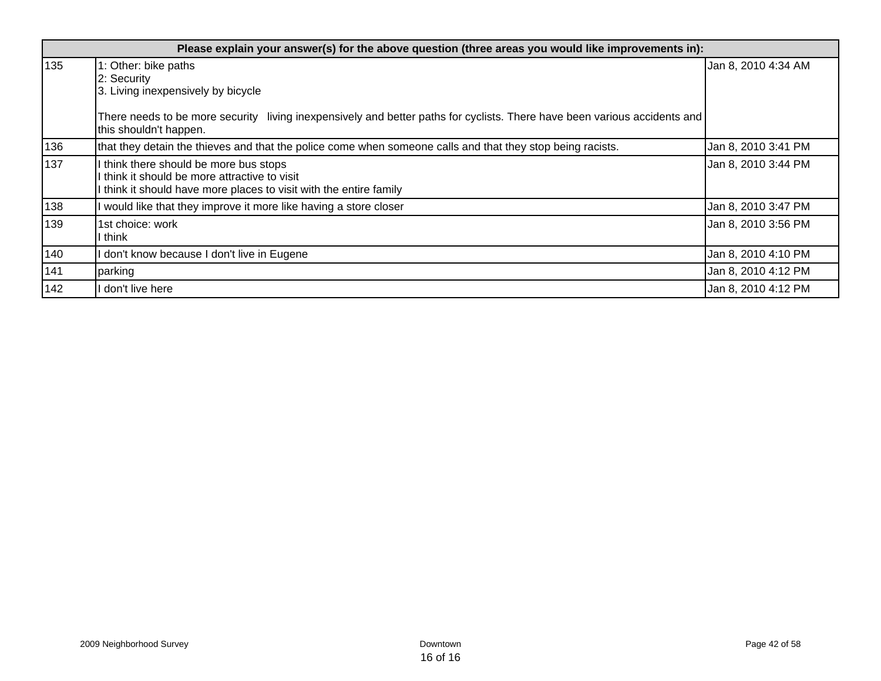| Please explain your answer(s) for the above question (three areas you would like improvements in): | | |
|---|---|---|
| 135 | 1: Other: bike paths<br>2: Security<br>3. Living inexpensively by bicycle<br><br>There needs to be more security   living inexpensively and better paths for cyclists. There have been various accidents and this shouldn't happen. | Jan 8, 2010 4:34 AM |
| 136 | that they detain the thieves and that the police come when someone calls and that they stop being racists. | Jan 8, 2010 3:41 PM |
| 137 | I think there should be more bus stops<br>I think it should be more attractive to visit<br>I think it should have more places to visit with the entire family | Jan 8, 2010 3:44 PM |
| 138 | I would like that they improve it more like having a store closer | Jan 8, 2010 3:47 PM |
| 139 | 1st choice: work<br>I think | Jan 8, 2010 3:56 PM |
| 140 | I don't know because I don't live in Eugene | Jan 8, 2010 4:10 PM |
| 141 | parking | Jan 8, 2010 4:12 PM |
| 142 | I don't live here | Jan 8, 2010 4:12 PM |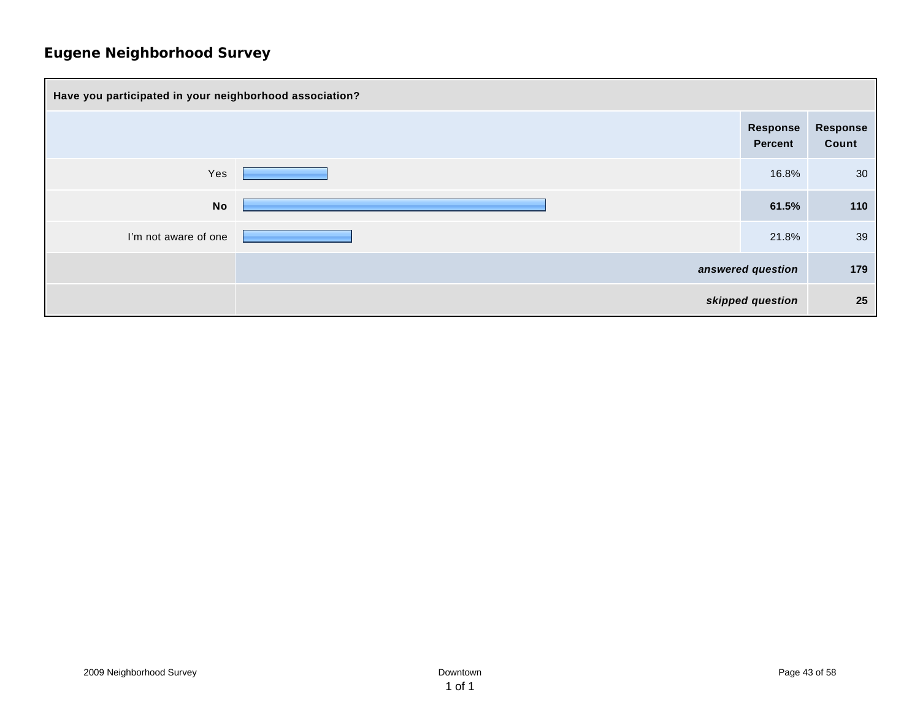## Eugene Neighborhood Survey

| Have you participated in your neighborhood association? | Response Percent | Response Count |
|---|---|---|
| Yes | 16.8% | 30 |
| **No** | **61.5%** | **110** |
| I'm not aware of one | 21.8% | 39 |
| ***answered question*** | | **179** |
| ***skipped question*** | | **25** |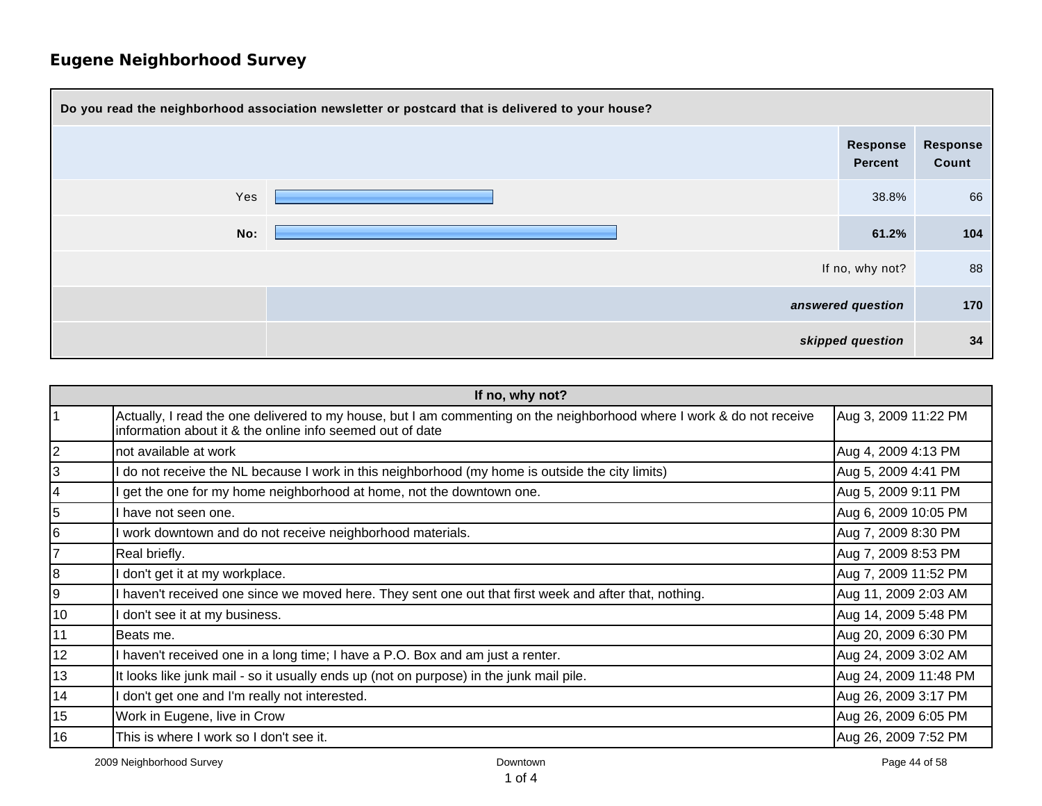## Eugene Neighborhood Survey

| Do you read the neighborhood association newsletter or postcard that is delivered to your house? | Response Percent | Response Count |
|---|---|---|
| Yes | 38.8% | 66 |
| **No:** | **61.2%** | **104** |
| If no, why not? | | 88 |
| ***answered question*** | | **170** |
| ***skipped question*** | | **34** |

| If no, why not? | | |
|---|---|---|
| 1 | Actually, I read the one delivered to my house, but I am commenting on the neighborhood where I work & do not receive information about it & the online info seemed out of date | Aug 3, 2009 11:22 PM |
| 2 | not available at work | Aug 4, 2009 4:13 PM |
| 3 | I do not receive the NL because I work in this neighborhood (my home is outside the city limits) | Aug 5, 2009 4:41 PM |
| 4 | I get the one for my home neighborhood at home, not the downtown one. | Aug 5, 2009 9:11 PM |
| 5 | I have not seen one. | Aug 6, 2009 10:05 PM |
| 6 | I work downtown and do not receive neighborhood materials. | Aug 7, 2009 8:30 PM |
| 7 | Real briefly. | Aug 7, 2009 8:53 PM |
| 8 | I don't get it at my workplace. | Aug 7, 2009 11:52 PM |
| 9 | I haven't received one since we moved here. They sent one out that first week and after that, nothing. | Aug 11, 2009 2:03 AM |
| 10 | I don't see it at my business. | Aug 14, 2009 5:48 PM |
| 11 | Beats me. | Aug 20, 2009 6:30 PM |
| 12 | I haven't received one in a long time; I have a P.O. Box and am just a renter. | Aug 24, 2009 3:02 AM |
| 13 | It looks like junk mail - so it usually ends up (not on purpose) in the junk mail pile. | Aug 24, 2009 11:48 PM |
| 14 | I don't get one and I'm really not interested. | Aug 26, 2009 3:17 PM |
| 15 | Work in Eugene, live in Crow | Aug 26, 2009 6:05 PM |
| 16 | This is where I work so I don't see it. | Aug 26, 2009 7:52 PM |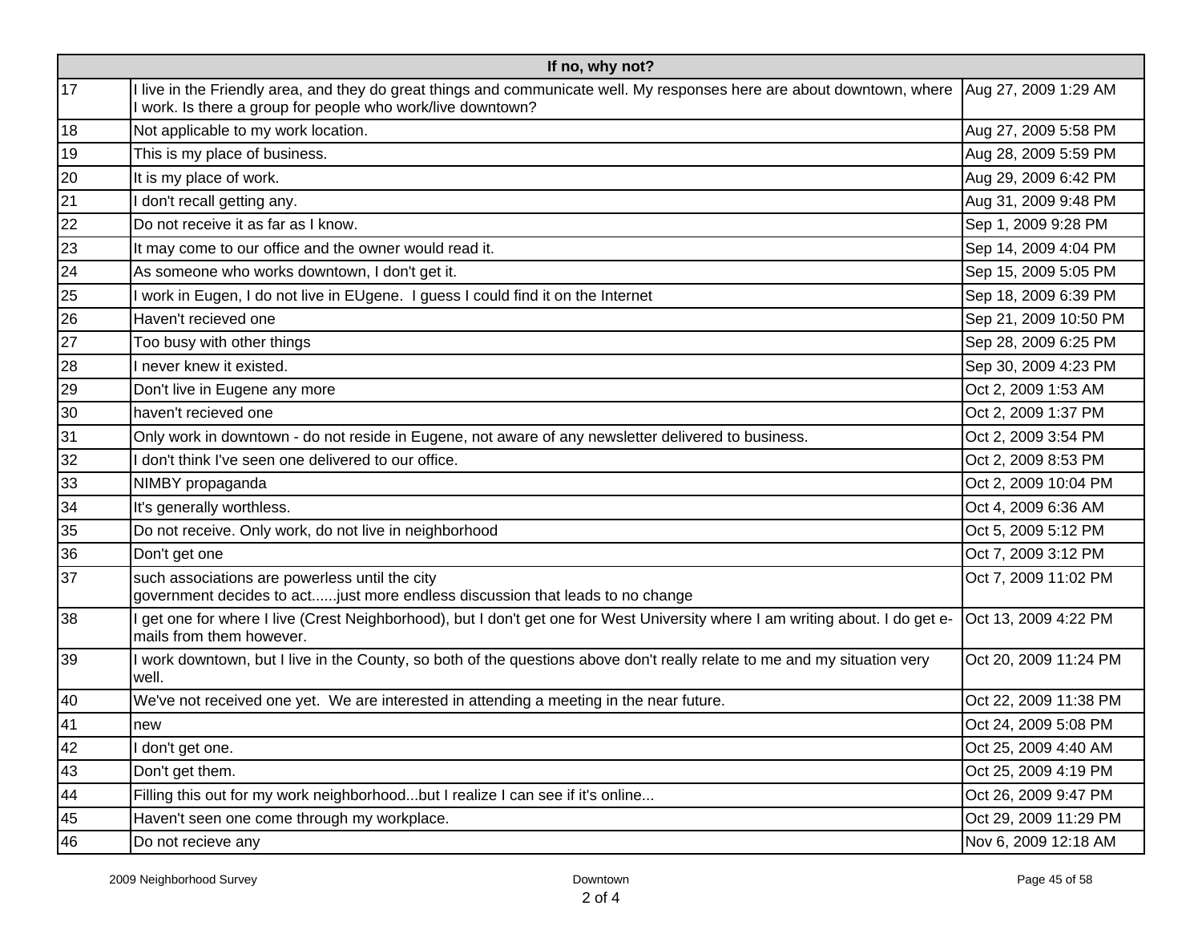| If no, why not? | | |
|---|---|---|
| 17 | I live in the Friendly area, and they do great things and communicate well. My responses here are about downtown, where I work. Is there a group for people who work/live downtown? | Aug 27, 2009 1:29 AM |
| 18 | Not applicable to my work location. | Aug 27, 2009 5:58 PM |
| 19 | This is my place of business. | Aug 28, 2009 5:59 PM |
| 20 | It is my place of work. | Aug 29, 2009 6:42 PM |
| 21 | I don't recall getting any. | Aug 31, 2009 9:48 PM |
| 22 | Do not receive it as far as I know. | Sep 1, 2009 9:28 PM |
| 23 | It may come to our office and the owner would read it. | Sep 14, 2009 4:04 PM |
| 24 | As someone who works downtown, I don't get it. | Sep 15, 2009 5:05 PM |
| 25 | I work in Eugen, I do not live in EUgene. I guess I could find it on the Internet | Sep 18, 2009 6:39 PM |
| 26 | Haven't recieved one | Sep 21, 2009 10:50 PM |
| 27 | Too busy with other things | Sep 28, 2009 6:25 PM |
| 28 | I never knew it existed. | Sep 30, 2009 4:23 PM |
| 29 | Don't live in Eugene any more | Oct 2, 2009 1:53 AM |
| 30 | haven't recieved one | Oct 2, 2009 1:37 PM |
| 31 | Only work in downtown - do not reside in Eugene, not aware of any newsletter delivered to business. | Oct 2, 2009 3:54 PM |
| 32 | I don't think I've seen one delivered to our office. | Oct 2, 2009 8:53 PM |
| 33 | NIMBY propaganda | Oct 2, 2009 10:04 PM |
| 34 | It's generally worthless. | Oct 4, 2009 6:36 AM |
| 35 | Do not receive. Only work, do not live in neighborhood | Oct 5, 2009 5:12 PM |
| 36 | Don't get one | Oct 7, 2009 3:12 PM |
| 37 | such associations are powerless until the city government decides to act......just more endless discussion that leads to no change | Oct 7, 2009 11:02 PM |
| 38 | I get one for where I live (Crest Neighborhood), but I don't get one for West University where I am writing about. I do get e-mails from them however. | Oct 13, 2009 4:22 PM |
| 39 | I work downtown, but I live in the County, so both of the questions above don't really relate to me and my situation very well. | Oct 20, 2009 11:24 PM |
| 40 | We've not received one yet. We are interested in attending a meeting in the near future. | Oct 22, 2009 11:38 PM |
| 41 | new | Oct 24, 2009 5:08 PM |
| 42 | I don't get one. | Oct 25, 2009 4:40 AM |
| 43 | Don't get them. | Oct 25, 2009 4:19 PM |
| 44 | Filling this out for my work neighborhood...but I realize I can see if it's online... | Oct 26, 2009 9:47 PM |
| 45 | Haven't seen one come through my workplace. | Oct 29, 2009 11:29 PM |
| 46 | Do not recieve any | Nov 6, 2009 12:18 AM |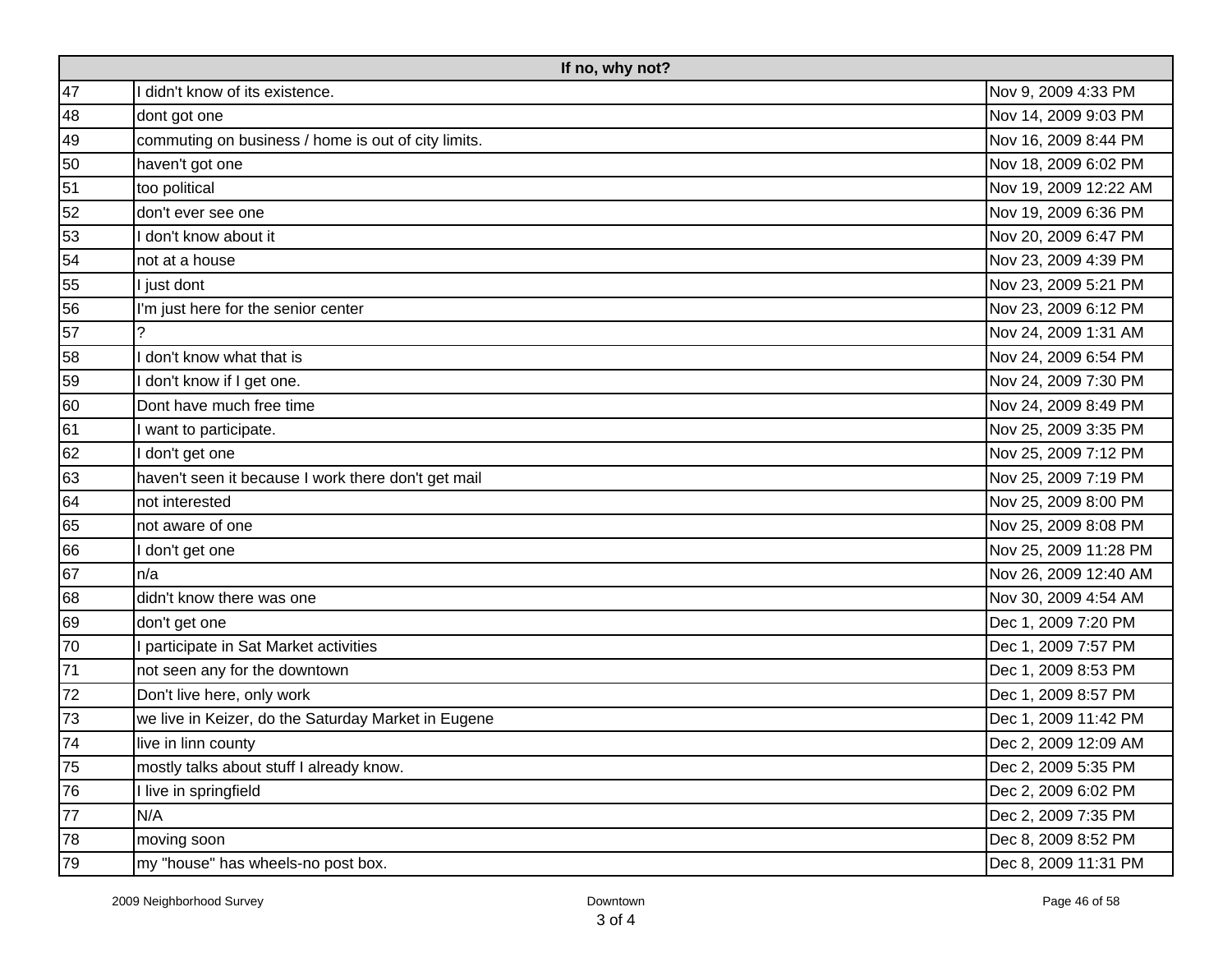| If no, why not? | | |
|---|---|---|
| 47 | I didn't know of its existence. | Nov 9, 2009 4:33 PM |
| 48 | dont got one | Nov 14, 2009 9:03 PM |
| 49 | commuting on business / home is out of city limits. | Nov 16, 2009 8:44 PM |
| 50 | haven't got one | Nov 18, 2009 6:02 PM |
| 51 | too political | Nov 19, 2009 12:22 AM |
| 52 | don't ever see one | Nov 19, 2009 6:36 PM |
| 53 | I don't know about it | Nov 20, 2009 6:47 PM |
| 54 | not at a house | Nov 23, 2009 4:39 PM |
| 55 | I just dont | Nov 23, 2009 5:21 PM |
| 56 | I'm just here for the senior center | Nov 23, 2009 6:12 PM |
| 57 | ? | Nov 24, 2009 1:31 AM |
| 58 | I don't know what that is | Nov 24, 2009 6:54 PM |
| 59 | I don't know if I get one. | Nov 24, 2009 7:30 PM |
| 60 | Dont have much free time | Nov 24, 2009 8:49 PM |
| 61 | I want to participate. | Nov 25, 2009 3:35 PM |
| 62 | I don't get one | Nov 25, 2009 7:12 PM |
| 63 | haven't seen it because I work there don't get mail | Nov 25, 2009 7:19 PM |
| 64 | not interested | Nov 25, 2009 8:00 PM |
| 65 | not aware of one | Nov 25, 2009 8:08 PM |
| 66 | I don't get one | Nov 25, 2009 11:28 PM |
| 67 | n/a | Nov 26, 2009 12:40 AM |
| 68 | didn't know there was one | Nov 30, 2009 4:54 AM |
| 69 | don't get one | Dec 1, 2009 7:20 PM |
| 70 | I participate in Sat Market activities | Dec 1, 2009 7:57 PM |
| 71 | not seen any for the downtown | Dec 1, 2009 8:53 PM |
| 72 | Don't live here, only work | Dec 1, 2009 8:57 PM |
| 73 | we live in Keizer, do the Saturday Market in Eugene | Dec 1, 2009 11:42 PM |
| 74 | live in linn county | Dec 2, 2009 12:09 AM |
| 75 | mostly talks about stuff I already know. | Dec 2, 2009 5:35 PM |
| 76 | I live in springfield | Dec 2, 2009 6:02 PM |
| 77 | N/A | Dec 2, 2009 7:35 PM |
| 78 | moving soon | Dec 8, 2009 8:52 PM |
| 79 | my "house" has wheels-no post box. | Dec 8, 2009 11:31 PM |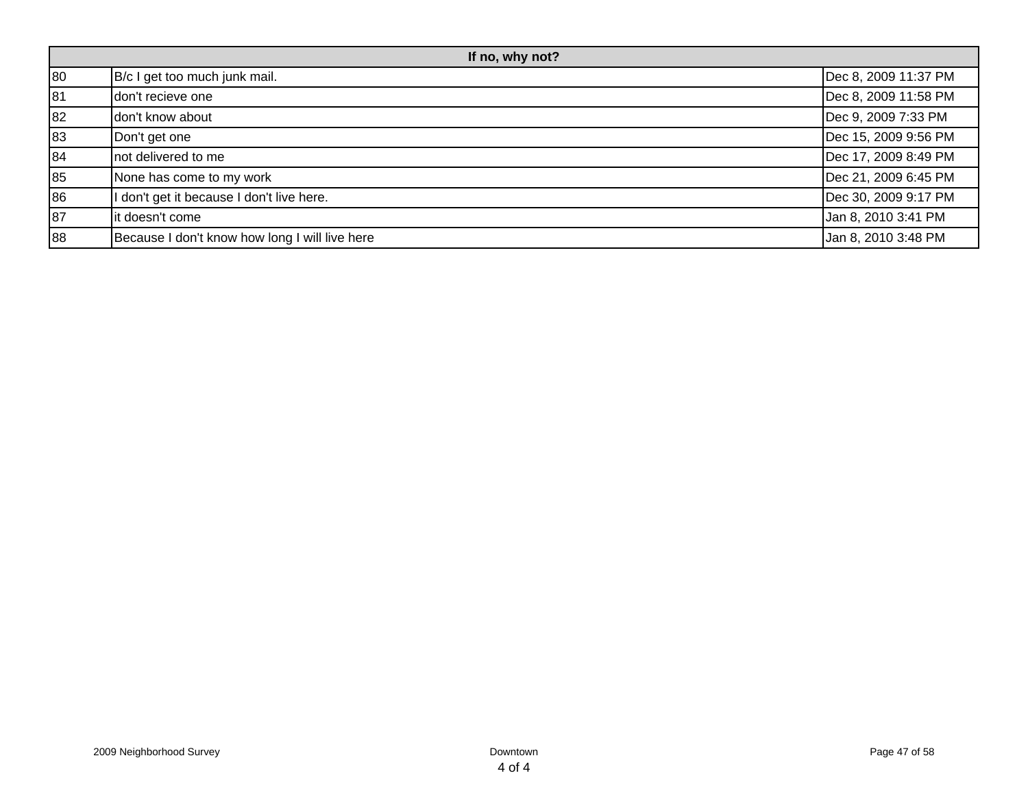| If no, why not? | | |
|---|---|---|
| 80 | B/c I get too much junk mail. | Dec 8, 2009 11:37 PM |
| 81 | don't recieve one | Dec 8, 2009 11:58 PM |
| 82 | don't know about | Dec 9, 2009 7:33 PM |
| 83 | Don't get one | Dec 15, 2009 9:56 PM |
| 84 | not delivered to me | Dec 17, 2009 8:49 PM |
| 85 | None has come to my work | Dec 21, 2009 6:45 PM |
| 86 | I don't get it because I don't live here. | Dec 30, 2009 9:17 PM |
| 87 | it doesn't come | Jan 8, 2010 3:41 PM |
| 88 | Because I don't know how long I will live here | Jan 8, 2010 3:48 PM |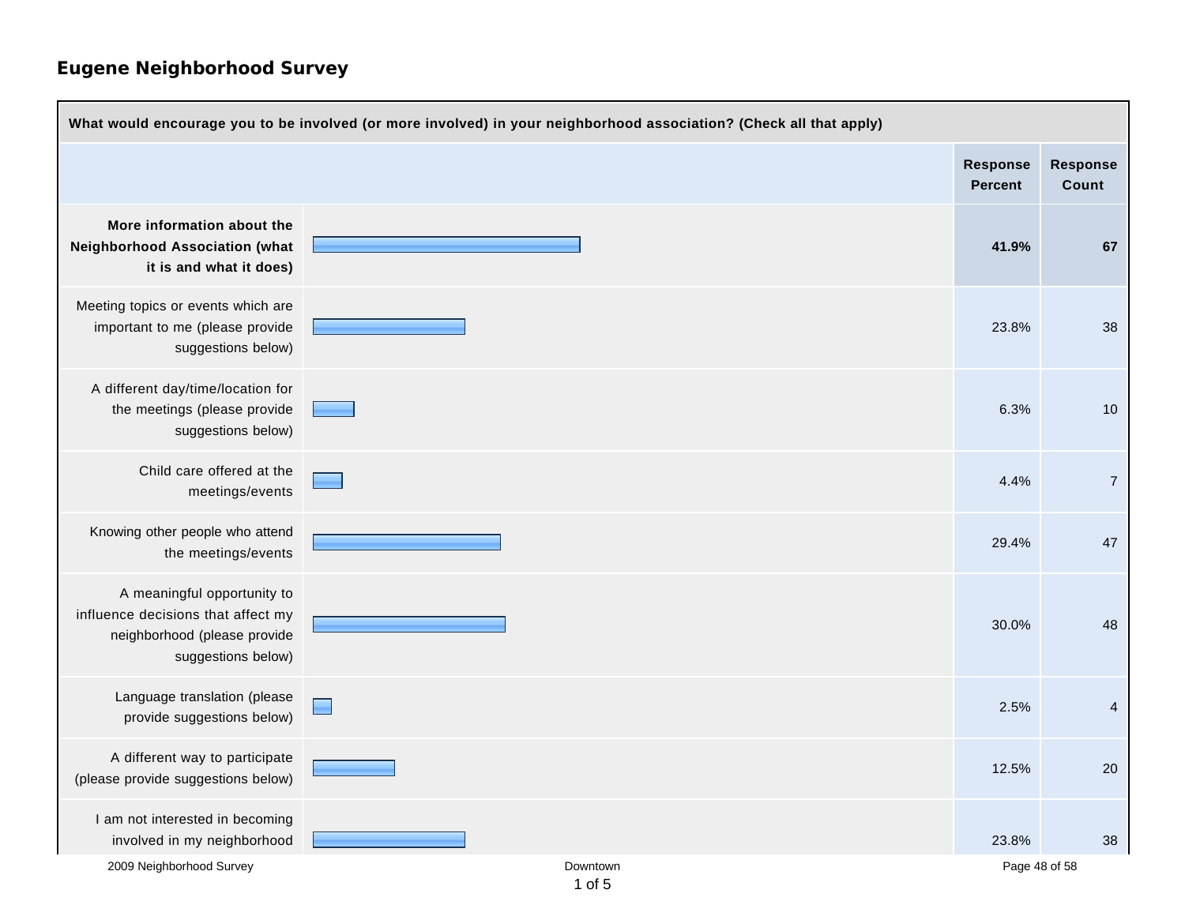## Eugene Neighborhood Survey

| What would encourage you to be involved (or more involved) in your neighborhood association? (Check all that apply) | Response Percent | Response Count |
|---|---|---|
| **More information about the Neighborhood Association (what it is and what it does)** | **41.9%** | **67** |
| Meeting topics or events which are important to me (please provide suggestions below) | 23.8% | 38 |
| A different day/time/location for the meetings (please provide suggestions below) | 6.3% | 10 |
| Child care offered at the meetings/events | 4.4% | 7 |
| Knowing other people who attend the meetings/events | 29.4% | 47 |
| A meaningful opportunity to influence decisions that affect my neighborhood (please provide suggestions below) | 30.0% | 48 |
| Language translation (please provide suggestions below) | 2.5% | 4 |
| A different way to participate (please provide suggestions below) | 12.5% | 20 |
| I am not interested in becoming involved in my neighborhood | 23.8% | 38 |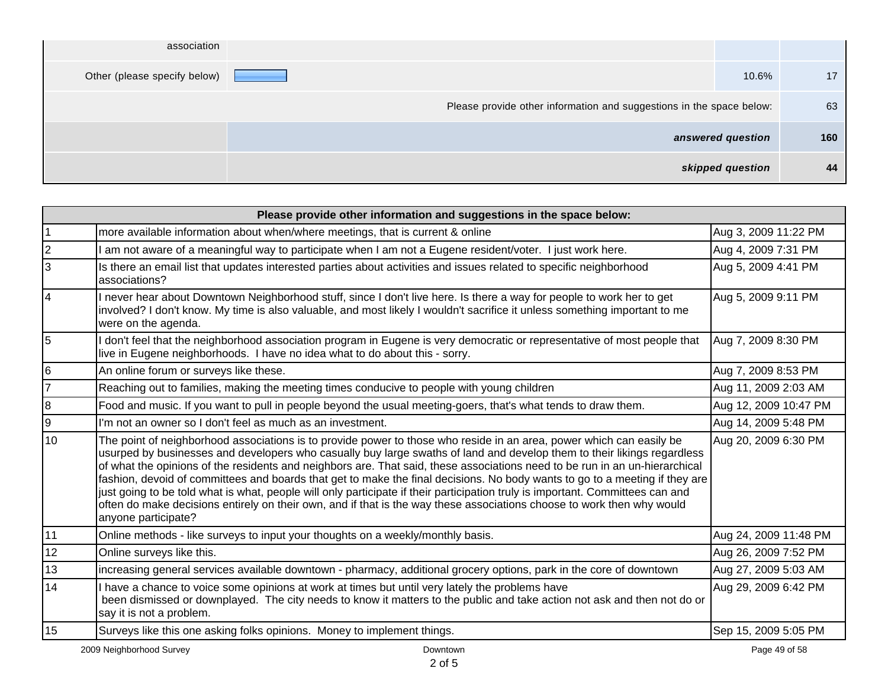| | | | |
|---|---|---|---|
| association | | | |
| Other (please specify below) | | 10.6% | 17 |
| | Please provide other information and suggestions in the space below: | | 63 |
| | ***answered question*** | | **160** |
| | ***skipped question*** | | **44** |

| Please provide other information and suggestions in the space below: | | |
|---|---|---|
| 1 | more available information about when/where meetings, that is current & online | Aug 3, 2009 11:22 PM |
| 2 | I am not aware of a meaningful way to participate when I am not a Eugene resident/voter. I just work here. | Aug 4, 2009 7:31 PM |
| 3 | Is there an email list that updates interested parties about activities and issues related to specific neighborhood associations? | Aug 5, 2009 4:41 PM |
| 4 | I never hear about Downtown Neighborhood stuff, since I don't live here. Is there a way for people to work her to get involved? I don't know. My time is also valuable, and most likely I wouldn't sacrifice it unless something important to me were on the agenda. | Aug 5, 2009 9:11 PM |
| 5 | I don't feel that the neighborhood association program in Eugene is very democratic or representative of most people that live in Eugene neighborhoods. I have no idea what to do about this - sorry. | Aug 7, 2009 8:30 PM |
| 6 | An online forum or surveys like these. | Aug 7, 2009 8:53 PM |
| 7 | Reaching out to families, making the meeting times conducive to people with young children | Aug 11, 2009 2:03 AM |
| 8 | Food and music. If you want to pull in people beyond the usual meeting-goers, that's what tends to draw them. | Aug 12, 2009 10:47 PM |
| 9 | I'm not an owner so I don't feel as much as an investment. | Aug 14, 2009 5:48 PM |
| 10 | The point of neighborhood associations is to provide power to those who reside in an area, power which can easily be usurped by businesses and developers who casually buy large swaths of land and develop them to their likings regardless of what the opinions of the residents and neighbors are. That said, these associations need to be run in an un-hierarchical fashion, devoid of committees and boards that get to make the final decisions. No body wants to go to a meeting if they are just going to be told what is what, people will only participate if their participation truly is important. Committees can and often do make decisions entirely on their own, and if that is the way these associations choose to work then why would anyone participate? | Aug 20, 2009 6:30 PM |
| 11 | Online methods - like surveys to input your thoughts on a weekly/monthly basis. | Aug 24, 2009 11:48 PM |
| 12 | Online surveys like this. | Aug 26, 2009 7:52 PM |
| 13 | increasing general services available downtown - pharmacy, additional grocery options, park in the core of downtown | Aug 27, 2009 5:03 AM |
| 14 | I have a chance to voice some opinions at work at times but until very lately the problems have been dismissed or downplayed. The city needs to know it matters to the public and take action not ask and then not do or say it is not a problem. | Aug 29, 2009 6:42 PM |
| 15 | Surveys like this one asking folks opinions. Money to implement things. | Sep 15, 2009 5:05 PM |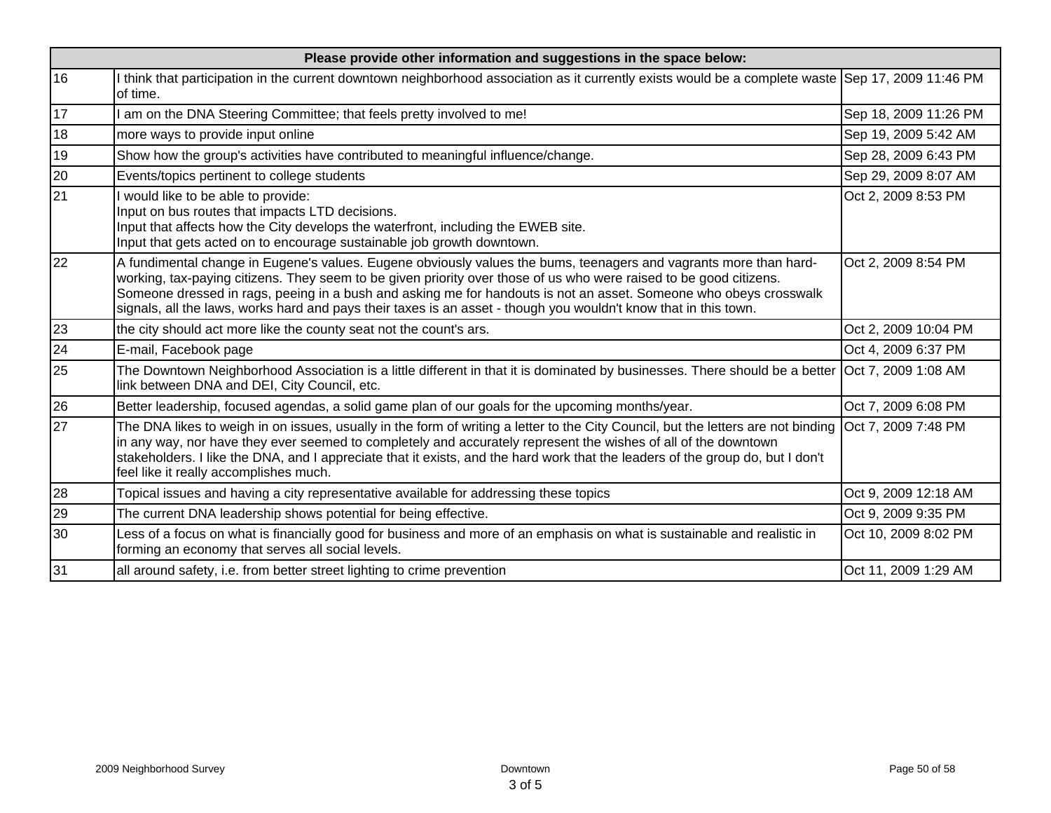| Please provide other information and suggestions in the space below: | | |
|---|---|---|
| 16 | I think that participation in the current downtown neighborhood association as it currently exists would be a complete waste of time. | Sep 17, 2009 11:46 PM |
| 17 | I am on the DNA Steering Committee; that feels pretty involved to me! | Sep 18, 2009 11:26 PM |
| 18 | more ways to provide input online | Sep 19, 2009 5:42 AM |
| 19 | Show how the group's activities have contributed to meaningful influence/change. | Sep 28, 2009 6:43 PM |
| 20 | Events/topics pertinent to college students | Sep 29, 2009 8:07 AM |
| 21 | I would like to be able to provide:<br>Input on bus routes that impacts LTD decisions.<br>Input that affects how the City develops the waterfront, including the EWEB site.<br>Input that gets acted on to encourage sustainable job growth downtown. | Oct 2, 2009 8:53 PM |
| 22 | A fundimental change in Eugene's values. Eugene obviously values the bums, teenagers and vagrants more than hard-working, tax-paying citizens. They seem to be given priority over those of us who were raised to be good citizens. Someone dressed in rags, peeing in a bush and asking me for handouts is not an asset. Someone who obeys crosswalk signals, all the laws, works hard and pays their taxes is an asset - though you wouldn't know that in this town. | Oct 2, 2009 8:54 PM |
| 23 | the city should act more like the county seat not the count's ars. | Oct 2, 2009 10:04 PM |
| 24 | E-mail, Facebook page | Oct 4, 2009 6:37 PM |
| 25 | The Downtown Neighborhood Association is a little different in that it is dominated by businesses. There should be a better link between DNA and DEI, City Council, etc. | Oct 7, 2009 1:08 AM |
| 26 | Better leadership, focused agendas, a solid game plan of our goals for the upcoming months/year. | Oct 7, 2009 6:08 PM |
| 27 | The DNA likes to weigh in on issues, usually in the form of writing a letter to the City Council, but the letters are not binding in any way, nor have they ever seemed to completely and accurately represent the wishes of all of the downtown stakeholders. I like the DNA, and I appreciate that it exists, and the hard work that the leaders of the group do, but I don't feel like it really accomplishes much. | Oct 7, 2009 7:48 PM |
| 28 | Topical issues and having a city representative available for addressing these topics | Oct 9, 2009 12:18 AM |
| 29 | The current DNA leadership shows potential for being effective. | Oct 9, 2009 9:35 PM |
| 30 | Less of a focus on what is financially good for business and more of an emphasis on what is sustainable and realistic in forming an economy that serves all social levels. | Oct 10, 2009 8:02 PM |
| 31 | all around safety, i.e. from better street lighting to crime prevention | Oct 11, 2009 1:29 AM |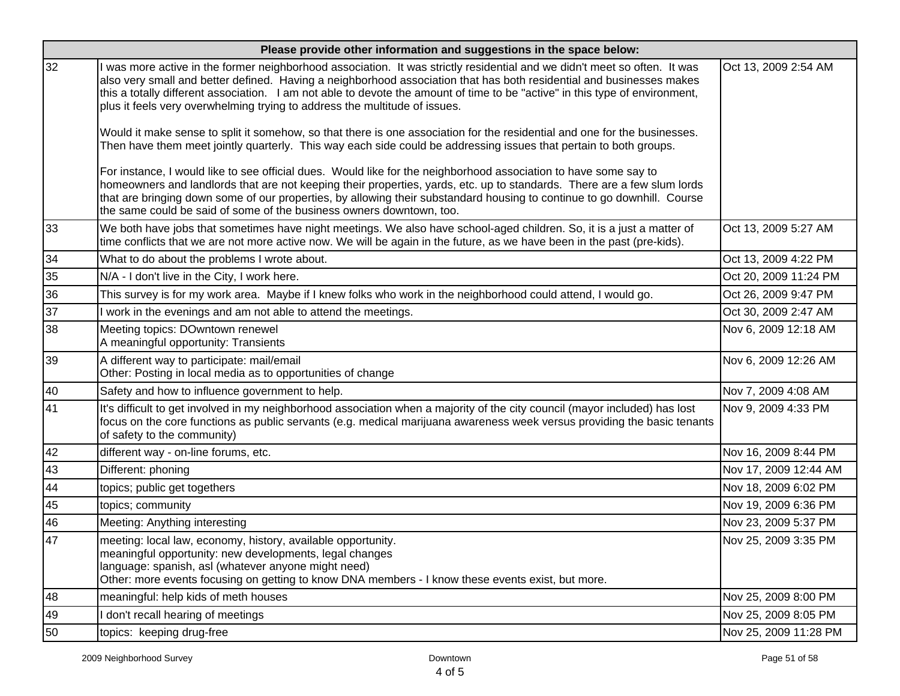| Please provide other information and suggestions in the space below: | | |
|---|---|---|
| 32 | I was more active in the former neighborhood association. It was strictly residential and we didn't meet so often. It was also very small and better defined. Having a neighborhood association that has both residential and businesses makes this a totally different association. I am not able to devote the amount of time to be "active" in this type of environment, plus it feels very overwhelming trying to address the multitude of issues.<br><br>Would it make sense to split it somehow, so that there is one association for the residential and one for the businesses. Then have them meet jointly quarterly. This way each side could be addressing issues that pertain to both groups.<br><br>For instance, I would like to see official dues. Would like for the neighborhood association to have some say to homeowners and landlords that are not keeping their properties, yards, etc. up to standards. There are a few slum lords that are bringing down some of our properties, by allowing their substandard housing to continue to go downhill. Course the same could be said of some of the business owners downtown, too. | Oct 13, 2009 2:54 AM |
| 33 | We both have jobs that sometimes have night meetings. We also have school-aged children. So, it is a just a matter of time conflicts that we are not more active now. We will be again in the future, as we have been in the past (pre-kids). | Oct 13, 2009 5:27 AM |
| 34 | What to do about the problems I wrote about. | Oct 13, 2009 4:22 PM |
| 35 | N/A - I don't live in the City, I work here. | Oct 20, 2009 11:24 PM |
| 36 | This survey is for my work area. Maybe if I knew folks who work in the neighborhood could attend, I would go. | Oct 26, 2009 9:47 PM |
| 37 | I work in the evenings and am not able to attend the meetings. | Oct 30, 2009 2:47 AM |
| 38 | Meeting topics: DOwntown renewel<br>A meaningful opportunity: Transients | Nov 6, 2009 12:18 AM |
| 39 | A different way to participate: mail/email<br>Other: Posting in local media as to opportunities of change | Nov 6, 2009 12:26 AM |
| 40 | Safety and how to influence government to help. | Nov 7, 2009 4:08 AM |
| 41 | It's difficult to get involved in my neighborhood association when a majority of the city council (mayor included) has lost focus on the core functions as public servants (e.g. medical marijuana awareness week versus providing the basic tenants of safety to the community) | Nov 9, 2009 4:33 PM |
| 42 | different way - on-line forums, etc. | Nov 16, 2009 8:44 PM |
| 43 | Different: phoning | Nov 17, 2009 12:44 AM |
| 44 | topics; public get togethers | Nov 18, 2009 6:02 PM |
| 45 | topics; community | Nov 19, 2009 6:36 PM |
| 46 | Meeting: Anything interesting | Nov 23, 2009 5:37 PM |
| 47 | meeting: local law, economy, history, available opportunity.<br>meaningful opportunity: new developments, legal changes<br>language: spanish, asl (whatever anyone might need)<br>Other: more events focusing on getting to know DNA members - I know these events exist, but more. | Nov 25, 2009 3:35 PM |
| 48 | meaningful: help kids of meth houses | Nov 25, 2009 8:00 PM |
| 49 | I don't recall hearing of meetings | Nov 25, 2009 8:05 PM |
| 50 | topics: keeping drug-free | Nov 25, 2009 11:28 PM |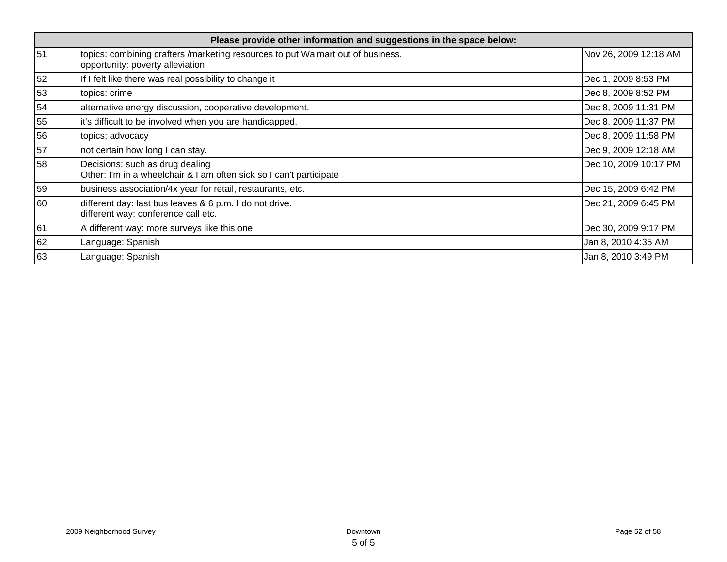| Please provide other information and suggestions in the space below: | | |
|---|---|---|
| 51 | topics: combining crafters /marketing resources to put Walmart out of business.<br>opportunity: poverty alleviation | Nov 26, 2009 12:18 AM |
| 52 | If I felt like there was real possibility to change it | Dec 1, 2009 8:53 PM |
| 53 | topics: crime | Dec 8, 2009 8:52 PM |
| 54 | alternative energy discussion, cooperative development. | Dec 8, 2009 11:31 PM |
| 55 | it's difficult to be involved when you are handicapped. | Dec 8, 2009 11:37 PM |
| 56 | topics; advocacy | Dec 8, 2009 11:58 PM |
| 57 | not certain how long I can stay. | Dec 9, 2009 12:18 AM |
| 58 | Decisions: such as drug dealing<br>Other: I'm in a wheelchair & I am often sick so I can't participate | Dec 10, 2009 10:17 PM |
| 59 | business association/4x year for retail, restaurants, etc. | Dec 15, 2009 6:42 PM |
| 60 | different day: last bus leaves & 6 p.m. I do not drive.<br>different way: conference call etc. | Dec 21, 2009 6:45 PM |
| 61 | A different way: more surveys like this one | Dec 30, 2009 9:17 PM |
| 62 | Language: Spanish | Jan 8, 2010 4:35 AM |
| 63 | Language: Spanish | Jan 8, 2010 3:49 PM |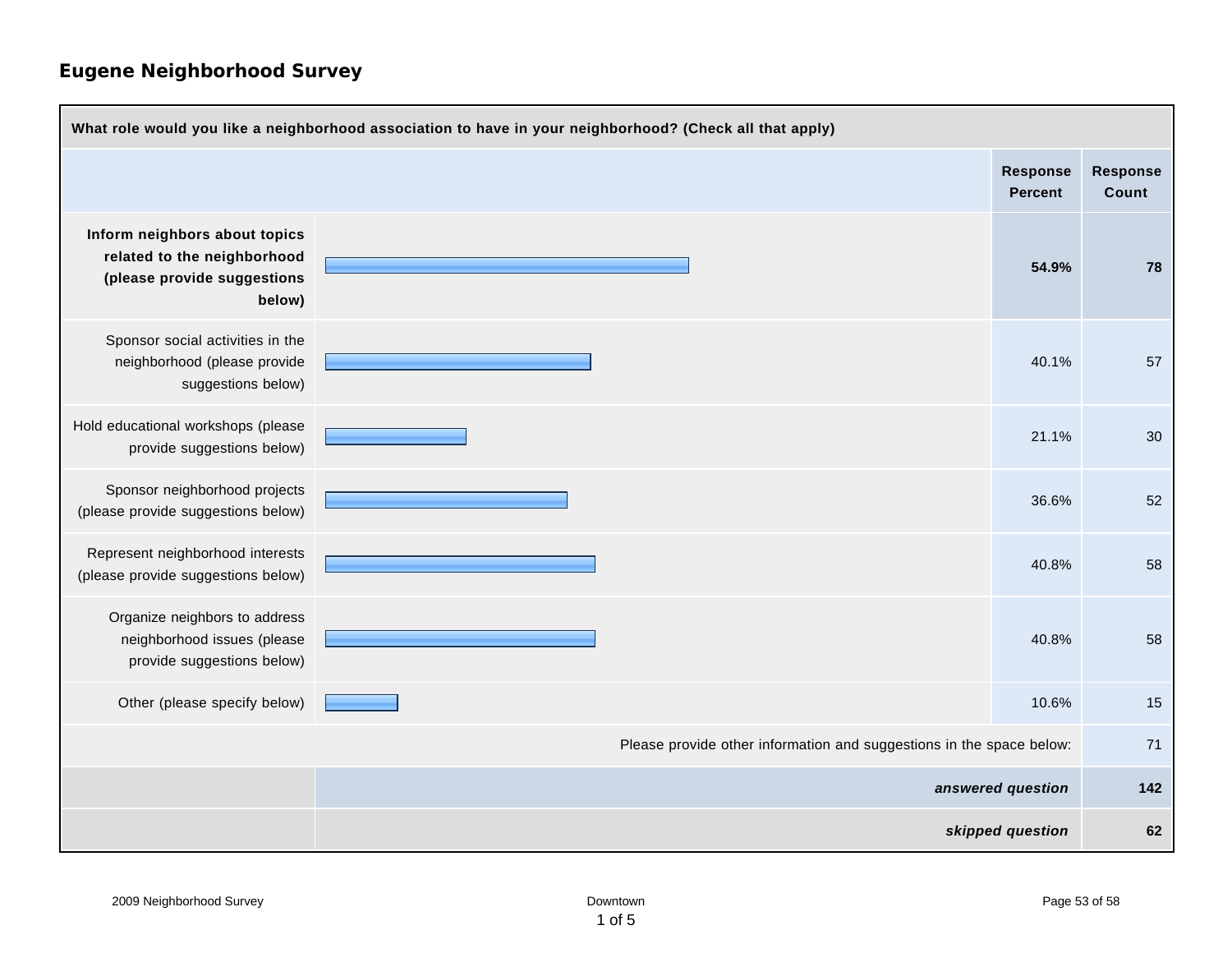## Eugene Neighborhood Survey

**What role would you like a neighborhood association to have in your neighborhood? (Check all that apply)**

| | Response Percent | Response Count |
|---|---|---|
| **Inform neighbors about topics related to the neighborhood (please provide suggestions below)** | **54.9%** | **78** |
| Sponsor social activities in the neighborhood (please provide suggestions below) | 40.1% | 57 |
| Hold educational workshops (please provide suggestions below) | 21.1% | 30 |
| Sponsor neighborhood projects (please provide suggestions below) | 36.6% | 52 |
| Represent neighborhood interests (please provide suggestions below) | 40.8% | 58 |
| Organize neighbors to address neighborhood issues (please provide suggestions below) | 40.8% | 58 |
| Other (please specify below) | 10.6% | 15 |
| Please provide other information and suggestions in the space below: | | 71 |
| | ***answered question*** | **142** |
| | ***skipped question*** | **62** |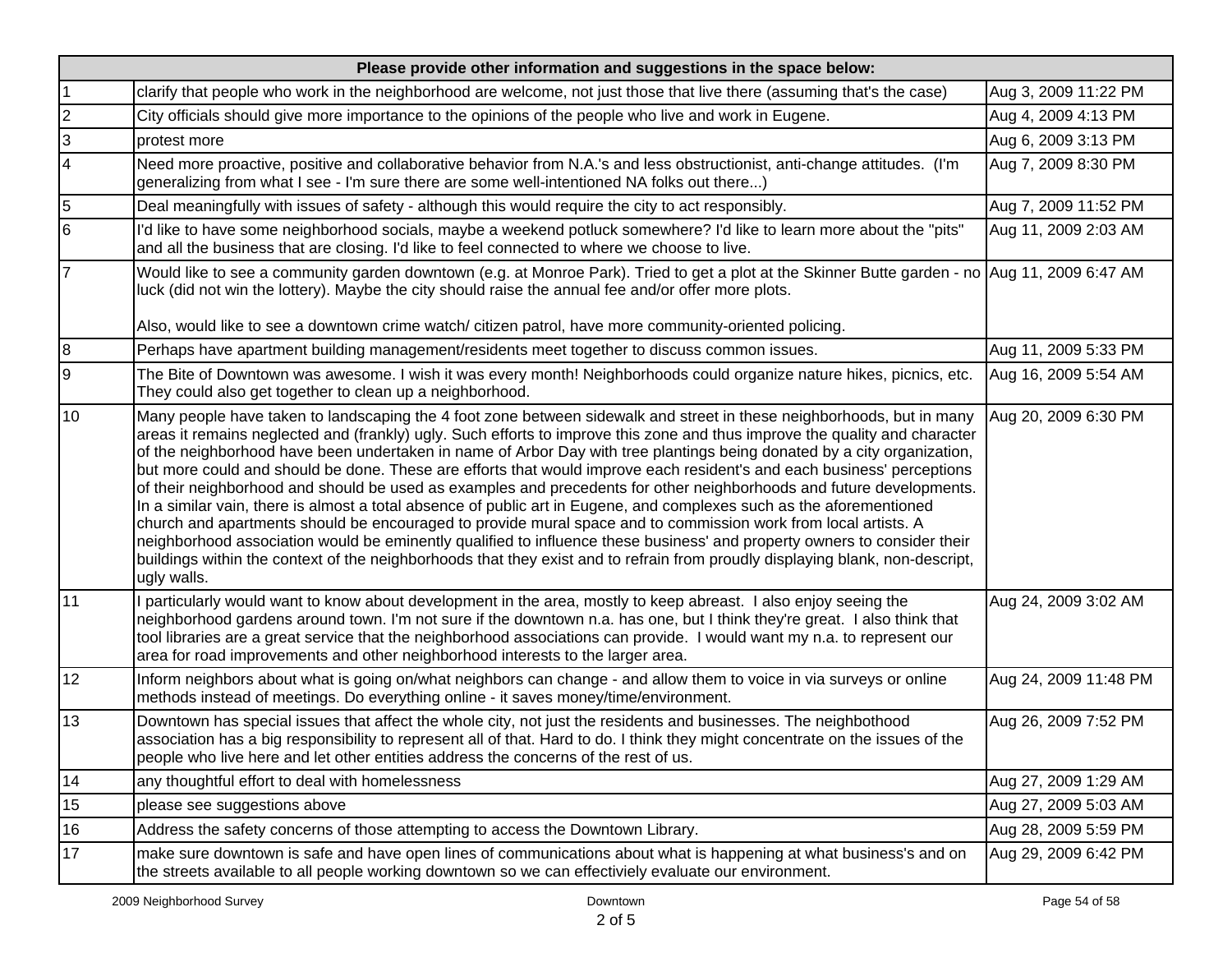| | Please provide other information and suggestions in the space below: | |
|---|---|---|
| 1 | clarify that people who work in the neighborhood are welcome, not just those that live there (assuming that's the case) | Aug 3, 2009 11:22 PM |
| 2 | City officials should give more importance to the opinions of the people who live and work in Eugene. | Aug 4, 2009 4:13 PM |
| 3 | protest more | Aug 6, 2009 3:13 PM |
| 4 | Need more proactive, positive and collaborative behavior from N.A.'s and less obstructionist, anti-change attitudes. (I'm generalizing from what I see - I'm sure there are some well-intentioned NA folks out there...) | Aug 7, 2009 8:30 PM |
| 5 | Deal meaningfully with issues of safety - although this would require the city to act responsibly. | Aug 7, 2009 11:52 PM |
| 6 | I'd like to have some neighborhood socials, maybe a weekend potluck somewhere? I'd like to learn more about the "pits" and all the business that are closing. I'd like to feel connected to where we choose to live. | Aug 11, 2009 2:03 AM |
| 7 | Would like to see a community garden downtown (e.g. at Monroe Park). Tried to get a plot at the Skinner Butte garden - no luck (did not win the lottery). Maybe the city should raise the annual fee and/or offer more plots.<br><br>Also, would like to see a downtown crime watch/ citizen patrol, have more community-oriented policing. | Aug 11, 2009 6:47 AM |
| 8 | Perhaps have apartment building management/residents meet together to discuss common issues. | Aug 11, 2009 5:33 PM |
| 9 | The Bite of Downtown was awesome. I wish it was every month! Neighborhoods could organize nature hikes, picnics, etc. They could also get together to clean up a neighborhood. | Aug 16, 2009 5:54 AM |
| 10 | Many people have taken to landscaping the 4 foot zone between sidewalk and street in these neighborhoods, but in many areas it remains neglected and (frankly) ugly. Such efforts to improve this zone and thus improve the quality and character of the neighborhood have been undertaken in name of Arbor Day with tree plantings being donated by a city organization, but more could and should be done. These are efforts that would improve each resident's and each business' perceptions of their neighborhood and should be used as examples and precedents for other neighborhoods and future developments. In a similar vain, there is almost a total absence of public art in Eugene, and complexes such as the aforementioned church and apartments should be encouraged to provide mural space and to commission work from local artists. A neighborhood association would be eminently qualified to influence these business' and property owners to consider their buildings within the context of the neighborhoods that they exist and to refrain from proudly displaying blank, non-descript, ugly walls. | Aug 20, 2009 6:30 PM |
| 11 | I particularly would want to know about development in the area, mostly to keep abreast. I also enjoy seeing the neighborhood gardens around town. I'm not sure if the downtown n.a. has one, but I think they're great. I also think that tool libraries are a great service that the neighborhood associations can provide. I would want my n.a. to represent our area for road improvements and other neighborhood interests to the larger area. | Aug 24, 2009 3:02 AM |
| 12 | Inform neighbors about what is going on/what neighbors can change - and allow them to voice in via surveys or online methods instead of meetings. Do everything online - it saves money/time/environment. | Aug 24, 2009 11:48 PM |
| 13 | Downtown has special issues that affect the whole city, not just the residents and businesses. The neighbothood association has a big responsibility to represent all of that. Hard to do. I think they might concentrate on the issues of the people who live here and let other entities address the concerns of the rest of us. | Aug 26, 2009 7:52 PM |
| 14 | any thoughtful effort to deal with homelessness | Aug 27, 2009 1:29 AM |
| 15 | please see suggestions above | Aug 27, 2009 5:03 AM |
| 16 | Address the safety concerns of those attempting to access the Downtown Library. | Aug 28, 2009 5:59 PM |
| 17 | make sure downtown is safe and have open lines of communications about what is happening at what business's and on the streets available to all people working downtown so we can effectiviely evaluate our environment. | Aug 29, 2009 6:42 PM |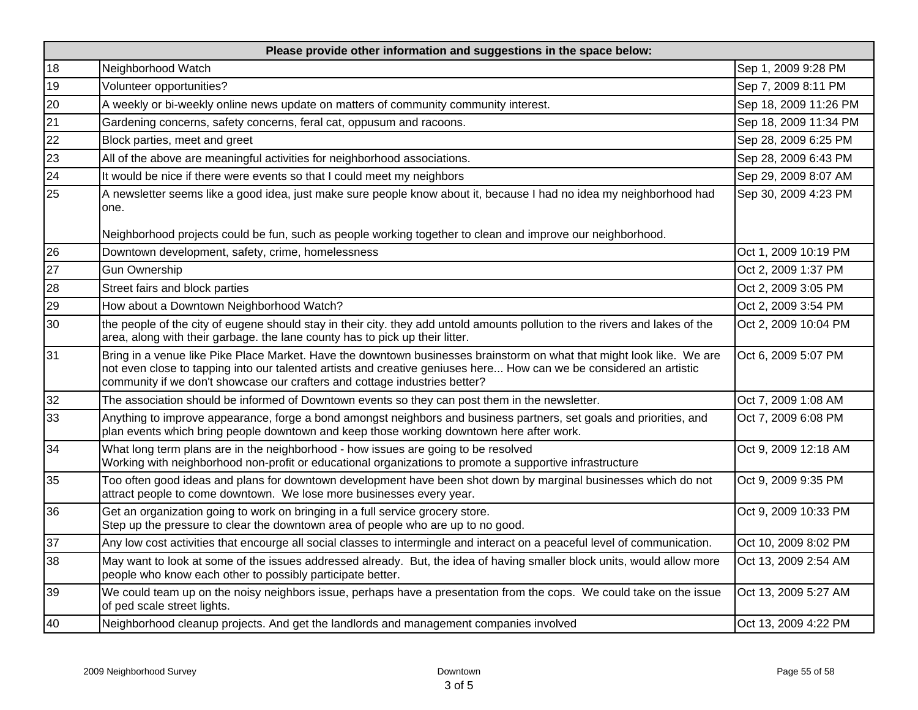| Please provide other information and suggestions in the space below: | | |
|---|---|---|
| 18 | Neighborhood Watch | Sep 1, 2009 9:28 PM |
| 19 | Volunteer opportunities? | Sep 7, 2009 8:11 PM |
| 20 | A weekly or bi-weekly online news update on matters of community community interest. | Sep 18, 2009 11:26 PM |
| 21 | Gardening concerns, safety concerns, feral cat, oppusum and racoons. | Sep 18, 2009 11:34 PM |
| 22 | Block parties, meet and greet | Sep 28, 2009 6:25 PM |
| 23 | All of the above are meaningful activities for neighborhood associations. | Sep 28, 2009 6:43 PM |
| 24 | It would be nice if there were events so that I could meet my neighbors | Sep 29, 2009 8:07 AM |
| 25 | A newsletter seems like a good idea, just make sure people know about it, because I had no idea my neighborhood had one.<br><br>Neighborhood projects could be fun, such as people working together to clean and improve our neighborhood. | Sep 30, 2009 4:23 PM |
| 26 | Downtown development, safety, crime, homelessness | Oct 1, 2009 10:19 PM |
| 27 | Gun Ownership | Oct 2, 2009 1:37 PM |
| 28 | Street fairs and block parties | Oct 2, 2009 3:05 PM |
| 29 | How about a Downtown Neighborhood Watch? | Oct 2, 2009 3:54 PM |
| 30 | the people of the city of eugene should stay in their city. they add untold amounts pollution to the rivers and lakes of the area, along with their garbage. the lane county has to pick up their litter. | Oct 2, 2009 10:04 PM |
| 31 | Bring in a venue like Pike Place Market. Have the downtown businesses brainstorm on what that might look like. We are not even close to tapping into our talented artists and creative geniuses here... How can we be considered an artistic community if we don't showcase our crafters and cottage industries better? | Oct 6, 2009 5:07 PM |
| 32 | The association should be informed of Downtown events so they can post them in the newsletter. | Oct 7, 2009 1:08 AM |
| 33 | Anything to improve appearance, forge a bond amongst neighbors and business partners, set goals and priorities, and plan events which bring people downtown and keep those working downtown here after work. | Oct 7, 2009 6:08 PM |
| 34 | What long term plans are in the neighborhood - how issues are going to be resolved<br>Working with neighborhood non-profit or educational organizations to promote a supportive infrastructure | Oct 9, 2009 12:18 AM |
| 35 | Too often good ideas and plans for downtown development have been shot down by marginal businesses which do not attract people to come downtown. We lose more businesses every year. | Oct 9, 2009 9:35 PM |
| 36 | Get an organization going to work on bringing in a full service grocery store.<br>Step up the pressure to clear the downtown area of people who are up to no good. | Oct 9, 2009 10:33 PM |
| 37 | Any low cost activities that encourge all social classes to intermingle and interact on a peaceful level of communication. | Oct 10, 2009 8:02 PM |
| 38 | May want to look at some of the issues addressed already. But, the idea of having smaller block units, would allow more people who know each other to possibly participate better. | Oct 13, 2009 2:54 AM |
| 39 | We could team up on the noisy neighbors issue, perhaps have a presentation from the cops. We could take on the issue of ped scale street lights. | Oct 13, 2009 5:27 AM |
| 40 | Neighborhood cleanup projects. And get the landlords and management companies involved | Oct 13, 2009 4:22 PM |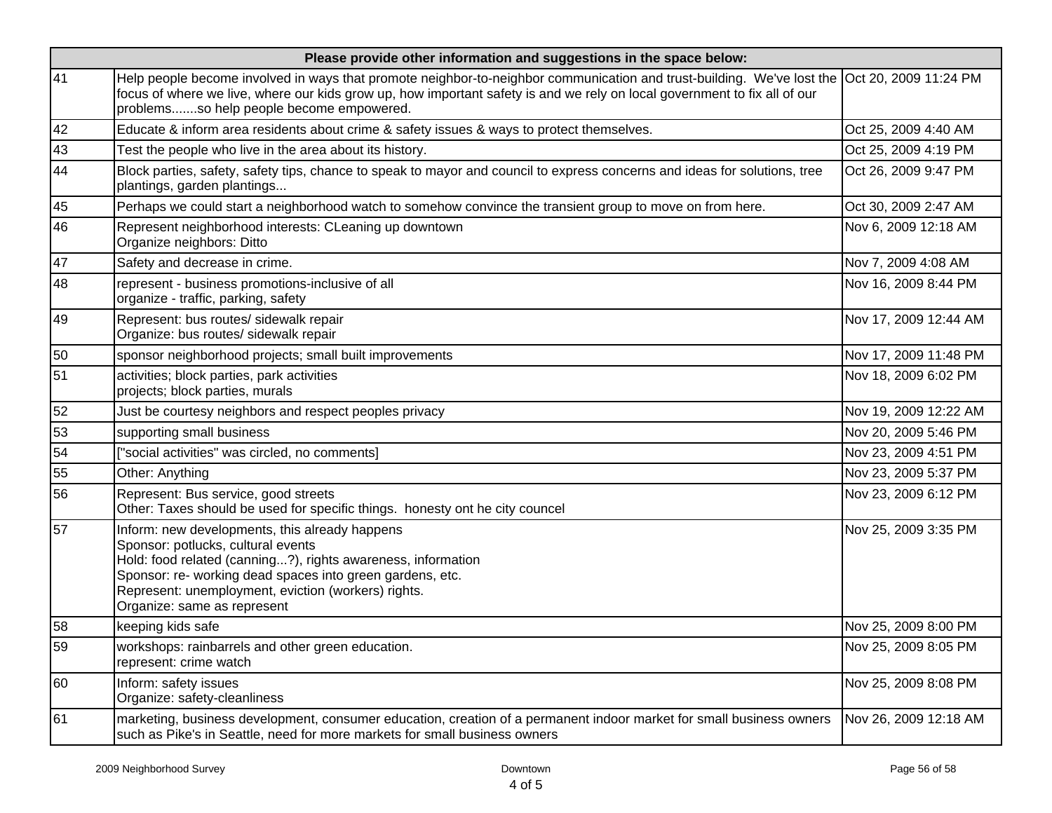| Please provide other information and suggestions in the space below: | | |
|---|---|---|
| 41 | Help people become involved in ways that promote neighbor-to-neighbor communication and trust-building. We've lost the focus of where we live, where our kids grow up, how important safety is and we rely on local government to fix all of our problems.......so help people become empowered. | Oct 20, 2009 11:24 PM |
| 42 | Educate & inform area residents about crime & safety issues & ways to protect themselves. | Oct 25, 2009 4:40 AM |
| 43 | Test the people who live in the area about its history. | Oct 25, 2009 4:19 PM |
| 44 | Block parties, safety, safety tips, chance to speak to mayor and council to express concerns and ideas for solutions, tree plantings, garden plantings... | Oct 26, 2009 9:47 PM |
| 45 | Perhaps we could start a neighborhood watch to somehow convince the transient group to move on from here. | Oct 30, 2009 2:47 AM |
| 46 | Represent neighborhood interests: CLeaning up downtown<br>Organize neighbors: Ditto | Nov 6, 2009 12:18 AM |
| 47 | Safety and decrease in crime. | Nov 7, 2009 4:08 AM |
| 48 | represent - business promotions-inclusive of all<br>organize - traffic, parking, safety | Nov 16, 2009 8:44 PM |
| 49 | Represent: bus routes/ sidewalk repair<br>Organize: bus routes/ sidewalk repair | Nov 17, 2009 12:44 AM |
| 50 | sponsor neighborhood projects; small built improvements | Nov 17, 2009 11:48 PM |
| 51 | activities; block parties, park activities<br>projects; block parties, murals | Nov 18, 2009 6:02 PM |
| 52 | Just be courtesy neighbors and respect peoples privacy | Nov 19, 2009 12:22 AM |
| 53 | supporting small business | Nov 20, 2009 5:46 PM |
| 54 | ["social activities" was circled, no comments] | Nov 23, 2009 4:51 PM |
| 55 | Other: Anything | Nov 23, 2009 5:37 PM |
| 56 | Represent: Bus service, good streets<br>Other: Taxes should be used for specific things. honesty ont he city councel | Nov 23, 2009 6:12 PM |
| 57 | Inform: new developments, this already happens<br>Sponsor: potlucks, cultural events<br>Hold: food related (canning...?), rights awareness, information<br>Sponsor: re- working dead spaces into green gardens, etc.<br>Represent: unemployment, eviction (workers) rights.<br>Organize: same as represent | Nov 25, 2009 3:35 PM |
| 58 | keeping kids safe | Nov 25, 2009 8:00 PM |
| 59 | workshops: rainbarrels and other green education.<br>represent: crime watch | Nov 25, 2009 8:05 PM |
| 60 | Inform: safety issues<br>Organize: safety-cleanliness | Nov 25, 2009 8:08 PM |
| 61 | marketing, business development, consumer education, creation of a permanent indoor market for small business owners such as Pike's in Seattle, need for more markets for small business owners | Nov 26, 2009 12:18 AM |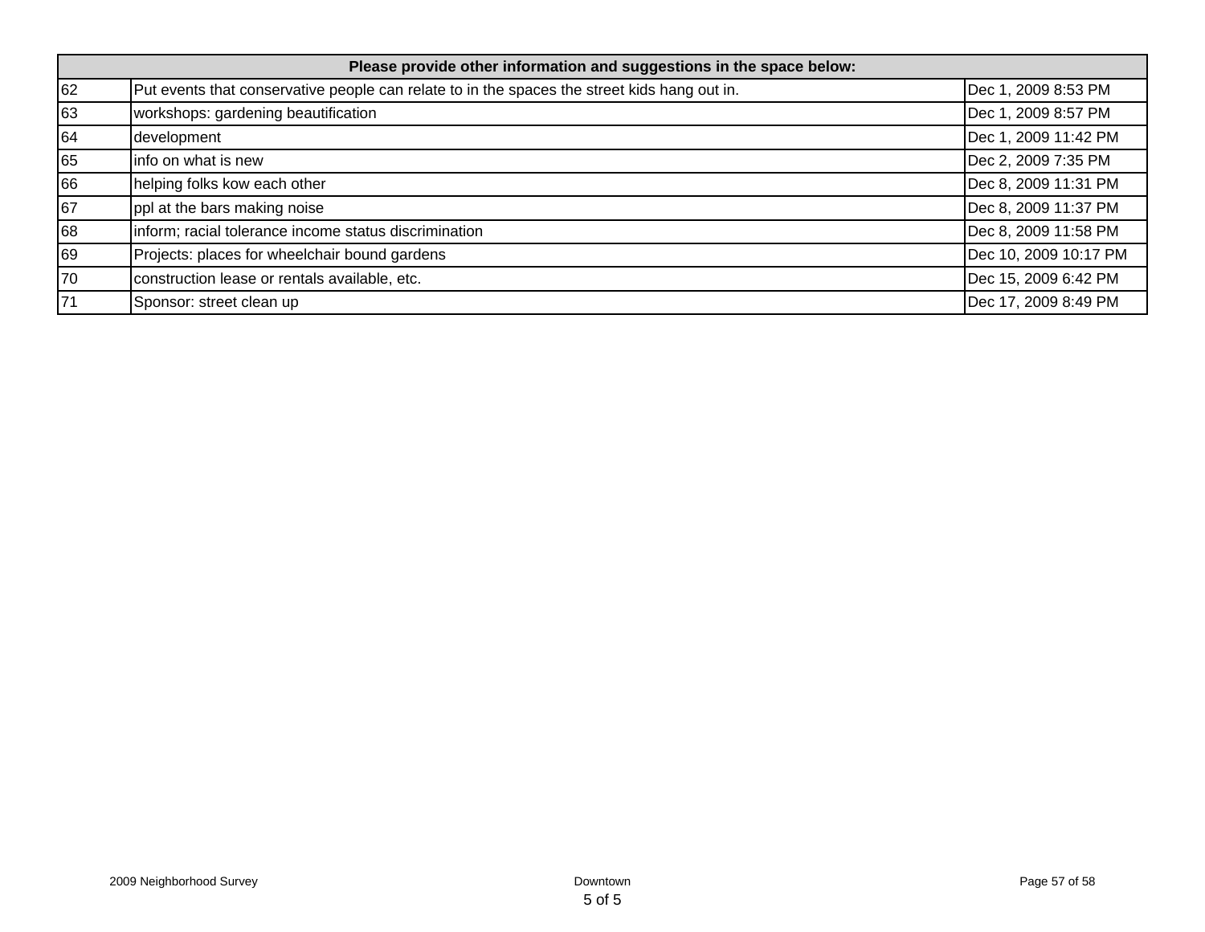| Please provide other information and suggestions in the space below: | | |
|---|---|---|
| 62 | Put events that conservative people can relate to in the spaces the street kids hang out in. | Dec 1, 2009 8:53 PM |
| 63 | workshops: gardening beautification | Dec 1, 2009 8:57 PM |
| 64 | development | Dec 1, 2009 11:42 PM |
| 65 | info on what is new | Dec 2, 2009 7:35 PM |
| 66 | helping folks kow each other | Dec 8, 2009 11:31 PM |
| 67 | ppl at the bars making noise | Dec 8, 2009 11:37 PM |
| 68 | inform; racial tolerance income status discrimination | Dec 8, 2009 11:58 PM |
| 69 | Projects: places for wheelchair bound gardens | Dec 10, 2009 10:17 PM |
| 70 | construction lease or rentals available, etc. | Dec 15, 2009 6:42 PM |
| 71 | Sponsor: street clean up | Dec 17, 2009 8:49 PM |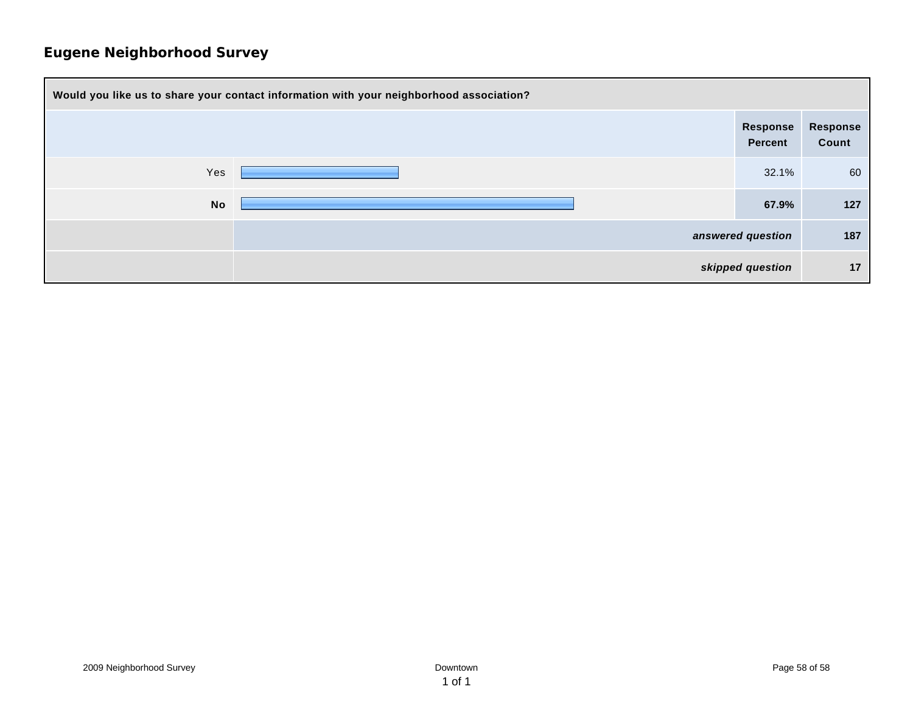# Eugene Neighborhood Survey

| Would you like us to share your contact information with your neighborhood association? | | Response Percent | Response Count |
|---|---|---|---|
| Yes | | 32.1% | 60 |
| **No** | | **67.9%** | **127** |
| | | ***answered question*** | **187** |
| | | ***skipped question*** | **17** |